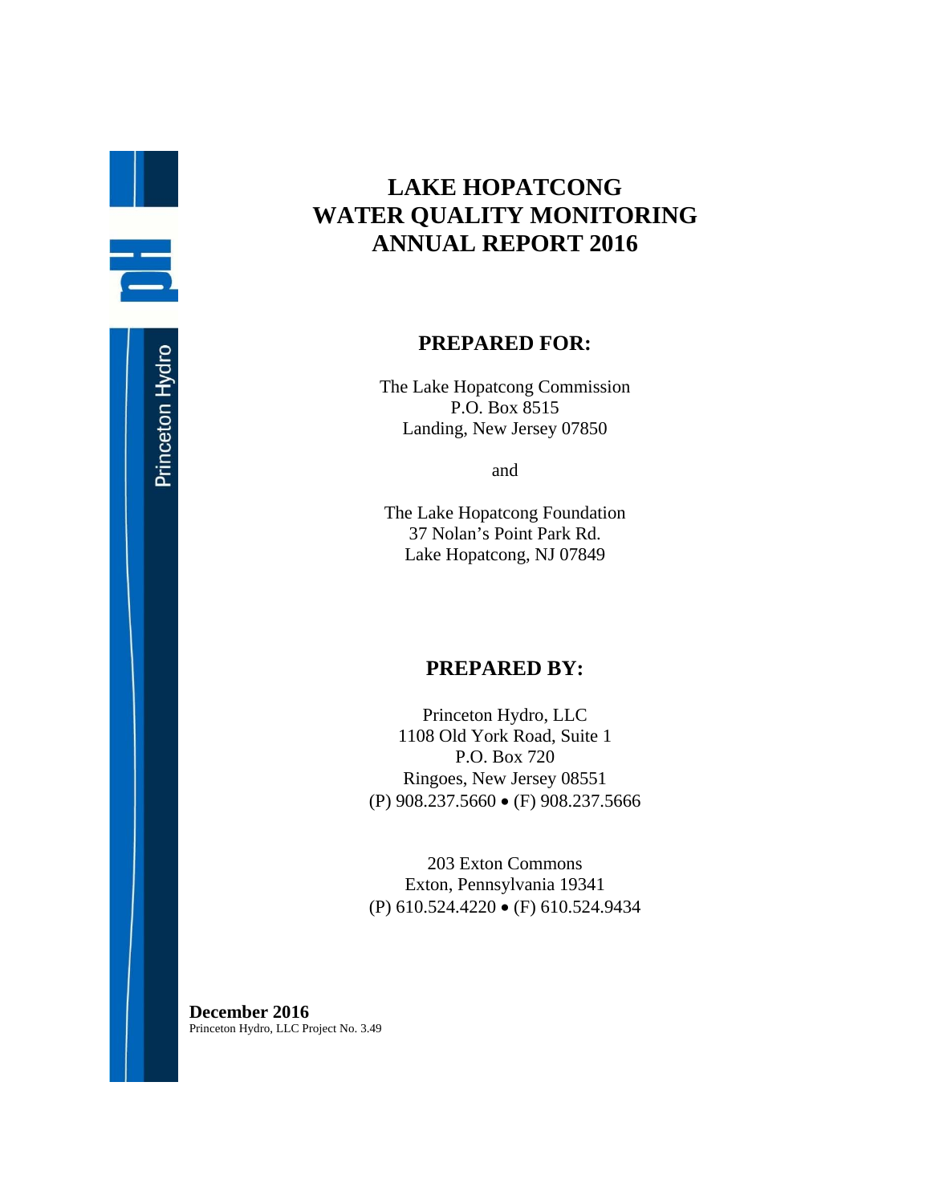# LAKE HOPATCONG WATER QUALITY MONITORING ANNUAL REPORT 2016

## PREPARED FOR:

The Lake Hopatcong Commission
P.O. Box 8515
Landing, New Jersey 07850

and

The Lake Hopatcong Foundation
37 Nolan's Point Park Rd.
Lake Hopatcong, NJ 07849

## PREPARED BY:

Princeton Hydro, LLC
1108 Old York Road, Suite 1
P.O. Box 720
Ringoes, New Jersey 08551
(P) 908.237.5660 • (F) 908.237.5666

203 Exton Commons
Exton, Pennsylvania 19341
(P) 610.524.4220 • (F) 610.524.9434

**December 2016**
Princeton Hydro, LLC Project No. 3.49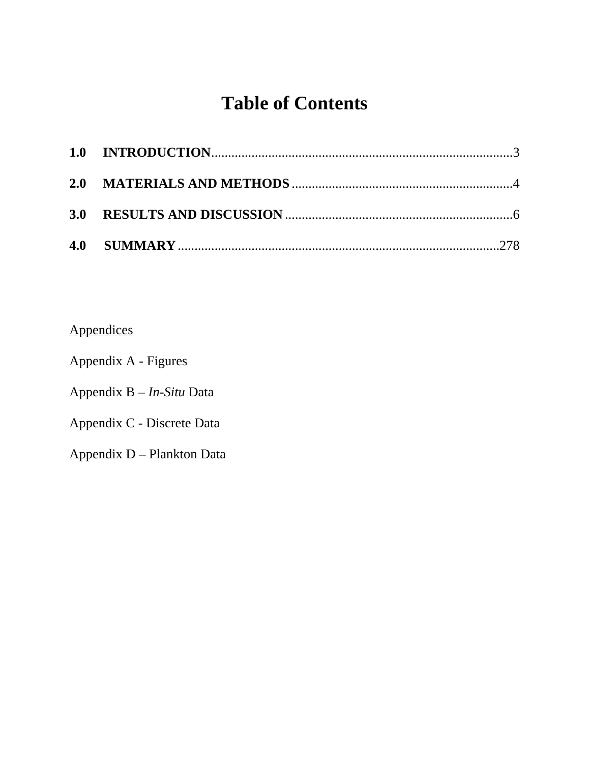# Table of Contents

**1.0 INTRODUCTION**........................................................................................3

**2.0 MATERIALS AND METHODS**.................................................................4

**3.0 RESULTS AND DISCUSSION**...................................................................6

**4.0 SUMMARY**...............................................................................................278

<u>Appendices</u>

Appendix A - Figures

Appendix B – *In-Situ* Data

Appendix C - Discrete Data

Appendix D – Plankton Data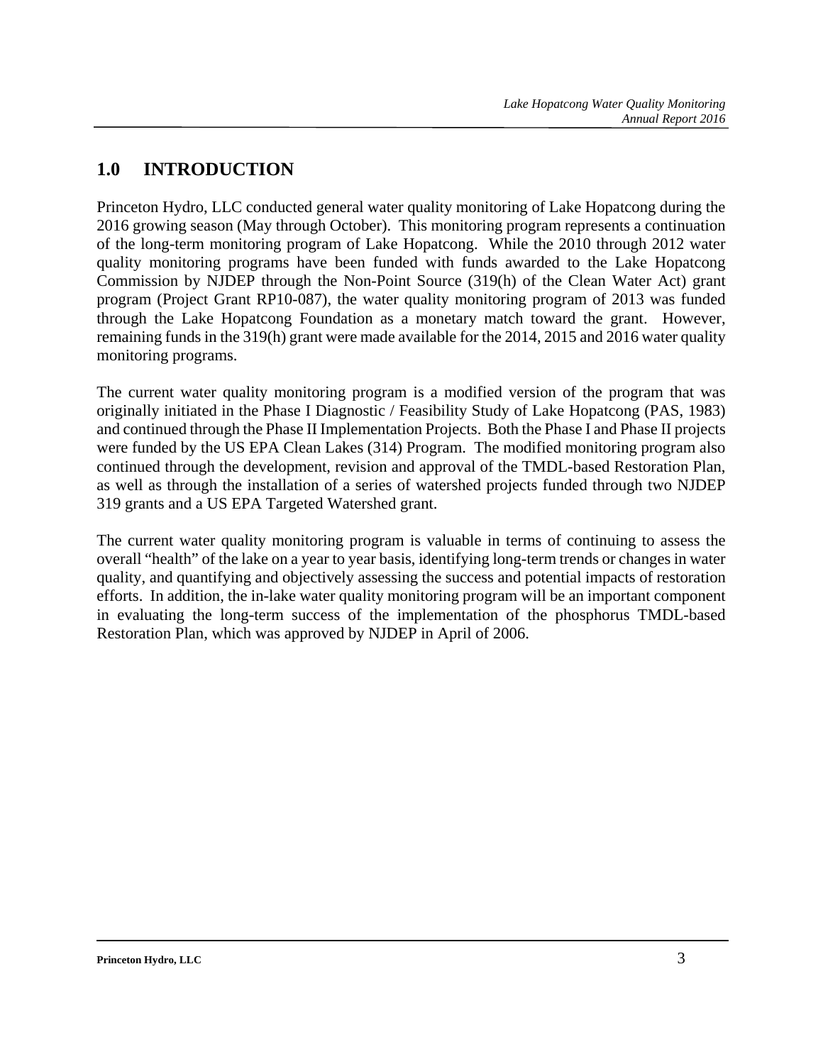# 1.0 INTRODUCTION

Princeton Hydro, LLC conducted general water quality monitoring of Lake Hopatcong during the 2016 growing season (May through October). This monitoring program represents a continuation of the long-term monitoring program of Lake Hopatcong. While the 2010 through 2012 water quality monitoring programs have been funded with funds awarded to the Lake Hopatcong Commission by NJDEP through the Non-Point Source (319(h) of the Clean Water Act) grant program (Project Grant RP10-087), the water quality monitoring program of 2013 was funded through the Lake Hopatcong Foundation as a monetary match toward the grant. However, remaining funds in the 319(h) grant were made available for the 2014, 2015 and 2016 water quality monitoring programs.

The current water quality monitoring program is a modified version of the program that was originally initiated in the Phase I Diagnostic / Feasibility Study of Lake Hopatcong (PAS, 1983) and continued through the Phase II Implementation Projects. Both the Phase I and Phase II projects were funded by the US EPA Clean Lakes (314) Program. The modified monitoring program also continued through the development, revision and approval of the TMDL-based Restoration Plan, as well as through the installation of a series of watershed projects funded through two NJDEP 319 grants and a US EPA Targeted Watershed grant.

The current water quality monitoring program is valuable in terms of continuing to assess the overall "health" of the lake on a year to year basis, identifying long-term trends or changes in water quality, and quantifying and objectively assessing the success and potential impacts of restoration efforts. In addition, the in-lake water quality monitoring program will be an important component in evaluating the long-term success of the implementation of the phosphorus TMDL-based Restoration Plan, which was approved by NJDEP in April of 2006.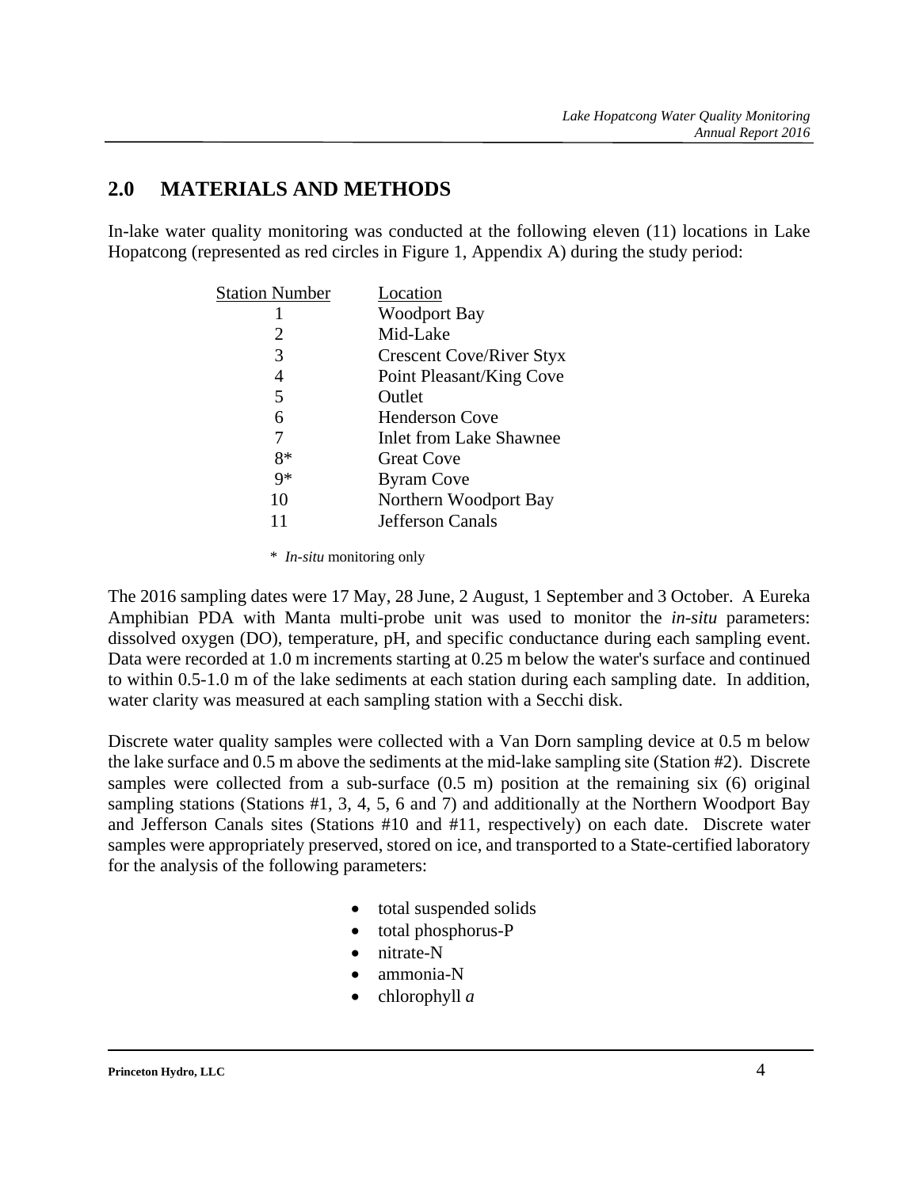## 2.0 MATERIALS AND METHODS

In-lake water quality monitoring was conducted at the following eleven (11) locations in Lake Hopatcong (represented as red circles in Figure 1, Appendix A) during the study period:

| Station Number | Location |
|---|---|
| 1 | Woodport Bay |
| 2 | Mid-Lake |
| 3 | Crescent Cove/River Styx |
| 4 | Point Pleasant/King Cove |
| 5 | Outlet |
| 6 | Henderson Cove |
| 7 | Inlet from Lake Shawnee |
| 8* | Great Cove |
| 9* | Byram Cove |
| 10 | Northern Woodport Bay |
| 11 | Jefferson Canals |

\* *In-situ* monitoring only

The 2016 sampling dates were 17 May, 28 June, 2 August, 1 September and 3 October. A Eureka Amphibian PDA with Manta multi-probe unit was used to monitor the *in-situ* parameters: dissolved oxygen (DO), temperature, pH, and specific conductance during each sampling event. Data were recorded at 1.0 m increments starting at 0.25 m below the water's surface and continued to within 0.5-1.0 m of the lake sediments at each station during each sampling date. In addition, water clarity was measured at each sampling station with a Secchi disk.

Discrete water quality samples were collected with a Van Dorn sampling device at 0.5 m below the lake surface and 0.5 m above the sediments at the mid-lake sampling site (Station #2). Discrete samples were collected from a sub-surface (0.5 m) position at the remaining six (6) original sampling stations (Stations #1, 3, 4, 5, 6 and 7) and additionally at the Northern Woodport Bay and Jefferson Canals sites (Stations #10 and #11, respectively) on each date. Discrete water samples were appropriately preserved, stored on ice, and transported to a State-certified laboratory for the analysis of the following parameters:

- total suspended solids
- total phosphorus-P
- nitrate-N
- ammonia-N
- chlorophyll *a*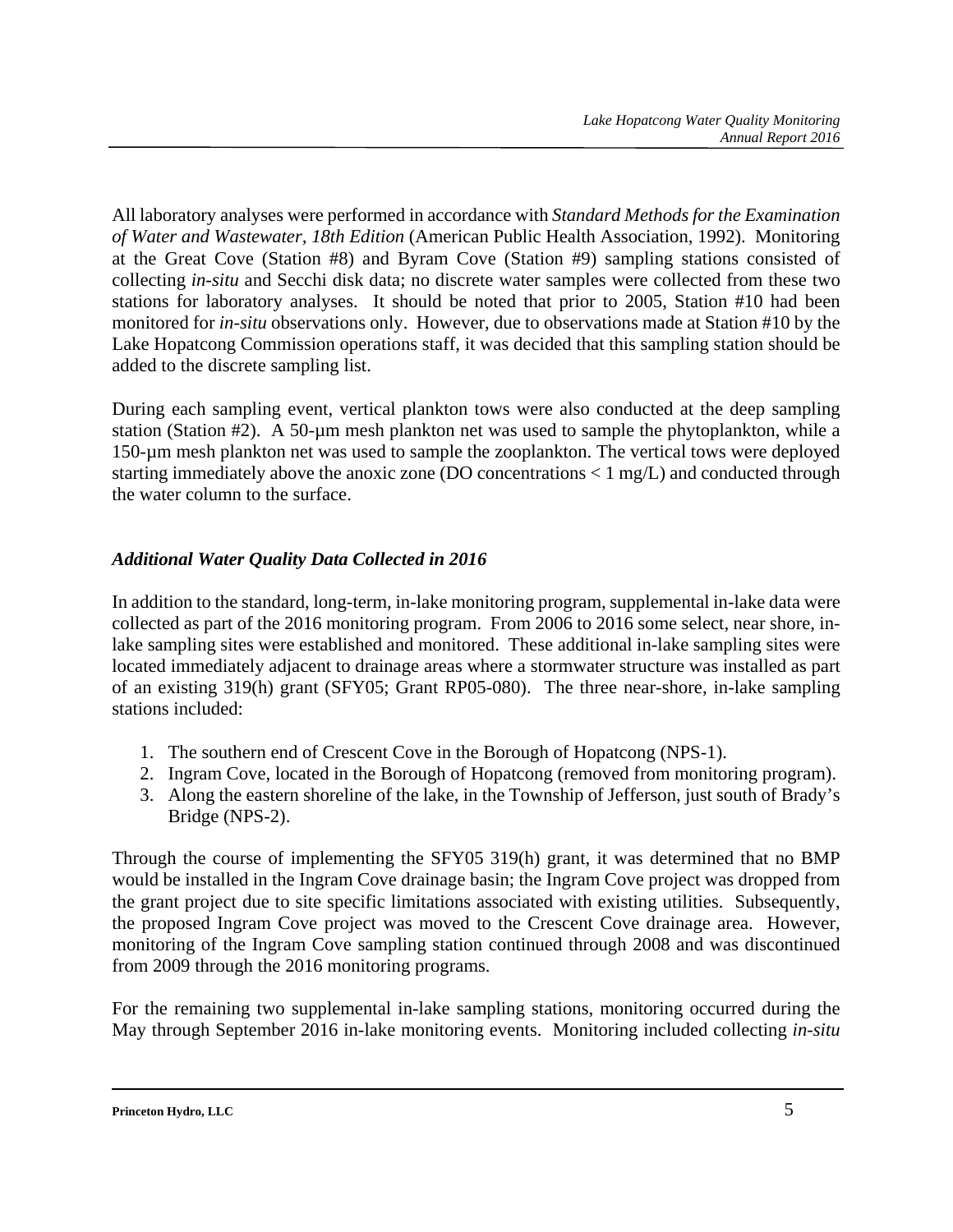All laboratory analyses were performed in accordance with *Standard Methods for the Examination of Water and Wastewater, 18th Edition* (American Public Health Association, 1992). Monitoring at the Great Cove (Station #8) and Byram Cove (Station #9) sampling stations consisted of collecting *in-situ* and Secchi disk data; no discrete water samples were collected from these two stations for laboratory analyses. It should be noted that prior to 2005, Station #10 had been monitored for *in-situ* observations only. However, due to observations made at Station #10 by the Lake Hopatcong Commission operations staff, it was decided that this sampling station should be added to the discrete sampling list.

During each sampling event, vertical plankton tows were also conducted at the deep sampling station (Station #2). A 50-µm mesh plankton net was used to sample the phytoplankton, while a 150-µm mesh plankton net was used to sample the zooplankton. The vertical tows were deployed starting immediately above the anoxic zone (DO concentrations < 1 mg/L) and conducted through the water column to the surface.

### *Additional Water Quality Data Collected in 2016*

In addition to the standard, long-term, in-lake monitoring program, supplemental in-lake data were collected as part of the 2016 monitoring program. From 2006 to 2016 some select, near shore, in-lake sampling sites were established and monitored. These additional in-lake sampling sites were located immediately adjacent to drainage areas where a stormwater structure was installed as part of an existing 319(h) grant (SFY05; Grant RP05-080). The three near-shore, in-lake sampling stations included:

1. The southern end of Crescent Cove in the Borough of Hopatcong (NPS-1).
2. Ingram Cove, located in the Borough of Hopatcong (removed from monitoring program).
3. Along the eastern shoreline of the lake, in the Township of Jefferson, just south of Brady's Bridge (NPS-2).

Through the course of implementing the SFY05 319(h) grant, it was determined that no BMP would be installed in the Ingram Cove drainage basin; the Ingram Cove project was dropped from the grant project due to site specific limitations associated with existing utilities. Subsequently, the proposed Ingram Cove project was moved to the Crescent Cove drainage area. However, monitoring of the Ingram Cove sampling station continued through 2008 and was discontinued from 2009 through the 2016 monitoring programs.

For the remaining two supplemental in-lake sampling stations, monitoring occurred during the May through September 2016 in-lake monitoring events. Monitoring included collecting *in-situ*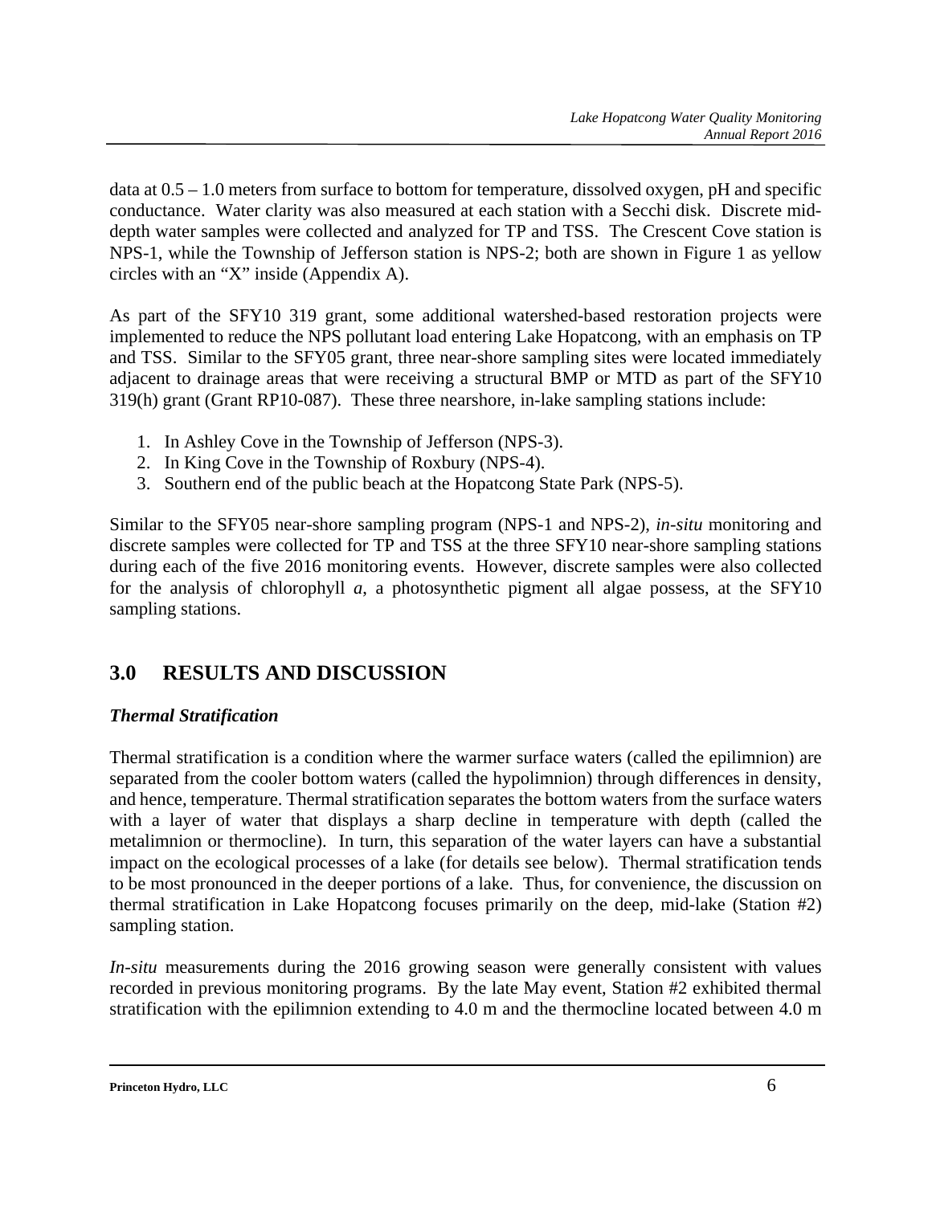data at 0.5 – 1.0 meters from surface to bottom for temperature, dissolved oxygen, pH and specific conductance. Water clarity was also measured at each station with a Secchi disk. Discrete mid-depth water samples were collected and analyzed for TP and TSS. The Crescent Cove station is NPS-1, while the Township of Jefferson station is NPS-2; both are shown in Figure 1 as yellow circles with an "X" inside (Appendix A).

As part of the SFY10 319 grant, some additional watershed-based restoration projects were implemented to reduce the NPS pollutant load entering Lake Hopatcong, with an emphasis on TP and TSS. Similar to the SFY05 grant, three near-shore sampling sites were located immediately adjacent to drainage areas that were receiving a structural BMP or MTD as part of the SFY10 319(h) grant (Grant RP10-087). These three nearshore, in-lake sampling stations include:

1. In Ashley Cove in the Township of Jefferson (NPS-3).
2. In King Cove in the Township of Roxbury (NPS-4).
3. Southern end of the public beach at the Hopatcong State Park (NPS-5).

Similar to the SFY05 near-shore sampling program (NPS-1 and NPS-2), *in-situ* monitoring and discrete samples were collected for TP and TSS at the three SFY10 near-shore sampling stations during each of the five 2016 monitoring events. However, discrete samples were also collected for the analysis of chlorophyll *a*, a photosynthetic pigment all algae possess, at the SFY10 sampling stations.

## 3.0 RESULTS AND DISCUSSION

### *Thermal Stratification*

Thermal stratification is a condition where the warmer surface waters (called the epilimnion) are separated from the cooler bottom waters (called the hypolimnion) through differences in density, and hence, temperature. Thermal stratification separates the bottom waters from the surface waters with a layer of water that displays a sharp decline in temperature with depth (called the metalimnion or thermocline). In turn, this separation of the water layers can have a substantial impact on the ecological processes of a lake (for details see below). Thermal stratification tends to be most pronounced in the deeper portions of a lake. Thus, for convenience, the discussion on thermal stratification in Lake Hopatcong focuses primarily on the deep, mid-lake (Station #2) sampling station.

*In-situ* measurements during the 2016 growing season were generally consistent with values recorded in previous monitoring programs. By the late May event, Station #2 exhibited thermal stratification with the epilimnion extending to 4.0 m and the thermocline located between 4.0 m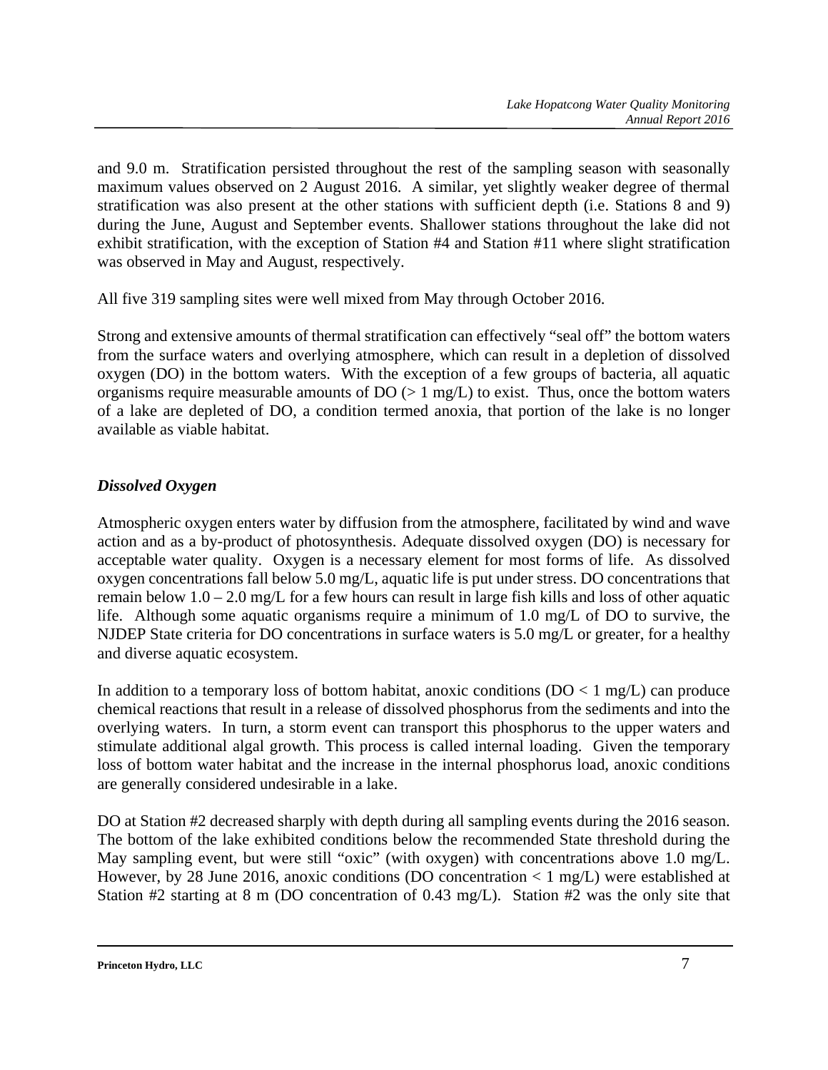and 9.0 m. Stratification persisted throughout the rest of the sampling season with seasonally maximum values observed on 2 August 2016. A similar, yet slightly weaker degree of thermal stratification was also present at the other stations with sufficient depth (i.e. Stations 8 and 9) during the June, August and September events. Shallower stations throughout the lake did not exhibit stratification, with the exception of Station #4 and Station #11 where slight stratification was observed in May and August, respectively.

All five 319 sampling sites were well mixed from May through October 2016.

Strong and extensive amounts of thermal stratification can effectively "seal off" the bottom waters from the surface waters and overlying atmosphere, which can result in a depletion of dissolved oxygen (DO) in the bottom waters. With the exception of a few groups of bacteria, all aquatic organisms require measurable amounts of DO (> 1 mg/L) to exist. Thus, once the bottom waters of a lake are depleted of DO, a condition termed anoxia, that portion of the lake is no longer available as viable habitat.

### *Dissolved Oxygen*

Atmospheric oxygen enters water by diffusion from the atmosphere, facilitated by wind and wave action and as a by-product of photosynthesis. Adequate dissolved oxygen (DO) is necessary for acceptable water quality. Oxygen is a necessary element for most forms of life. As dissolved oxygen concentrations fall below 5.0 mg/L, aquatic life is put under stress. DO concentrations that remain below 1.0 – 2.0 mg/L for a few hours can result in large fish kills and loss of other aquatic life. Although some aquatic organisms require a minimum of 1.0 mg/L of DO to survive, the NJDEP State criteria for DO concentrations in surface waters is 5.0 mg/L or greater, for a healthy and diverse aquatic ecosystem.

In addition to a temporary loss of bottom habitat, anoxic conditions (DO < 1 mg/L) can produce chemical reactions that result in a release of dissolved phosphorus from the sediments and into the overlying waters. In turn, a storm event can transport this phosphorus to the upper waters and stimulate additional algal growth. This process is called internal loading. Given the temporary loss of bottom water habitat and the increase in the internal phosphorus load, anoxic conditions are generally considered undesirable in a lake.

DO at Station #2 decreased sharply with depth during all sampling events during the 2016 season. The bottom of the lake exhibited conditions below the recommended State threshold during the May sampling event, but were still "oxic" (with oxygen) with concentrations above 1.0 mg/L. However, by 28 June 2016, anoxic conditions (DO concentration < 1 mg/L) were established at Station #2 starting at 8 m (DO concentration of 0.43 mg/L). Station #2 was the only site that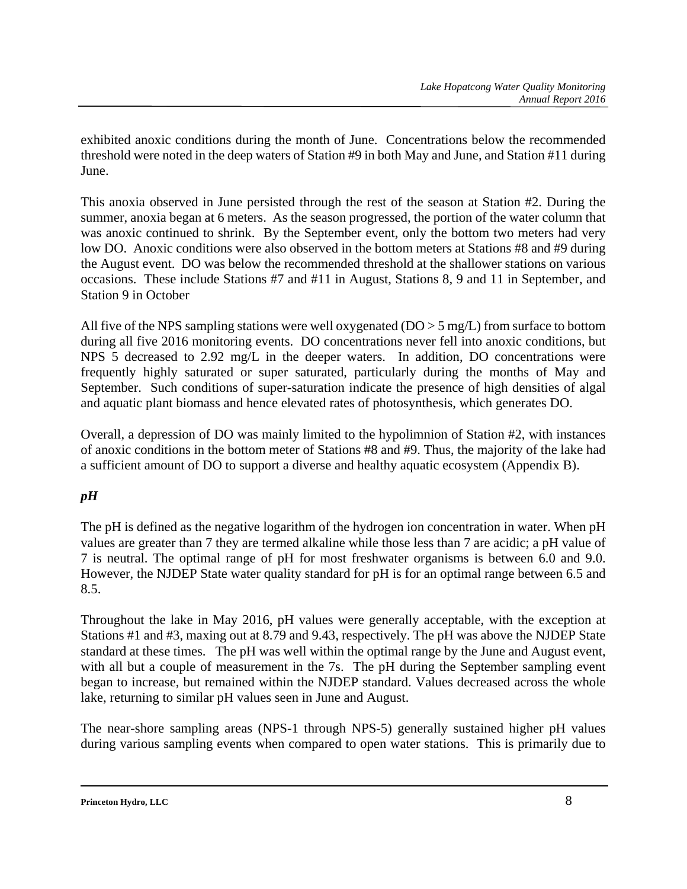exhibited anoxic conditions during the month of June. Concentrations below the recommended threshold were noted in the deep waters of Station #9 in both May and June, and Station #11 during June.

This anoxia observed in June persisted through the rest of the season at Station #2. During the summer, anoxia began at 6 meters. As the season progressed, the portion of the water column that was anoxic continued to shrink. By the September event, only the bottom two meters had very low DO. Anoxic conditions were also observed in the bottom meters at Stations #8 and #9 during the August event. DO was below the recommended threshold at the shallower stations on various occasions. These include Stations #7 and #11 in August, Stations 8, 9 and 11 in September, and Station 9 in October

All five of the NPS sampling stations were well oxygenated (DO > 5 mg/L) from surface to bottom during all five 2016 monitoring events. DO concentrations never fell into anoxic conditions, but NPS 5 decreased to 2.92 mg/L in the deeper waters. In addition, DO concentrations were frequently highly saturated or super saturated, particularly during the months of May and September. Such conditions of super-saturation indicate the presence of high densities of algal and aquatic plant biomass and hence elevated rates of photosynthesis, which generates DO.

Overall, a depression of DO was mainly limited to the hypolimnion of Station #2, with instances of anoxic conditions in the bottom meter of Stations #8 and #9. Thus, the majority of the lake had a sufficient amount of DO to support a diverse and healthy aquatic ecosystem (Appendix B).

### *pH*

The pH is defined as the negative logarithm of the hydrogen ion concentration in water. When pH values are greater than 7 they are termed alkaline while those less than 7 are acidic; a pH value of 7 is neutral. The optimal range of pH for most freshwater organisms is between 6.0 and 9.0. However, the NJDEP State water quality standard for pH is for an optimal range between 6.5 and 8.5.

Throughout the lake in May 2016, pH values were generally acceptable, with the exception at Stations #1 and #3, maxing out at 8.79 and 9.43, respectively. The pH was above the NJDEP State standard at these times. The pH was well within the optimal range by the June and August event, with all but a couple of measurement in the 7s. The pH during the September sampling event began to increase, but remained within the NJDEP standard. Values decreased across the whole lake, returning to similar pH values seen in June and August.

The near-shore sampling areas (NPS-1 through NPS-5) generally sustained higher pH values during various sampling events when compared to open water stations. This is primarily due to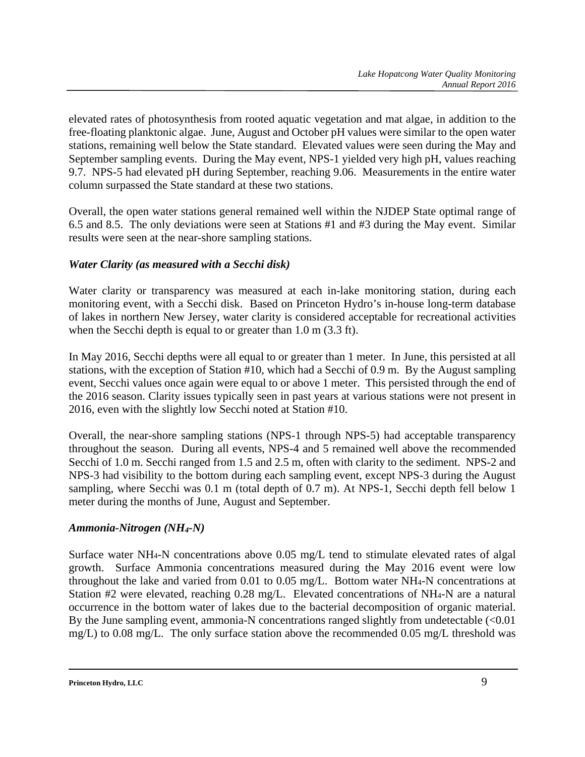elevated rates of photosynthesis from rooted aquatic vegetation and mat algae, in addition to the free-floating planktonic algae. June, August and October pH values were similar to the open water stations, remaining well below the State standard. Elevated values were seen during the May and September sampling events. During the May event, NPS-1 yielded very high pH, values reaching 9.7. NPS-5 had elevated pH during September, reaching 9.06. Measurements in the entire water column surpassed the State standard at these two stations.

Overall, the open water stations general remained well within the NJDEP State optimal range of 6.5 and 8.5. The only deviations were seen at Stations #1 and #3 during the May event. Similar results were seen at the near-shore sampling stations.

### *Water Clarity (as measured with a Secchi disk)*

Water clarity or transparency was measured at each in-lake monitoring station, during each monitoring event, with a Secchi disk. Based on Princeton Hydro's in-house long-term database of lakes in northern New Jersey, water clarity is considered acceptable for recreational activities when the Secchi depth is equal to or greater than 1.0 m (3.3 ft).

In May 2016, Secchi depths were all equal to or greater than 1 meter. In June, this persisted at all stations, with the exception of Station #10, which had a Secchi of 0.9 m. By the August sampling event, Secchi values once again were equal to or above 1 meter. This persisted through the end of the 2016 season. Clarity issues typically seen in past years at various stations were not present in 2016, even with the slightly low Secchi noted at Station #10.

Overall, the near-shore sampling stations (NPS-1 through NPS-5) had acceptable transparency throughout the season. During all events, NPS-4 and 5 remained well above the recommended Secchi of 1.0 m. Secchi ranged from 1.5 and 2.5 m, often with clarity to the sediment. NPS-2 and NPS-3 had visibility to the bottom during each sampling event, except NPS-3 during the August sampling, where Secchi was 0.1 m (total depth of 0.7 m). At NPS-1, Secchi depth fell below 1 meter during the months of June, August and September.

### *Ammonia-Nitrogen ($NH_4$-N)*

Surface water $NH_4$-N concentrations above 0.05 mg/L tend to stimulate elevated rates of algal growth. Surface Ammonia concentrations measured during the May 2016 event were low throughout the lake and varied from 0.01 to 0.05 mg/L. Bottom water $NH_4$-N concentrations at Station #2 were elevated, reaching 0.28 mg/L. Elevated concentrations of $NH_4$-N are a natural occurrence in the bottom water of lakes due to the bacterial decomposition of organic material. By the June sampling event, ammonia-N concentrations ranged slightly from undetectable (<0.01 mg/L) to 0.08 mg/L. The only surface station above the recommended 0.05 mg/L threshold was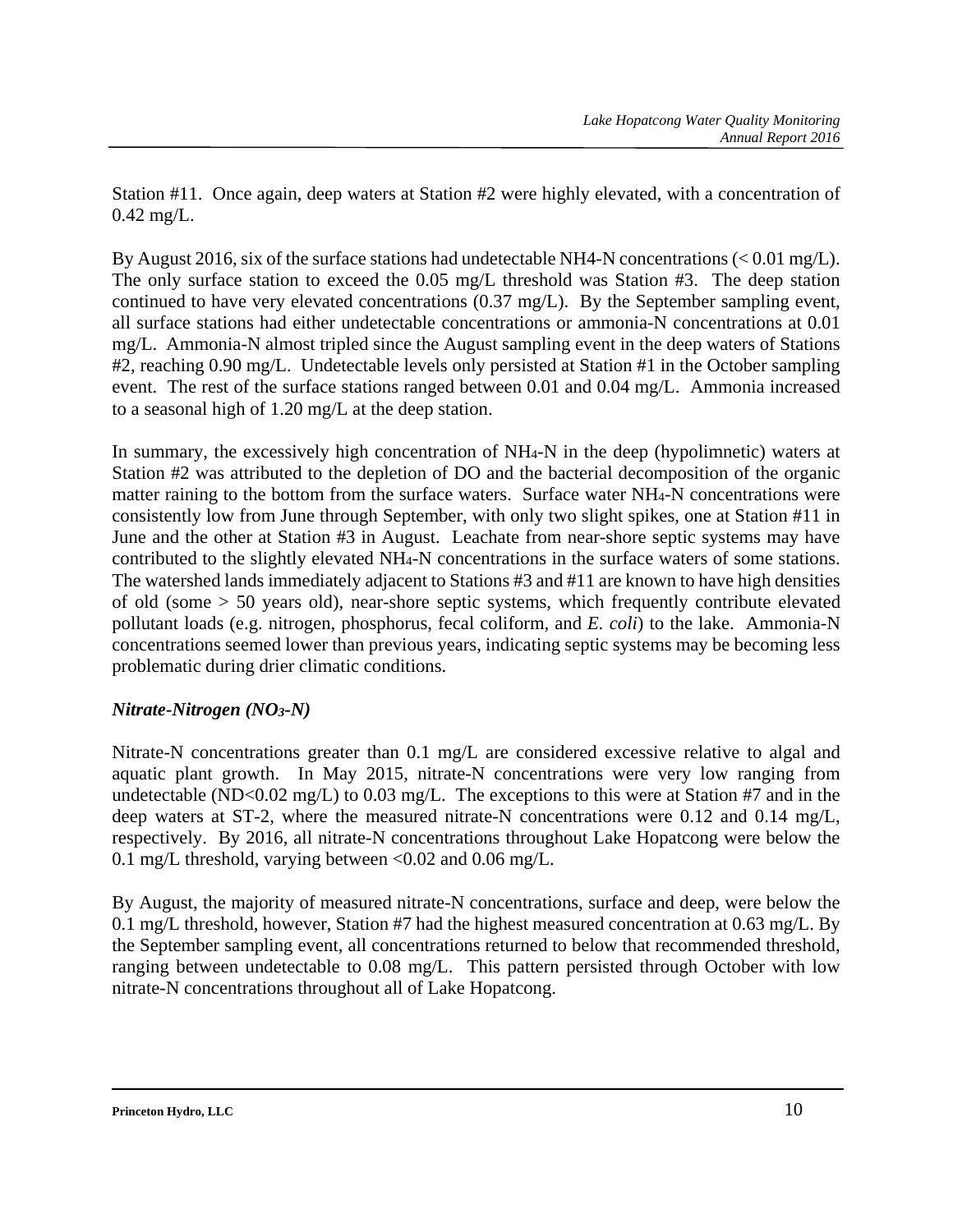Station #11. Once again, deep waters at Station #2 were highly elevated, with a concentration of 0.42 mg/L.

By August 2016, six of the surface stations had undetectable NH4-N concentrations (< 0.01 mg/L). The only surface station to exceed the 0.05 mg/L threshold was Station #3. The deep station continued to have very elevated concentrations (0.37 mg/L). By the September sampling event, all surface stations had either undetectable concentrations or ammonia-N concentrations at 0.01 mg/L. Ammonia-N almost tripled since the August sampling event in the deep waters of Stations #2, reaching 0.90 mg/L. Undetectable levels only persisted at Station #1 in the October sampling event. The rest of the surface stations ranged between 0.01 and 0.04 mg/L. Ammonia increased to a seasonal high of 1.20 mg/L at the deep station.

In summary, the excessively high concentration of $NH_4$-N in the deep (hypolimnetic) waters at Station #2 was attributed to the depletion of DO and the bacterial decomposition of the organic matter raining to the bottom from the surface waters. Surface water $NH_4$-N concentrations were consistently low from June through September, with only two slight spikes, one at Station #11 in June and the other at Station #3 in August. Leachate from near-shore septic systems may have contributed to the slightly elevated $NH_4$-N concentrations in the surface waters of some stations. The watershed lands immediately adjacent to Stations #3 and #11 are known to have high densities of old (some > 50 years old), near-shore septic systems, which frequently contribute elevated pollutant loads (e.g. nitrogen, phosphorus, fecal coliform, and *E. coli*) to the lake. Ammonia-N concentrations seemed lower than previous years, indicating septic systems may be becoming less problematic during drier climatic conditions.

### *Nitrate-Nitrogen ($NO_3$-N)*

Nitrate-N concentrations greater than 0.1 mg/L are considered excessive relative to algal and aquatic plant growth. In May 2015, nitrate-N concentrations were very low ranging from undetectable (ND<0.02 mg/L) to 0.03 mg/L. The exceptions to this were at Station #7 and in the deep waters at ST-2, where the measured nitrate-N concentrations were 0.12 and 0.14 mg/L, respectively. By 2016, all nitrate-N concentrations throughout Lake Hopatcong were below the 0.1 mg/L threshold, varying between <0.02 and 0.06 mg/L.

By August, the majority of measured nitrate-N concentrations, surface and deep, were below the 0.1 mg/L threshold, however, Station #7 had the highest measured concentration at 0.63 mg/L. By the September sampling event, all concentrations returned to below that recommended threshold, ranging between undetectable to 0.08 mg/L. This pattern persisted through October with low nitrate-N concentrations throughout all of Lake Hopatcong.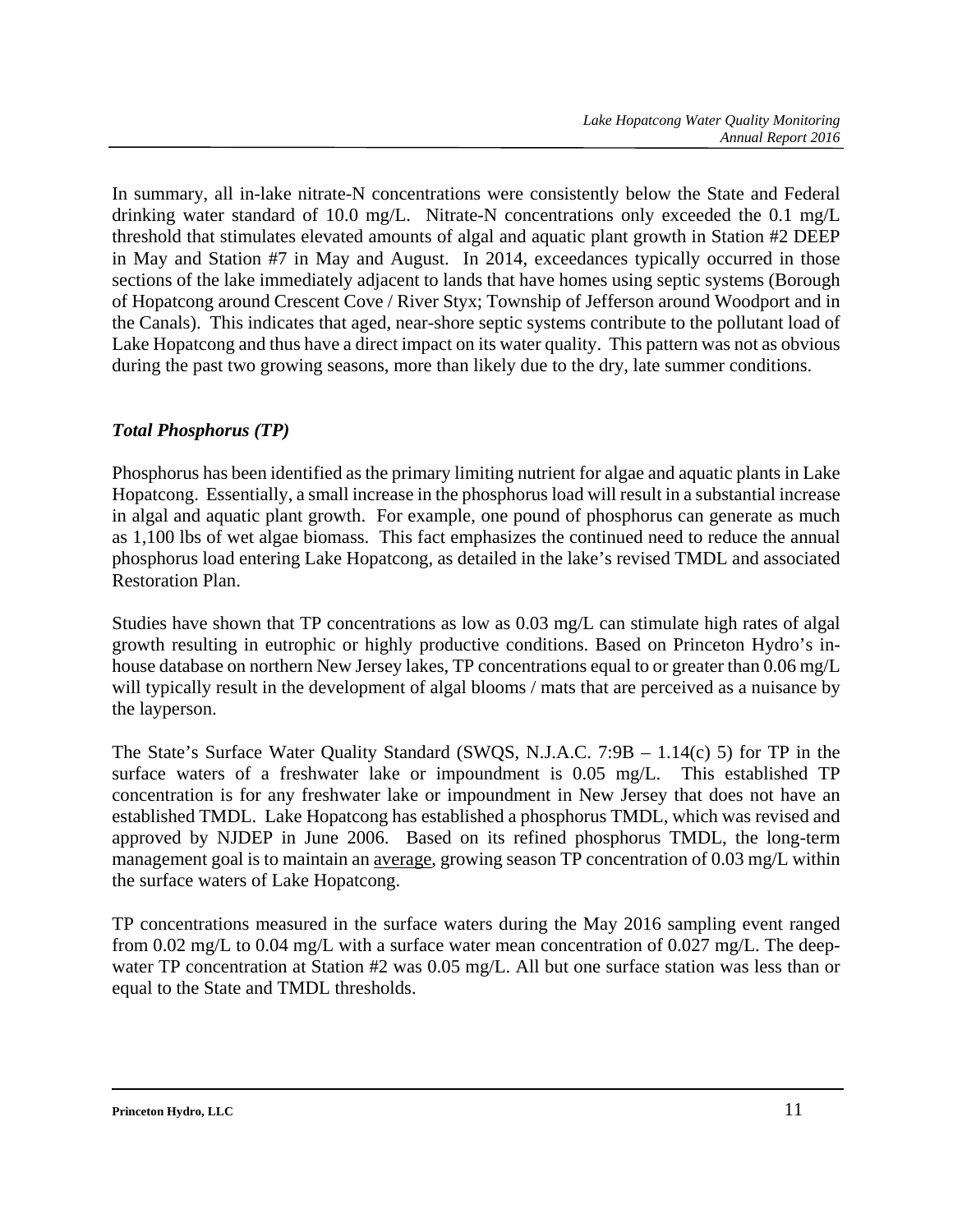In summary, all in-lake nitrate-N concentrations were consistently below the State and Federal drinking water standard of 10.0 mg/L. Nitrate-N concentrations only exceeded the 0.1 mg/L threshold that stimulates elevated amounts of algal and aquatic plant growth in Station #2 DEEP in May and Station #7 in May and August. In 2014, exceedances typically occurred in those sections of the lake immediately adjacent to lands that have homes using septic systems (Borough of Hopatcong around Crescent Cove / River Styx; Township of Jefferson around Woodport and in the Canals). This indicates that aged, near-shore septic systems contribute to the pollutant load of Lake Hopatcong and thus have a direct impact on its water quality. This pattern was not as obvious during the past two growing seasons, more than likely due to the dry, late summer conditions.

### ***Total Phosphorus (TP)***

Phosphorus has been identified as the primary limiting nutrient for algae and aquatic plants in Lake Hopatcong. Essentially, a small increase in the phosphorus load will result in a substantial increase in algal and aquatic plant growth. For example, one pound of phosphorus can generate as much as 1,100 lbs of wet algae biomass. This fact emphasizes the continued need to reduce the annual phosphorus load entering Lake Hopatcong, as detailed in the lake's revised TMDL and associated Restoration Plan.

Studies have shown that TP concentrations as low as 0.03 mg/L can stimulate high rates of algal growth resulting in eutrophic or highly productive conditions. Based on Princeton Hydro's in-house database on northern New Jersey lakes, TP concentrations equal to or greater than 0.06 mg/L will typically result in the development of algal blooms / mats that are perceived as a nuisance by the layperson.

The State's Surface Water Quality Standard (SWQS, N.J.A.C. 7:9B – 1.14(c) 5) for TP in the surface waters of a freshwater lake or impoundment is 0.05 mg/L. This established TP concentration is for any freshwater lake or impoundment in New Jersey that does not have an established TMDL. Lake Hopatcong has established a phosphorus TMDL, which was revised and approved by NJDEP in June 2006. Based on its refined phosphorus TMDL, the long-term management goal is to maintain an <u>average</u>, growing season TP concentration of 0.03 mg/L within the surface waters of Lake Hopatcong.

TP concentrations measured in the surface waters during the May 2016 sampling event ranged from 0.02 mg/L to 0.04 mg/L with a surface water mean concentration of 0.027 mg/L. The deep-water TP concentration at Station #2 was 0.05 mg/L. All but one surface station was less than or equal to the State and TMDL thresholds.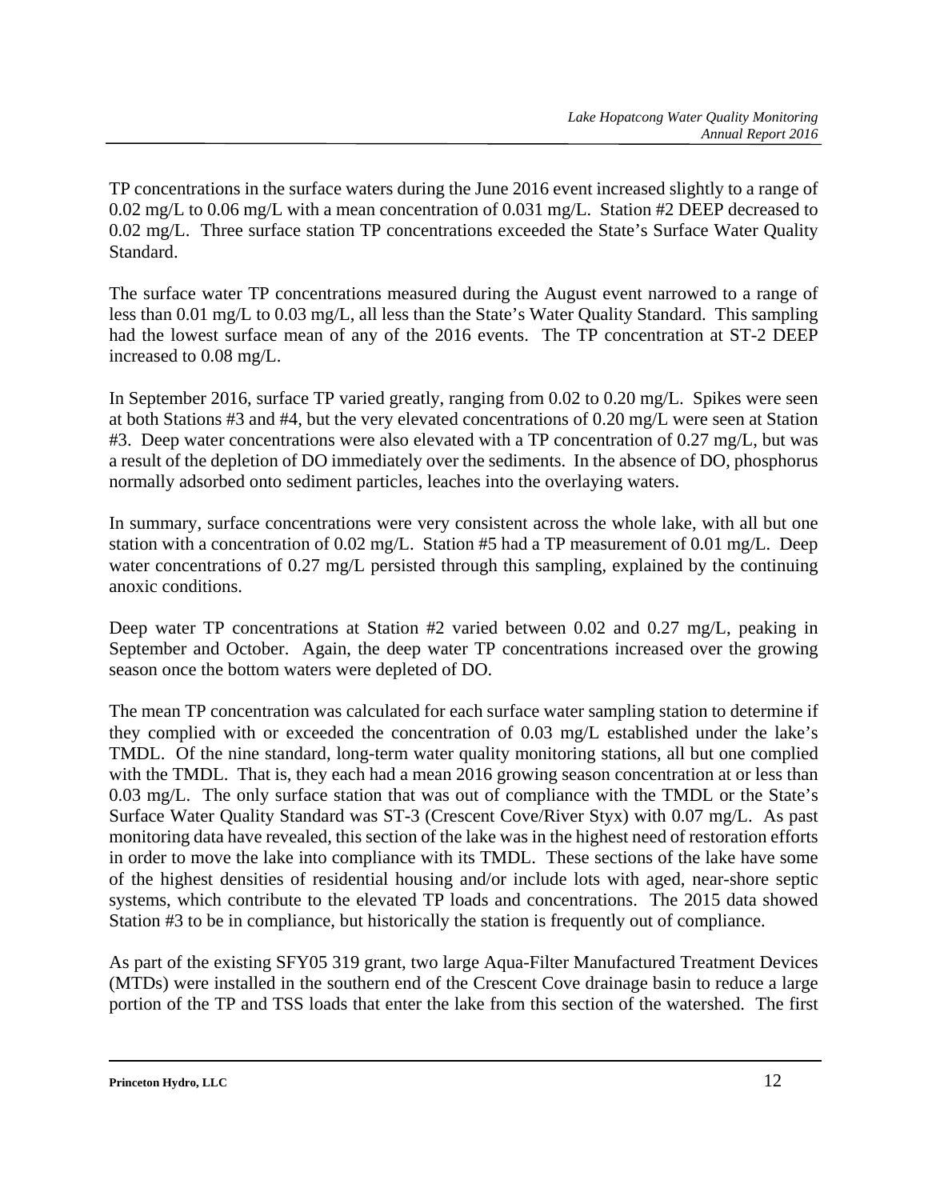TP concentrations in the surface waters during the June 2016 event increased slightly to a range of 0.02 mg/L to 0.06 mg/L with a mean concentration of 0.031 mg/L. Station #2 DEEP decreased to 0.02 mg/L. Three surface station TP concentrations exceeded the State's Surface Water Quality Standard.

The surface water TP concentrations measured during the August event narrowed to a range of less than 0.01 mg/L to 0.03 mg/L, all less than the State's Water Quality Standard. This sampling had the lowest surface mean of any of the 2016 events. The TP concentration at ST-2 DEEP increased to 0.08 mg/L.

In September 2016, surface TP varied greatly, ranging from 0.02 to 0.20 mg/L. Spikes were seen at both Stations #3 and #4, but the very elevated concentrations of 0.20 mg/L were seen at Station #3. Deep water concentrations were also elevated with a TP concentration of 0.27 mg/L, but was a result of the depletion of DO immediately over the sediments. In the absence of DO, phosphorus normally adsorbed onto sediment particles, leaches into the overlaying waters.

In summary, surface concentrations were very consistent across the whole lake, with all but one station with a concentration of 0.02 mg/L. Station #5 had a TP measurement of 0.01 mg/L. Deep water concentrations of 0.27 mg/L persisted through this sampling, explained by the continuing anoxic conditions.

Deep water TP concentrations at Station #2 varied between 0.02 and 0.27 mg/L, peaking in September and October. Again, the deep water TP concentrations increased over the growing season once the bottom waters were depleted of DO.

The mean TP concentration was calculated for each surface water sampling station to determine if they complied with or exceeded the concentration of 0.03 mg/L established under the lake's TMDL. Of the nine standard, long-term water quality monitoring stations, all but one complied with the TMDL. That is, they each had a mean 2016 growing season concentration at or less than 0.03 mg/L. The only surface station that was out of compliance with the TMDL or the State's Surface Water Quality Standard was ST-3 (Crescent Cove/River Styx) with 0.07 mg/L. As past monitoring data have revealed, this section of the lake was in the highest need of restoration efforts in order to move the lake into compliance with its TMDL. These sections of the lake have some of the highest densities of residential housing and/or include lots with aged, near-shore septic systems, which contribute to the elevated TP loads and concentrations. The 2015 data showed Station #3 to be in compliance, but historically the station is frequently out of compliance.

As part of the existing SFY05 319 grant, two large Aqua-Filter Manufactured Treatment Devices (MTDs) were installed in the southern end of the Crescent Cove drainage basin to reduce a large portion of the TP and TSS loads that enter the lake from this section of the watershed. The first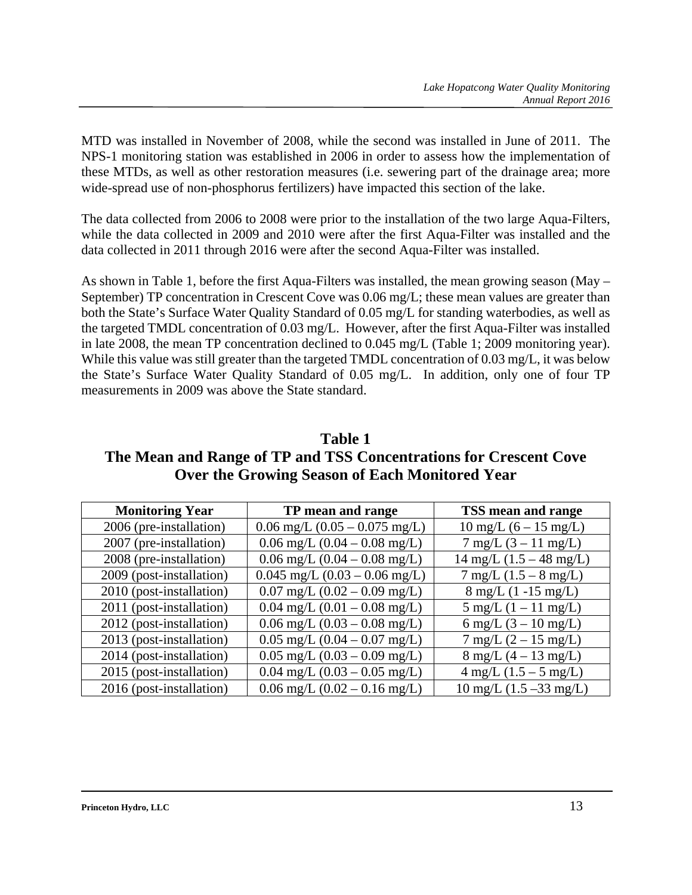MTD was installed in November of 2008, while the second was installed in June of 2011. The NPS-1 monitoring station was established in 2006 in order to assess how the implementation of these MTDs, as well as other restoration measures (i.e. sewering part of the drainage area; more wide-spread use of non-phosphorus fertilizers) have impacted this section of the lake.

The data collected from 2006 to 2008 were prior to the installation of the two large Aqua-Filters, while the data collected in 2009 and 2010 were after the first Aqua-Filter was installed and the data collected in 2011 through 2016 were after the second Aqua-Filter was installed.

As shown in Table 1, before the first Aqua-Filters was installed, the mean growing season (May – September) TP concentration in Crescent Cove was 0.06 mg/L; these mean values are greater than both the State's Surface Water Quality Standard of 0.05 mg/L for standing waterbodies, as well as the targeted TMDL concentration of 0.03 mg/L. However, after the first Aqua-Filter was installed in late 2008, the mean TP concentration declined to 0.045 mg/L (Table 1; 2009 monitoring year). While this value was still greater than the targeted TMDL concentration of 0.03 mg/L, it was below the State's Surface Water Quality Standard of 0.05 mg/L. In addition, only one of four TP measurements in 2009 was above the State standard.

**Table 1**
**The Mean and Range of TP and TSS Concentrations for Crescent Cove Over the Growing Season of Each Monitored Year**

| Monitoring Year | TP mean and range | TSS mean and range |
|---|---|---|
| 2006 (pre-installation) | 0.06 mg/L (0.05 – 0.075 mg/L) | 10 mg/L (6 – 15 mg/L) |
| 2007 (pre-installation) | 0.06 mg/L (0.04 – 0.08 mg/L) | 7 mg/L (3 – 11 mg/L) |
| 2008 (pre-installation) | 0.06 mg/L (0.04 – 0.08 mg/L) | 14 mg/L (1.5 – 48 mg/L) |
| 2009 (post-installation) | 0.045 mg/L (0.03 – 0.06 mg/L) | 7 mg/L (1.5 – 8 mg/L) |
| 2010 (post-installation) | 0.07 mg/L (0.02 – 0.09 mg/L) | 8 mg/L (1 -15 mg/L) |
| 2011 (post-installation) | 0.04 mg/L (0.01 – 0.08 mg/L) | 5 mg/L (1 – 11 mg/L) |
| 2012 (post-installation) | 0.06 mg/L (0.03 – 0.08 mg/L) | 6 mg/L (3 – 10 mg/L) |
| 2013 (post-installation) | 0.05 mg/L (0.04 – 0.07 mg/L) | 7 mg/L (2 – 15 mg/L) |
| 2014 (post-installation) | 0.05 mg/L (0.03 – 0.09 mg/L) | 8 mg/L (4 – 13 mg/L) |
| 2015 (post-installation) | 0.04 mg/L (0.03 – 0.05 mg/L) | 4 mg/L (1.5 – 5 mg/L) |
| 2016 (post-installation) | 0.06 mg/L (0.02 – 0.16 mg/L) | 10 mg/L (1.5 –33 mg/L) |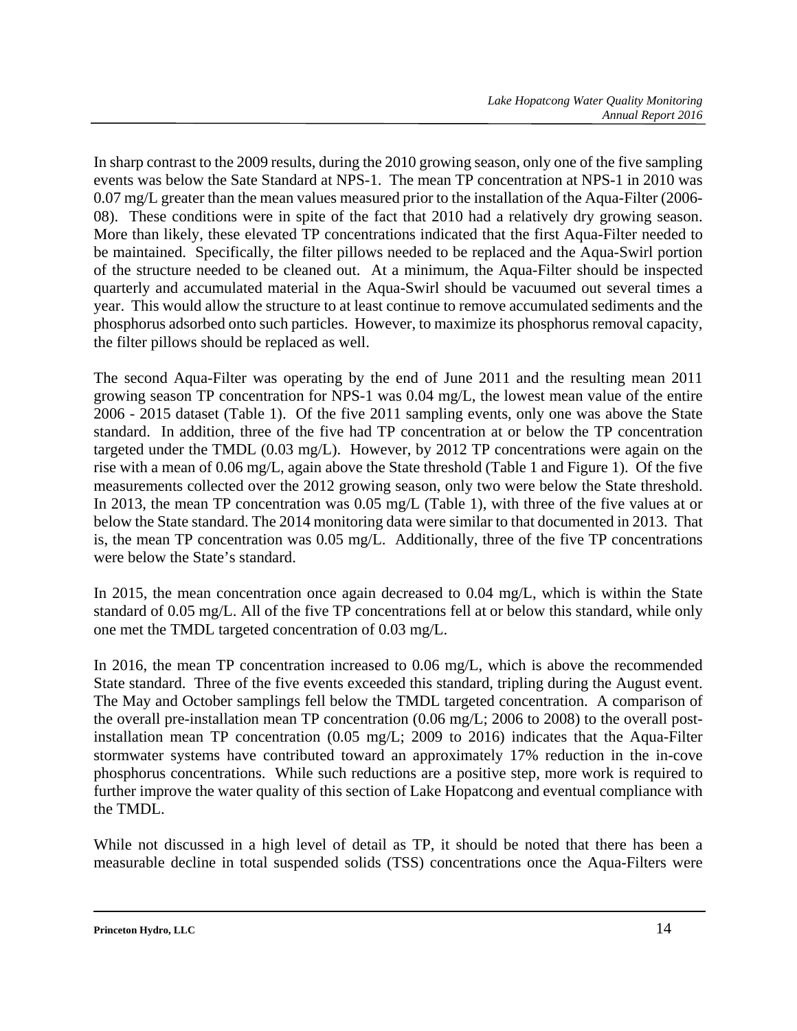In sharp contrast to the 2009 results, during the 2010 growing season, only one of the five sampling events was below the Sate Standard at NPS-1. The mean TP concentration at NPS-1 in 2010 was 0.07 mg/L greater than the mean values measured prior to the installation of the Aqua-Filter (2006-08). These conditions were in spite of the fact that 2010 had a relatively dry growing season. More than likely, these elevated TP concentrations indicated that the first Aqua-Filter needed to be maintained. Specifically, the filter pillows needed to be replaced and the Aqua-Swirl portion of the structure needed to be cleaned out. At a minimum, the Aqua-Filter should be inspected quarterly and accumulated material in the Aqua-Swirl should be vacuumed out several times a year. This would allow the structure to at least continue to remove accumulated sediments and the phosphorus adsorbed onto such particles. However, to maximize its phosphorus removal capacity, the filter pillows should be replaced as well.

The second Aqua-Filter was operating by the end of June 2011 and the resulting mean 2011 growing season TP concentration for NPS-1 was 0.04 mg/L, the lowest mean value of the entire 2006 - 2015 dataset (Table 1). Of the five 2011 sampling events, only one was above the State standard. In addition, three of the five had TP concentration at or below the TP concentration targeted under the TMDL (0.03 mg/L). However, by 2012 TP concentrations were again on the rise with a mean of 0.06 mg/L, again above the State threshold (Table 1 and Figure 1). Of the five measurements collected over the 2012 growing season, only two were below the State threshold. In 2013, the mean TP concentration was 0.05 mg/L (Table 1), with three of the five values at or below the State standard. The 2014 monitoring data were similar to that documented in 2013. That is, the mean TP concentration was 0.05 mg/L. Additionally, three of the five TP concentrations were below the State's standard.

In 2015, the mean concentration once again decreased to 0.04 mg/L, which is within the State standard of 0.05 mg/L. All of the five TP concentrations fell at or below this standard, while only one met the TMDL targeted concentration of 0.03 mg/L.

In 2016, the mean TP concentration increased to 0.06 mg/L, which is above the recommended State standard. Three of the five events exceeded this standard, tripling during the August event. The May and October samplings fell below the TMDL targeted concentration. A comparison of the overall pre-installation mean TP concentration (0.06 mg/L; 2006 to 2008) to the overall post-installation mean TP concentration (0.05 mg/L; 2009 to 2016) indicates that the Aqua-Filter stormwater systems have contributed toward an approximately 17% reduction in the in-cove phosphorus concentrations. While such reductions are a positive step, more work is required to further improve the water quality of this section of Lake Hopatcong and eventual compliance with the TMDL.

While not discussed in a high level of detail as TP, it should be noted that there has been a measurable decline in total suspended solids (TSS) concentrations once the Aqua-Filters were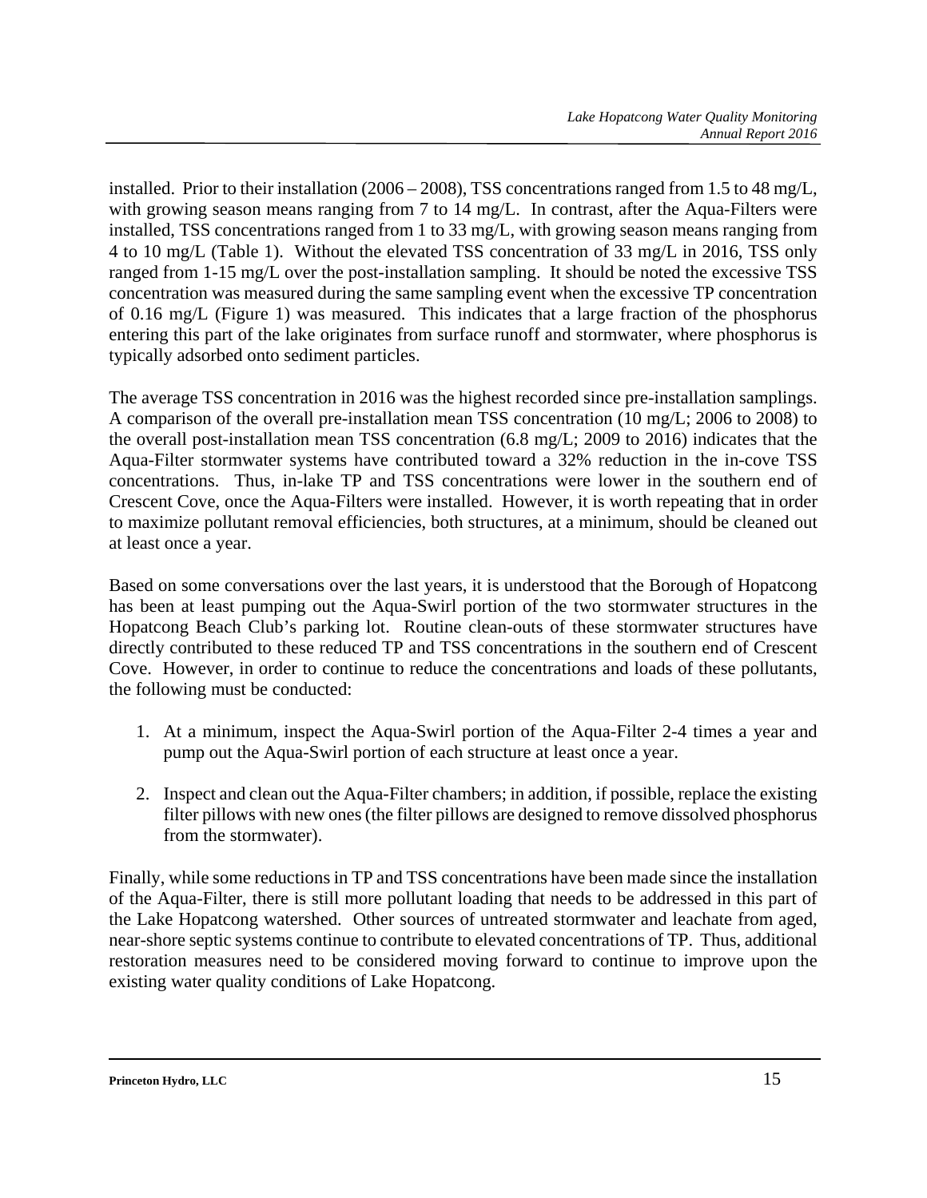installed. Prior to their installation (2006 – 2008), TSS concentrations ranged from 1.5 to 48 mg/L, with growing season means ranging from 7 to 14 mg/L. In contrast, after the Aqua-Filters were installed, TSS concentrations ranged from 1 to 33 mg/L, with growing season means ranging from 4 to 10 mg/L (Table 1). Without the elevated TSS concentration of 33 mg/L in 2016, TSS only ranged from 1-15 mg/L over the post-installation sampling. It should be noted the excessive TSS concentration was measured during the same sampling event when the excessive TP concentration of 0.16 mg/L (Figure 1) was measured. This indicates that a large fraction of the phosphorus entering this part of the lake originates from surface runoff and stormwater, where phosphorus is typically adsorbed onto sediment particles.

The average TSS concentration in 2016 was the highest recorded since pre-installation samplings. A comparison of the overall pre-installation mean TSS concentration (10 mg/L; 2006 to 2008) to the overall post-installation mean TSS concentration (6.8 mg/L; 2009 to 2016) indicates that the Aqua-Filter stormwater systems have contributed toward a 32% reduction in the in-cove TSS concentrations. Thus, in-lake TP and TSS concentrations were lower in the southern end of Crescent Cove, once the Aqua-Filters were installed. However, it is worth repeating that in order to maximize pollutant removal efficiencies, both structures, at a minimum, should be cleaned out at least once a year.

Based on some conversations over the last years, it is understood that the Borough of Hopatcong has been at least pumping out the Aqua-Swirl portion of the two stormwater structures in the Hopatcong Beach Club's parking lot. Routine clean-outs of these stormwater structures have directly contributed to these reduced TP and TSS concentrations in the southern end of Crescent Cove. However, in order to continue to reduce the concentrations and loads of these pollutants, the following must be conducted:

1. At a minimum, inspect the Aqua-Swirl portion of the Aqua-Filter 2-4 times a year and pump out the Aqua-Swirl portion of each structure at least once a year.

2. Inspect and clean out the Aqua-Filter chambers; in addition, if possible, replace the existing filter pillows with new ones (the filter pillows are designed to remove dissolved phosphorus from the stormwater).

Finally, while some reductions in TP and TSS concentrations have been made since the installation of the Aqua-Filter, there is still more pollutant loading that needs to be addressed in this part of the Lake Hopatcong watershed. Other sources of untreated stormwater and leachate from aged, near-shore septic systems continue to contribute to elevated concentrations of TP. Thus, additional restoration measures need to be considered moving forward to continue to improve upon the existing water quality conditions of Lake Hopatcong.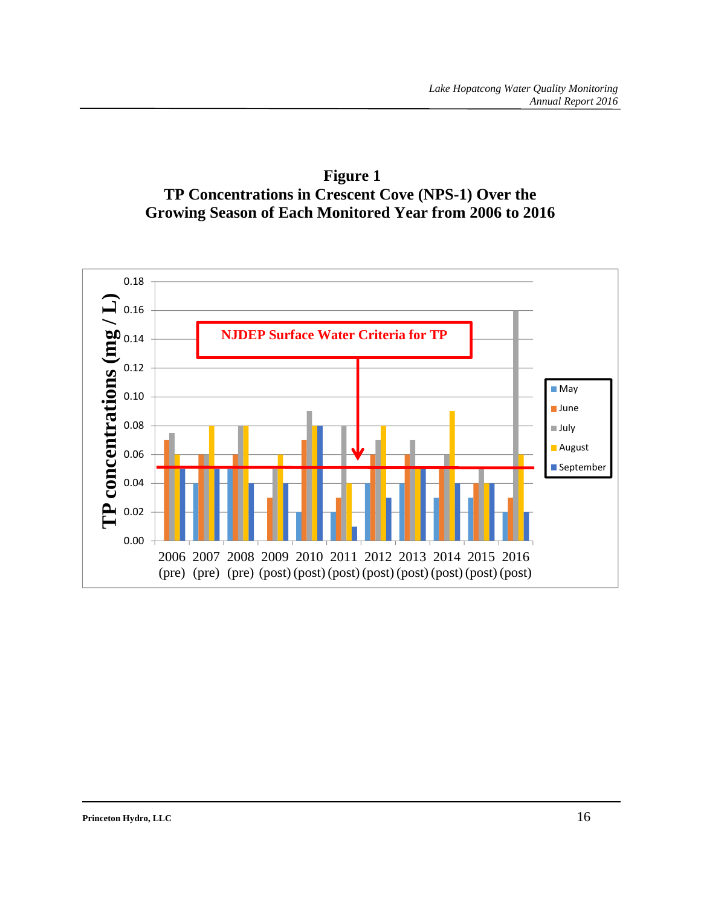**Figure 1**
**TP Concentrations in Crescent Cove (NPS-1) Over the Growing Season of Each Monitored Year from 2006 to 2016**

TP concentrations (mg / L)

0.18
0.16
0.14
0.12
0.10
0.08
0.06
0.04
0.02
0.00

NJDEP Surface Water Criteria for TP

2006 (pre)
2007 (pre)
2008 (pre)
2009 (post)
2010 (post)
2011 (post)
2012 (post)
2013 (post)
2014 (post)
2015 (post)
2016 (post)

May
June
July
August
September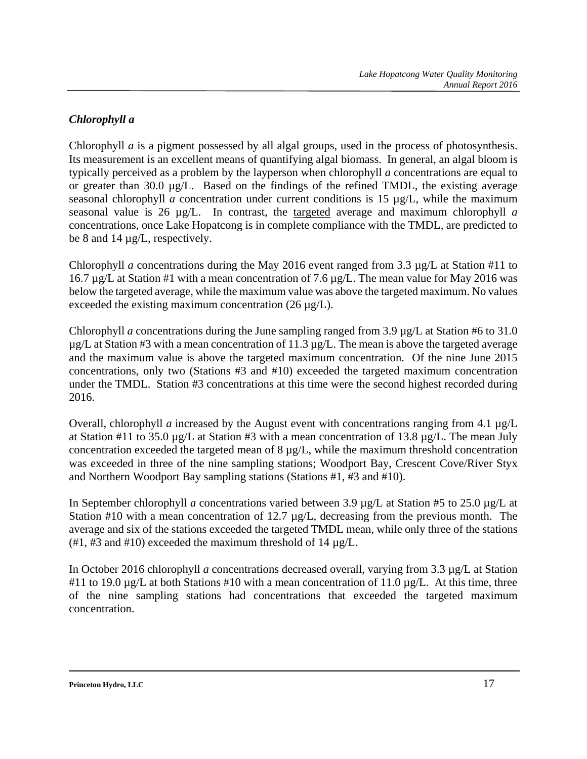### *Chlorophyll a*

Chlorophyll *a* is a pigment possessed by all algal groups, used in the process of photosynthesis. Its measurement is an excellent means of quantifying algal biomass. In general, an algal bloom is typically perceived as a problem by the layperson when chlorophyll *a* concentrations are equal to or greater than 30.0 µg/L. Based on the findings of the refined TMDL, the existing average seasonal chlorophyll *a* concentration under current conditions is 15 µg/L, while the maximum seasonal value is 26 µg/L. In contrast, the targeted average and maximum chlorophyll *a* concentrations, once Lake Hopatcong is in complete compliance with the TMDL, are predicted to be 8 and 14 µg/L, respectively.

Chlorophyll *a* concentrations during the May 2016 event ranged from 3.3 µg/L at Station #11 to 16.7 µg/L at Station #1 with a mean concentration of 7.6 µg/L. The mean value for May 2016 was below the targeted average, while the maximum value was above the targeted maximum. No values exceeded the existing maximum concentration (26 µg/L).

Chlorophyll *a* concentrations during the June sampling ranged from 3.9 µg/L at Station #6 to 31.0 µg/L at Station #3 with a mean concentration of 11.3 µg/L. The mean is above the targeted average and the maximum value is above the targeted maximum concentration. Of the nine June 2015 concentrations, only two (Stations #3 and #10) exceeded the targeted maximum concentration under the TMDL. Station #3 concentrations at this time were the second highest recorded during 2016.

Overall, chlorophyll *a* increased by the August event with concentrations ranging from 4.1 µg/L at Station #11 to 35.0 µg/L at Station #3 with a mean concentration of 13.8 µg/L. The mean July concentration exceeded the targeted mean of 8 µg/L, while the maximum threshold concentration was exceeded in three of the nine sampling stations; Woodport Bay, Crescent Cove/River Styx and Northern Woodport Bay sampling stations (Stations #1, #3 and #10).

In September chlorophyll *a* concentrations varied between 3.9 µg/L at Station #5 to 25.0 µg/L at Station #10 with a mean concentration of 12.7 µg/L, decreasing from the previous month. The average and six of the stations exceeded the targeted TMDL mean, while only three of the stations (#1, #3 and #10) exceeded the maximum threshold of 14 µg/L.

In October 2016 chlorophyll *a* concentrations decreased overall, varying from 3.3 µg/L at Station #11 to 19.0 µg/L at both Stations #10 with a mean concentration of 11.0 µg/L. At this time, three of the nine sampling stations had concentrations that exceeded the targeted maximum concentration.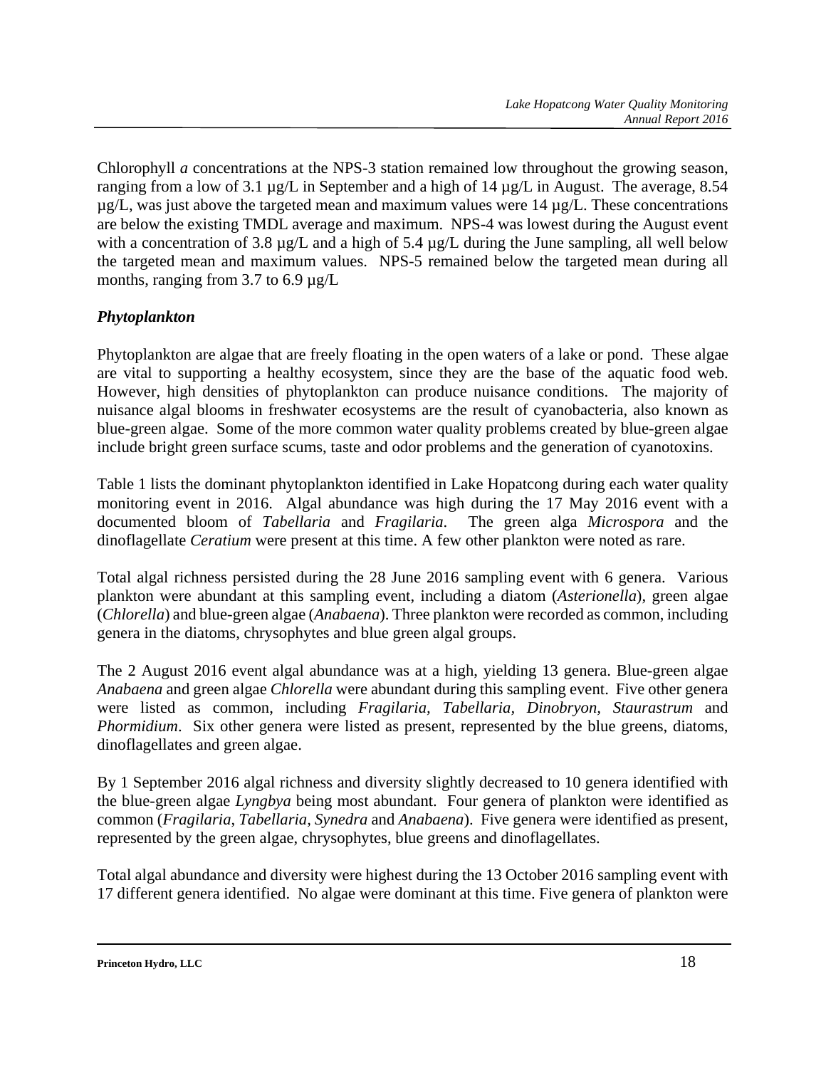Chlorophyll *a* concentrations at the NPS-3 station remained low throughout the growing season, ranging from a low of 3.1 µg/L in September and a high of 14 µg/L in August. The average, 8.54 µg/L, was just above the targeted mean and maximum values were 14 µg/L. These concentrations are below the existing TMDL average and maximum. NPS-4 was lowest during the August event with a concentration of 3.8 µg/L and a high of 5.4 µg/L during the June sampling, all well below the targeted mean and maximum values. NPS-5 remained below the targeted mean during all months, ranging from 3.7 to 6.9 µg/L

### *Phytoplankton*

Phytoplankton are algae that are freely floating in the open waters of a lake or pond. These algae are vital to supporting a healthy ecosystem, since they are the base of the aquatic food web. However, high densities of phytoplankton can produce nuisance conditions. The majority of nuisance algal blooms in freshwater ecosystems are the result of cyanobacteria, also known as blue-green algae. Some of the more common water quality problems created by blue-green algae include bright green surface scums, taste and odor problems and the generation of cyanotoxins.

Table 1 lists the dominant phytoplankton identified in Lake Hopatcong during each water quality monitoring event in 2016. Algal abundance was high during the 17 May 2016 event with a documented bloom of *Tabellaria* and *Fragilaria*. The green alga *Microspora* and the dinoflagellate *Ceratium* were present at this time. A few other plankton were noted as rare.

Total algal richness persisted during the 28 June 2016 sampling event with 6 genera. Various plankton were abundant at this sampling event, including a diatom (*Asterionella*), green algae (*Chlorella*) and blue-green algae (*Anabaena*). Three plankton were recorded as common, including genera in the diatoms, chrysophytes and blue green algal groups.

The 2 August 2016 event algal abundance was at a high, yielding 13 genera. Blue-green algae *Anabaena* and green algae *Chlorella* were abundant during this sampling event. Five other genera were listed as common, including *Fragilaria, Tabellaria, Dinobryon, Staurastrum* and *Phormidium*. Six other genera were listed as present, represented by the blue greens, diatoms, dinoflagellates and green algae.

By 1 September 2016 algal richness and diversity slightly decreased to 10 genera identified with the blue-green algae *Lyngbya* being most abundant. Four genera of plankton were identified as common (*Fragilaria*, *Tabellaria, Synedra* and *Anabaena*). Five genera were identified as present, represented by the green algae, chrysophytes, blue greens and dinoflagellates.

Total algal abundance and diversity were highest during the 13 October 2016 sampling event with 17 different genera identified. No algae were dominant at this time. Five genera of plankton were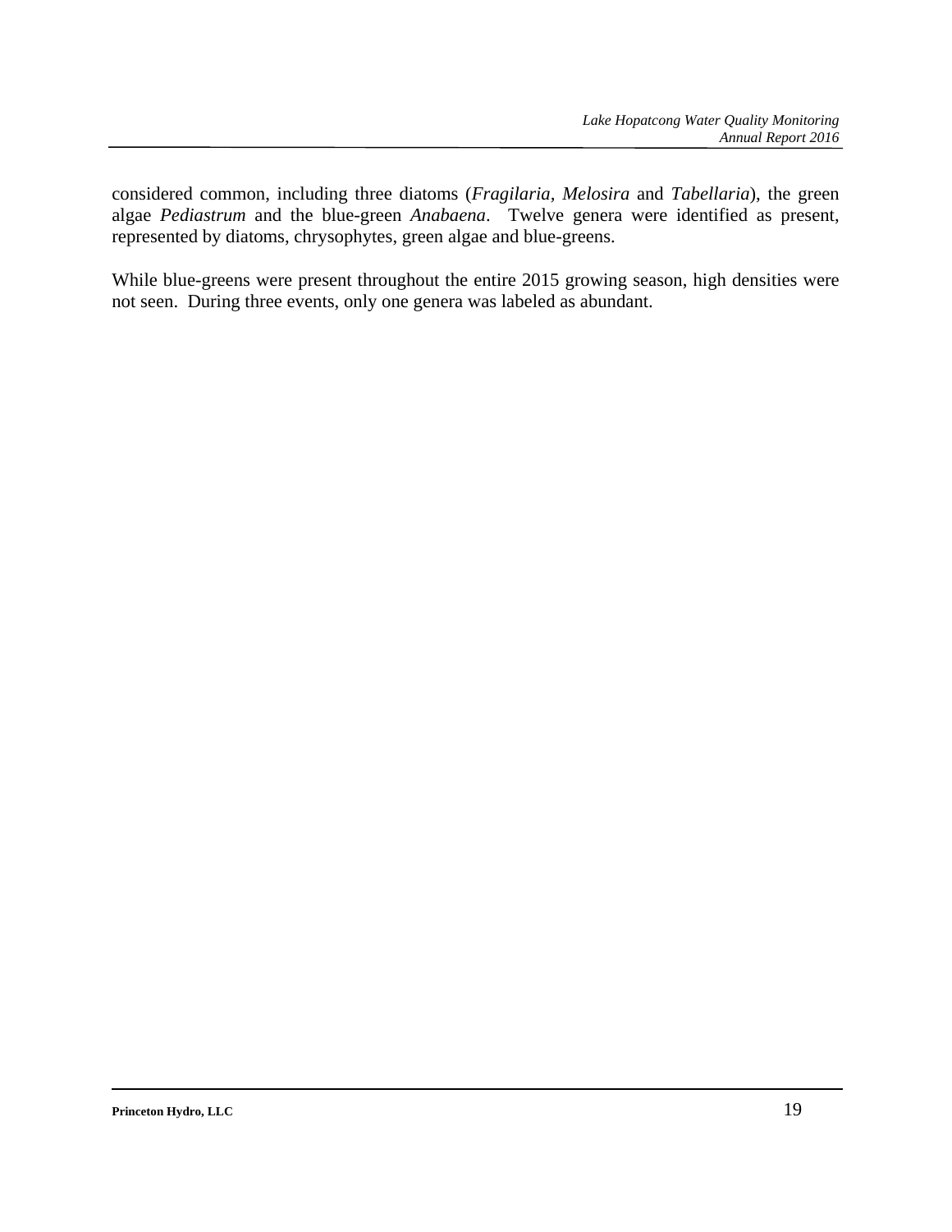considered common, including three diatoms (*Fragilaria, Melosira* and *Tabellaria*), the green algae *Pediastrum* and the blue-green *Anabaena*. Twelve genera were identified as present, represented by diatoms, chrysophytes, green algae and blue-greens.

While blue-greens were present throughout the entire 2015 growing season, high densities were not seen. During three events, only one genera was labeled as abundant.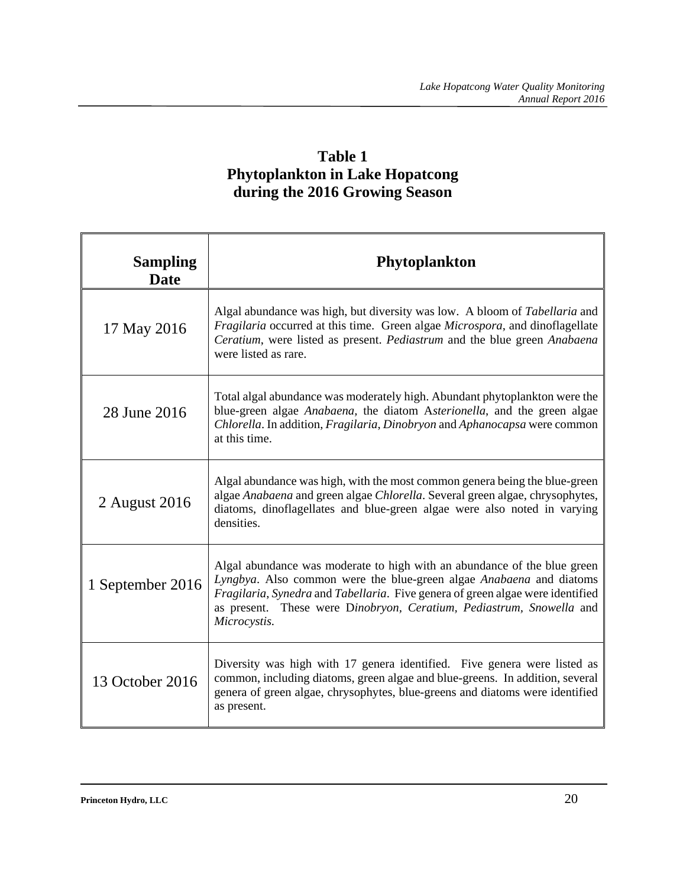**Table 1**
**Phytoplankton in Lake Hopatcong during the 2016 Growing Season**

| Sampling Date | Phytoplankton |
|---|---|
| 17 May 2016 | Algal abundance was high, but diversity was low. A bloom of *Tabellaria* and *Fragilaria* occurred at this time. Green algae *Microspora*, and dinoflagellate *Ceratium*, were listed as present. *Pediastrum* and the blue green *Anabaena* were listed as rare. |
| 28 June 2016 | Total algal abundance was moderately high. Abundant phytoplankton were the blue-green algae *Anabaena*, the diatom A*sterionella*, and the green algae *Chlorella*. In addition, *Fragilaria*, *Dinobryon* and *Aphanocapsa* were common at this time. |
| 2 August 2016 | Algal abundance was high, with the most common genera being the blue-green algae *Anabaena* and green algae *Chlorella*. Several green algae, chrysophytes, diatoms, dinoflagellates and blue-green algae were also noted in varying densities. |
| 1 September 2016 | Algal abundance was moderate to high with an abundance of the blue green *Lyngbya*. Also common were the blue-green algae *Anabaena* and diatoms *Fragilaria*, *Synedra* and *Tabellaria*. Five genera of green algae were identified as present. These were D*inobryon*, *Ceratium*, *Pediastrum*, *Snowella* and *Microcystis*. |
| 13 October 2016 | Diversity was high with 17 genera identified. Five genera were listed as common, including diatoms, green algae and blue-greens. In addition, several genera of green algae, chrysophytes, blue-greens and diatoms were identified as present. |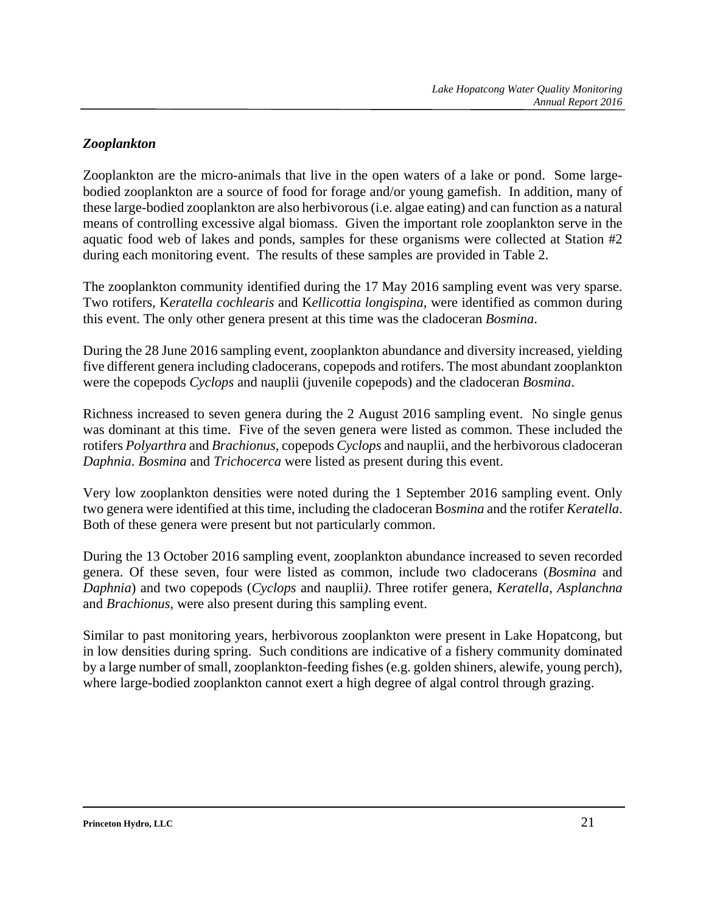### *Zooplankton*

Zooplankton are the micro-animals that live in the open waters of a lake or pond. Some large-bodied zooplankton are a source of food for forage and/or young gamefish. In addition, many of these large-bodied zooplankton are also herbivorous (i.e. algae eating) and can function as a natural means of controlling excessive algal biomass. Given the important role zooplankton serve in the aquatic food web of lakes and ponds, samples for these organisms were collected at Station #2 during each monitoring event. The results of these samples are provided in Table 2.

The zooplankton community identified during the 17 May 2016 sampling event was very sparse. Two rotifers, K*eratella cochlearis* and K*ellicottia longispina*, were identified as common during this event. The only other genera present at this time was the cladoceran *Bosmina*.

During the 28 June 2016 sampling event, zooplankton abundance and diversity increased, yielding five different genera including cladocerans, copepods and rotifers. The most abundant zooplankton were the copepods *Cyclops* and nauplii (juvenile copepods) and the cladoceran *Bosmina*.

Richness increased to seven genera during the 2 August 2016 sampling event. No single genus was dominant at this time. Five of the seven genera were listed as common. These included the rotifers *Polyarthra* and *Brachionus*, copepods *Cyclops* and nauplii, and the herbivorous cladoceran *Daphnia*. *Bosmina* and *Trichocerca* were listed as present during this event.

Very low zooplankton densities were noted during the 1 September 2016 sampling event. Only two genera were identified at this time, including the cladoceran B*osmina* and the rotifer *Keratella*. Both of these genera were present but not particularly common.

During the 13 October 2016 sampling event, zooplankton abundance increased to seven recorded genera. Of these seven, four were listed as common, include two cladocerans (*Bosmina* and *Daphnia*) and two copepods (*Cyclops* and nauplii*)*. Three rotifer genera, *Keratella*, *Asplanchna* and *Brachionus*, were also present during this sampling event.

Similar to past monitoring years, herbivorous zooplankton were present in Lake Hopatcong, but in low densities during spring. Such conditions are indicative of a fishery community dominated by a large number of small, zooplankton-feeding fishes (e.g. golden shiners, alewife, young perch), where large-bodied zooplankton cannot exert a high degree of algal control through grazing.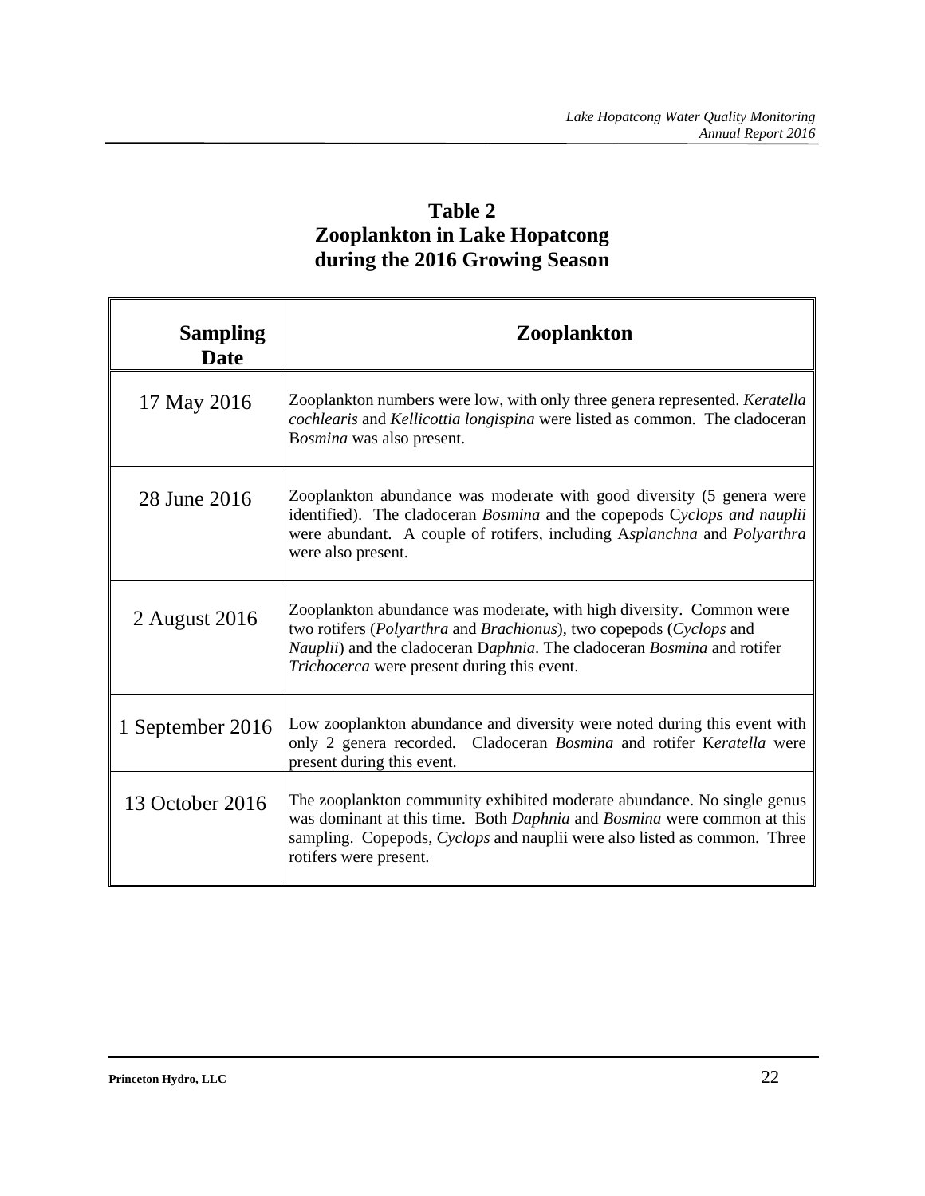## Table 2
## Zooplankton in Lake Hopatcong during the 2016 Growing Season

| Sampling Date | Zooplankton |
|---|---|
| 17 May 2016 | Zooplankton numbers were low, with only three genera represented. *Keratella cochlearis* and *Kellicottia longispina* were listed as common. The cladoceran B*osmina* was also present. |
| 28 June 2016 | Zooplankton abundance was moderate with good diversity (5 genera were identified). The cladoceran *Bosmina* and the copepods C*yclops and nauplii* were abundant. A couple of rotifers, including A*splanchna* and *Polyarthra* were also present. |
| 2 August 2016 | Zooplankton abundance was moderate, with high diversity. Common were two rotifers (*Polyarthra* and *Brachionus*), two copepods (*Cyclops* and *Nauplii*) and the cladoceran D*aphnia*. The cladoceran *Bosmina* and rotifer *Trichocerca* were present during this event. |
| 1 September 2016 | Low zooplankton abundance and diversity were noted during this event with only 2 genera recorded. Cladoceran *Bosmina* and rotifer K*eratella* were present during this event. |
| 13 October 2016 | The zooplankton community exhibited moderate abundance. No single genus was dominant at this time. Both *Daphnia* and *Bosmina* were common at this sampling. Copepods, *Cyclops* and nauplii were also listed as common. Three rotifers were present. |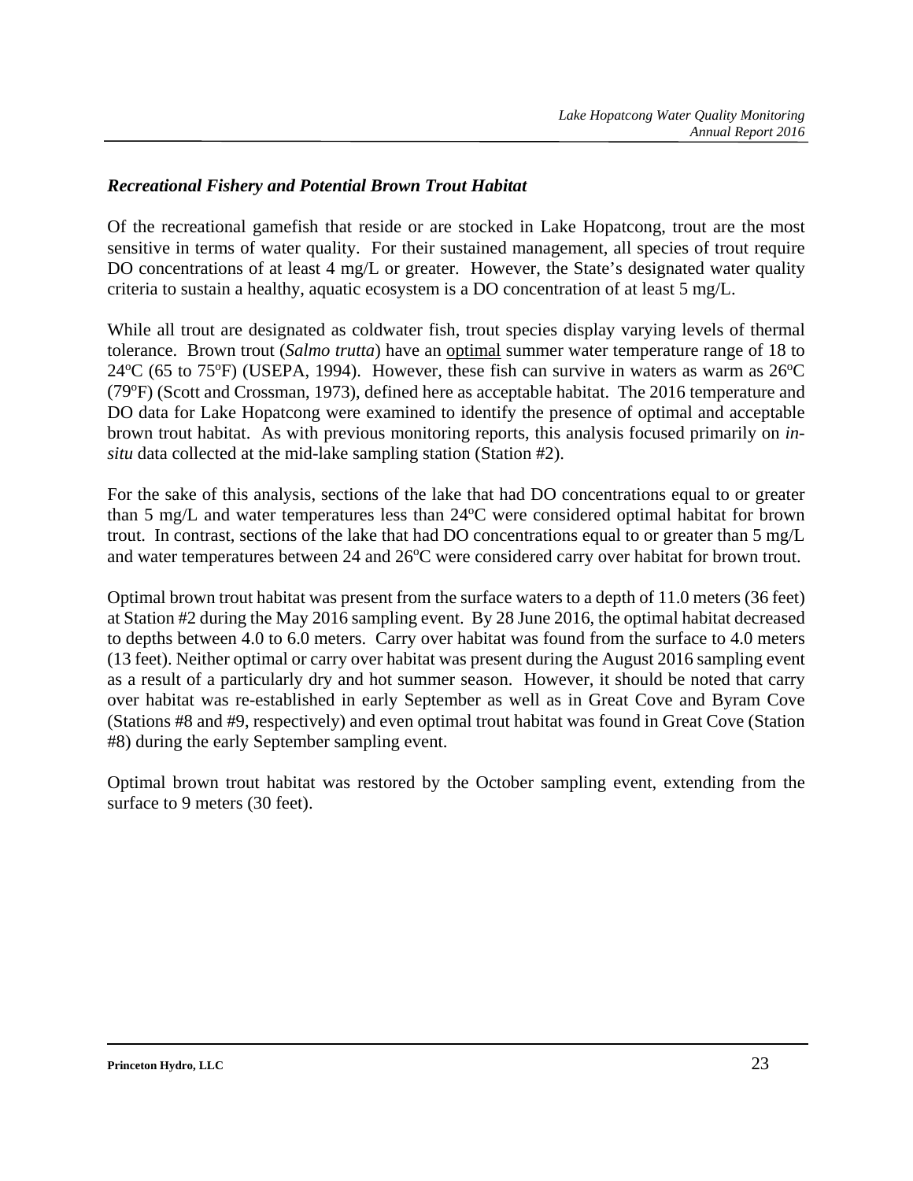### *Recreational Fishery and Potential Brown Trout Habitat*

Of the recreational gamefish that reside or are stocked in Lake Hopatcong, trout are the most sensitive in terms of water quality. For their sustained management, all species of trout require DO concentrations of at least 4 mg/L or greater. However, the State's designated water quality criteria to sustain a healthy, aquatic ecosystem is a DO concentration of at least 5 mg/L.

While all trout are designated as coldwater fish, trout species display varying levels of thermal tolerance. Brown trout (*Salmo trutta*) have an optimal summer water temperature range of 18 to 24°C (65 to 75°F) (USEPA, 1994). However, these fish can survive in waters as warm as 26°C (79°F) (Scott and Crossman, 1973), defined here as acceptable habitat. The 2016 temperature and DO data for Lake Hopatcong were examined to identify the presence of optimal and acceptable brown trout habitat. As with previous monitoring reports, this analysis focused primarily on *in-situ* data collected at the mid-lake sampling station (Station #2).

For the sake of this analysis, sections of the lake that had DO concentrations equal to or greater than 5 mg/L and water temperatures less than 24°C were considered optimal habitat for brown trout. In contrast, sections of the lake that had DO concentrations equal to or greater than 5 mg/L and water temperatures between 24 and 26°C were considered carry over habitat for brown trout.

Optimal brown trout habitat was present from the surface waters to a depth of 11.0 meters (36 feet) at Station #2 during the May 2016 sampling event. By 28 June 2016, the optimal habitat decreased to depths between 4.0 to 6.0 meters. Carry over habitat was found from the surface to 4.0 meters (13 feet). Neither optimal or carry over habitat was present during the August 2016 sampling event as a result of a particularly dry and hot summer season. However, it should be noted that carry over habitat was re-established in early September as well as in Great Cove and Byram Cove (Stations #8 and #9, respectively) and even optimal trout habitat was found in Great Cove (Station #8) during the early September sampling event.

Optimal brown trout habitat was restored by the October sampling event, extending from the surface to 9 meters (30 feet).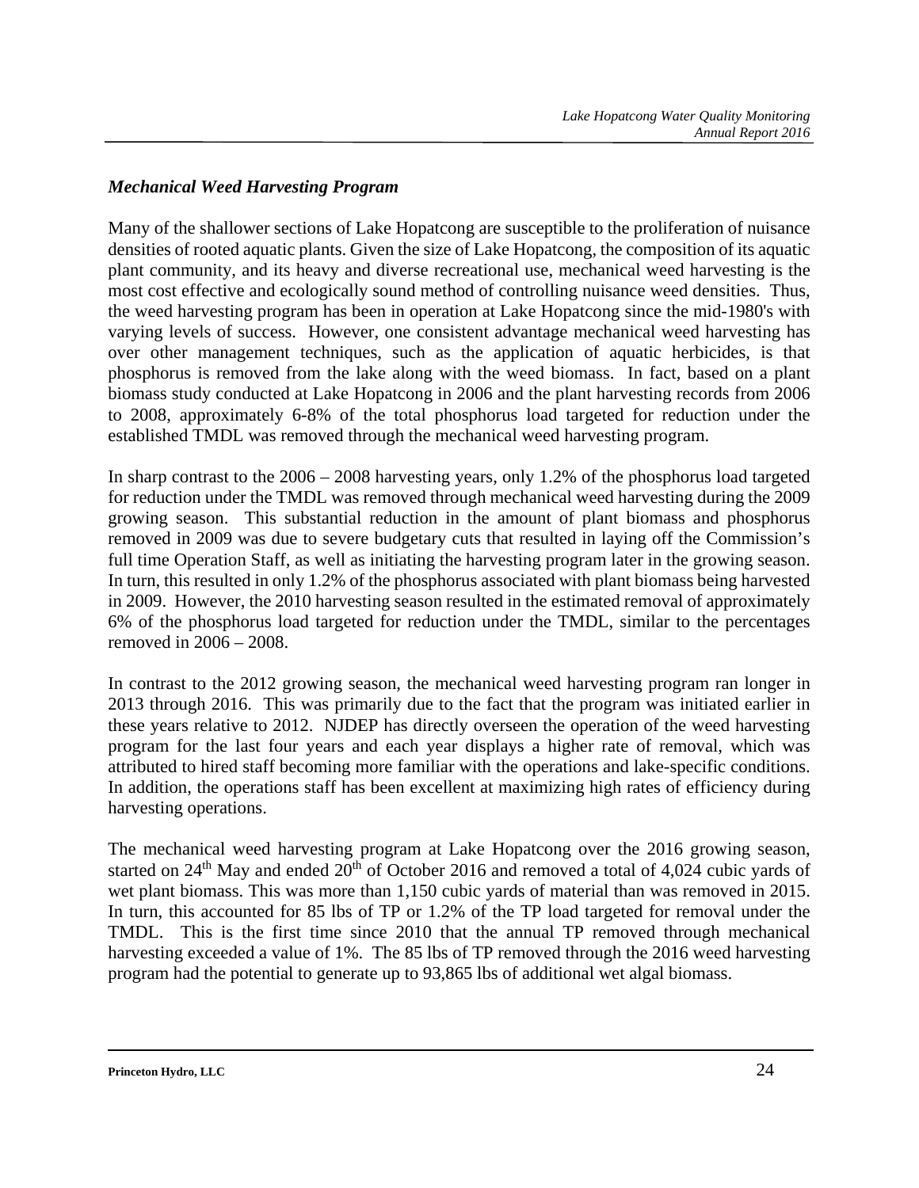### *Mechanical Weed Harvesting Program*

Many of the shallower sections of Lake Hopatcong are susceptible to the proliferation of nuisance densities of rooted aquatic plants. Given the size of Lake Hopatcong, the composition of its aquatic plant community, and its heavy and diverse recreational use, mechanical weed harvesting is the most cost effective and ecologically sound method of controlling nuisance weed densities. Thus, the weed harvesting program has been in operation at Lake Hopatcong since the mid-1980's with varying levels of success. However, one consistent advantage mechanical weed harvesting has over other management techniques, such as the application of aquatic herbicides, is that phosphorus is removed from the lake along with the weed biomass. In fact, based on a plant biomass study conducted at Lake Hopatcong in 2006 and the plant harvesting records from 2006 to 2008, approximately 6-8% of the total phosphorus load targeted for reduction under the established TMDL was removed through the mechanical weed harvesting program.

In sharp contrast to the 2006 – 2008 harvesting years, only 1.2% of the phosphorus load targeted for reduction under the TMDL was removed through mechanical weed harvesting during the 2009 growing season. This substantial reduction in the amount of plant biomass and phosphorus removed in 2009 was due to severe budgetary cuts that resulted in laying off the Commission's full time Operation Staff, as well as initiating the harvesting program later in the growing season. In turn, this resulted in only 1.2% of the phosphorus associated with plant biomass being harvested in 2009. However, the 2010 harvesting season resulted in the estimated removal of approximately 6% of the phosphorus load targeted for reduction under the TMDL, similar to the percentages removed in 2006 – 2008.

In contrast to the 2012 growing season, the mechanical weed harvesting program ran longer in 2013 through 2016. This was primarily due to the fact that the program was initiated earlier in these years relative to 2012. NJDEP has directly overseen the operation of the weed harvesting program for the last four years and each year displays a higher rate of removal, which was attributed to hired staff becoming more familiar with the operations and lake-specific conditions. In addition, the operations staff has been excellent at maximizing high rates of efficiency during harvesting operations.

The mechanical weed harvesting program at Lake Hopatcong over the 2016 growing season, started on 24th May and ended 20th of October 2016 and removed a total of 4,024 cubic yards of wet plant biomass. This was more than 1,150 cubic yards of material than was removed in 2015. In turn, this accounted for 85 lbs of TP or 1.2% of the TP load targeted for removal under the TMDL. This is the first time since 2010 that the annual TP removed through mechanical harvesting exceeded a value of 1%. The 85 lbs of TP removed through the 2016 weed harvesting program had the potential to generate up to 93,865 lbs of additional wet algal biomass.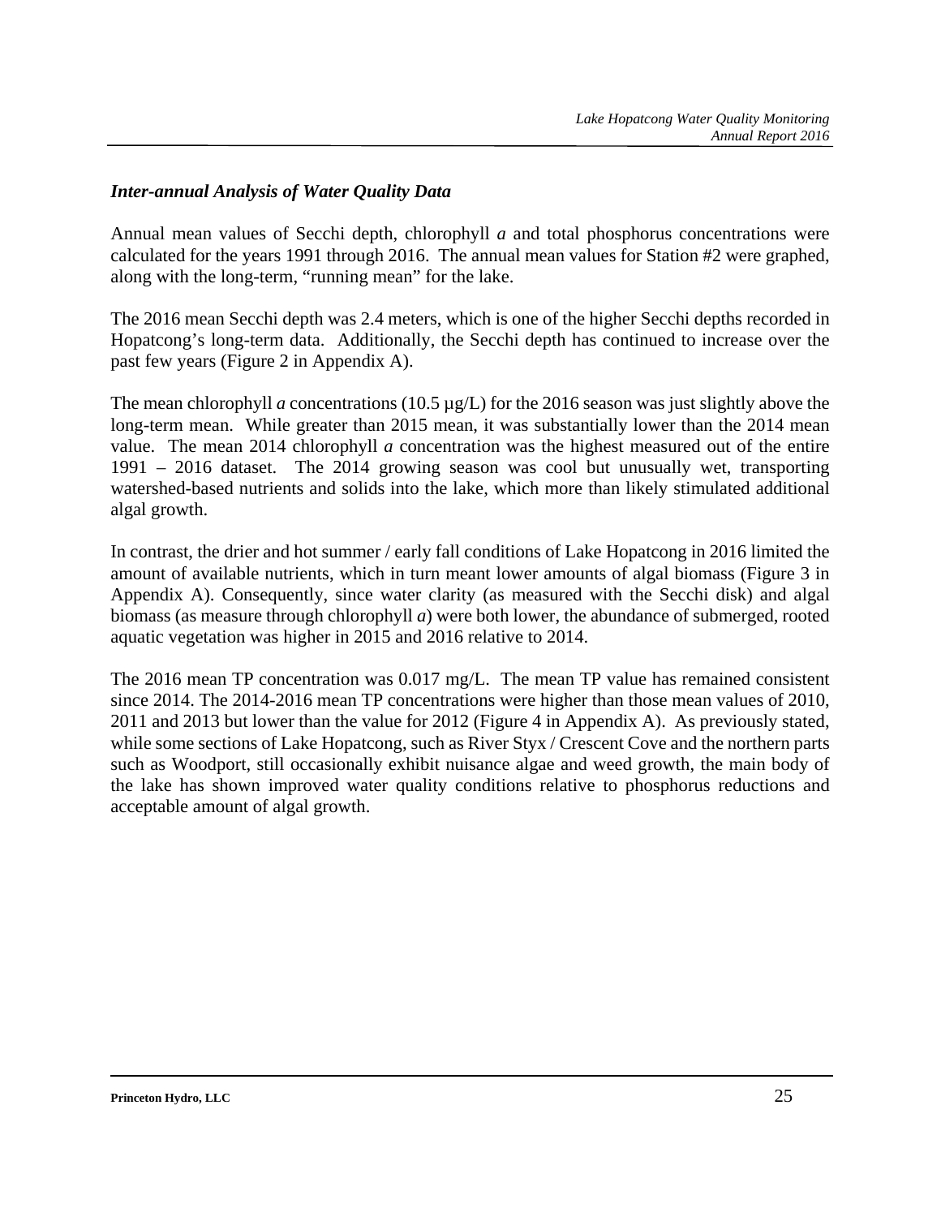### *Inter-annual Analysis of Water Quality Data*

Annual mean values of Secchi depth, chlorophyll *a* and total phosphorus concentrations were calculated for the years 1991 through 2016. The annual mean values for Station #2 were graphed, along with the long-term, “running mean” for the lake.

The 2016 mean Secchi depth was 2.4 meters, which is one of the higher Secchi depths recorded in Hopatcong’s long-term data. Additionally, the Secchi depth has continued to increase over the past few years (Figure 2 in Appendix A).

The mean chlorophyll *a* concentrations (10.5 µg/L) for the 2016 season was just slightly above the long-term mean. While greater than 2015 mean, it was substantially lower than the 2014 mean value. The mean 2014 chlorophyll *a* concentration was the highest measured out of the entire 1991 – 2016 dataset. The 2014 growing season was cool but unusually wet, transporting watershed-based nutrients and solids into the lake, which more than likely stimulated additional algal growth.

In contrast, the drier and hot summer / early fall conditions of Lake Hopatcong in 2016 limited the amount of available nutrients, which in turn meant lower amounts of algal biomass (Figure 3 in Appendix A). Consequently, since water clarity (as measured with the Secchi disk) and algal biomass (as measure through chlorophyll *a*) were both lower, the abundance of submerged, rooted aquatic vegetation was higher in 2015 and 2016 relative to 2014.

The 2016 mean TP concentration was 0.017 mg/L. The mean TP value has remained consistent since 2014. The 2014-2016 mean TP concentrations were higher than those mean values of 2010, 2011 and 2013 but lower than the value for 2012 (Figure 4 in Appendix A). As previously stated, while some sections of Lake Hopatcong, such as River Styx / Crescent Cove and the northern parts such as Woodport, still occasionally exhibit nuisance algae and weed growth, the main body of the lake has shown improved water quality conditions relative to phosphorus reductions and acceptable amount of algal growth.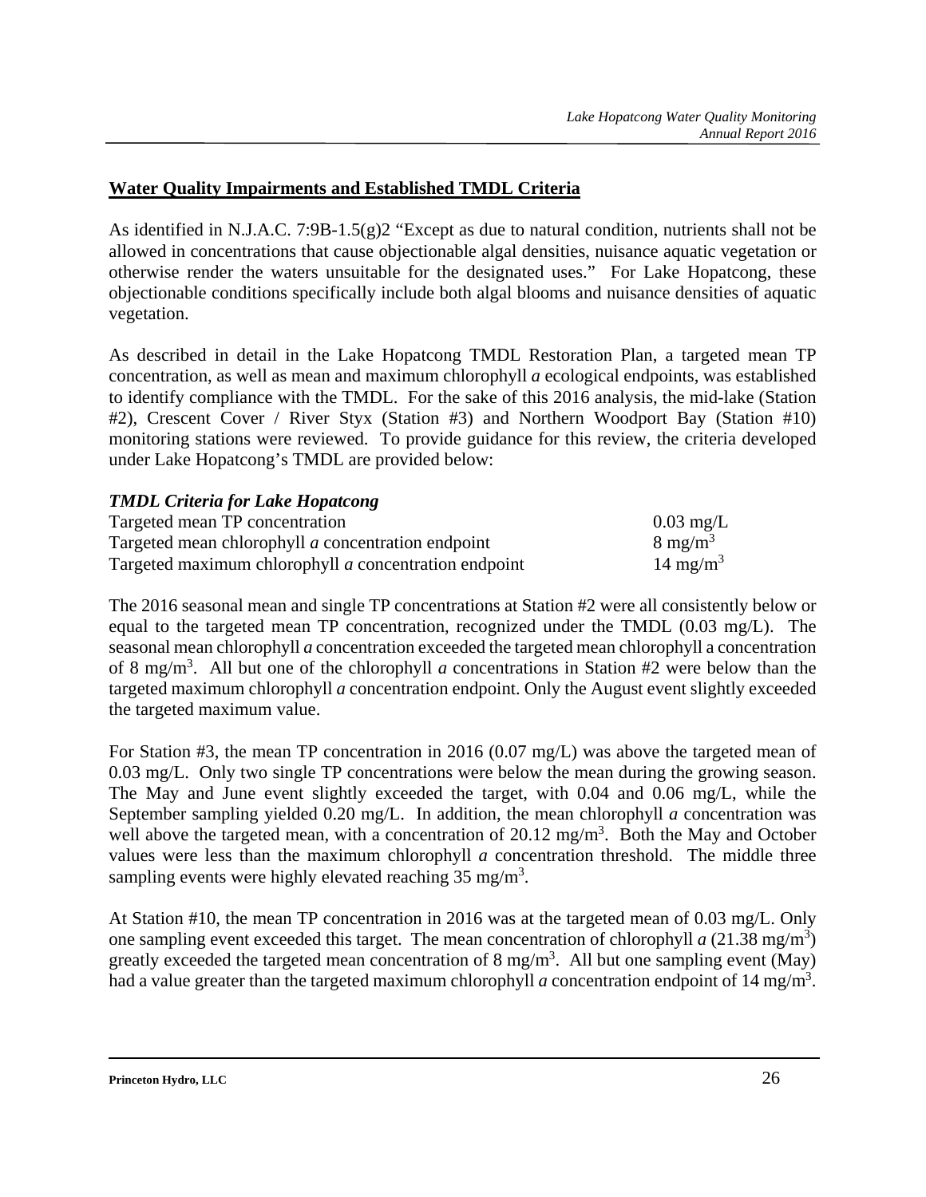## Water Quality Impairments and Established TMDL Criteria

As identified in N.J.A.C. 7:9B-1.5(g)2 "Except as due to natural condition, nutrients shall not be allowed in concentrations that cause objectionable algal densities, nuisance aquatic vegetation or otherwise render the waters unsuitable for the designated uses." For Lake Hopatcong, these objectionable conditions specifically include both algal blooms and nuisance densities of aquatic vegetation.

As described in detail in the Lake Hopatcong TMDL Restoration Plan, a targeted mean TP concentration, as well as mean and maximum chlorophyll *a* ecological endpoints, was established to identify compliance with the TMDL. For the sake of this 2016 analysis, the mid-lake (Station #2), Crescent Cover / River Styx (Station #3) and Northern Woodport Bay (Station #10) monitoring stations were reviewed. To provide guidance for this review, the criteria developed under Lake Hopatcong's TMDL are provided below:

***TMDL Criteria for Lake Hopatcong***

| | |
|---|---|
| Targeted mean TP concentration | 0.03 mg/L |
| Targeted mean chlorophyll *a* concentration endpoint | 8 $mg/m^3$ |
| Targeted maximum chlorophyll *a* concentration endpoint | 14 $mg/m^3$ |

The 2016 seasonal mean and single TP concentrations at Station #2 were all consistently below or equal to the targeted mean TP concentration, recognized under the TMDL (0.03 mg/L). The seasonal mean chlorophyll *a* concentration exceeded the targeted mean chlorophyll a concentration of 8 $mg/m^3$. All but one of the chlorophyll *a* concentrations in Station #2 were below than the targeted maximum chlorophyll *a* concentration endpoint. Only the August event slightly exceeded the targeted maximum value.

For Station #3, the mean TP concentration in 2016 (0.07 mg/L) was above the targeted mean of 0.03 mg/L. Only two single TP concentrations were below the mean during the growing season. The May and June event slightly exceeded the target, with 0.04 and 0.06 mg/L, while the September sampling yielded 0.20 mg/L. In addition, the mean chlorophyll *a* concentration was well above the targeted mean, with a concentration of 20.12 $mg/m^3$. Both the May and October values were less than the maximum chlorophyll *a* concentration threshold. The middle three sampling events were highly elevated reaching 35 $mg/m^3$.

At Station #10, the mean TP concentration in 2016 was at the targeted mean of 0.03 mg/L. Only one sampling event exceeded this target. The mean concentration of chlorophyll *a* (21.38 $mg/m^3$) greatly exceeded the targeted mean concentration of 8 $mg/m^3$. All but one sampling event (May) had a value greater than the targeted maximum chlorophyll *a* concentration endpoint of 14 $mg/m^3$.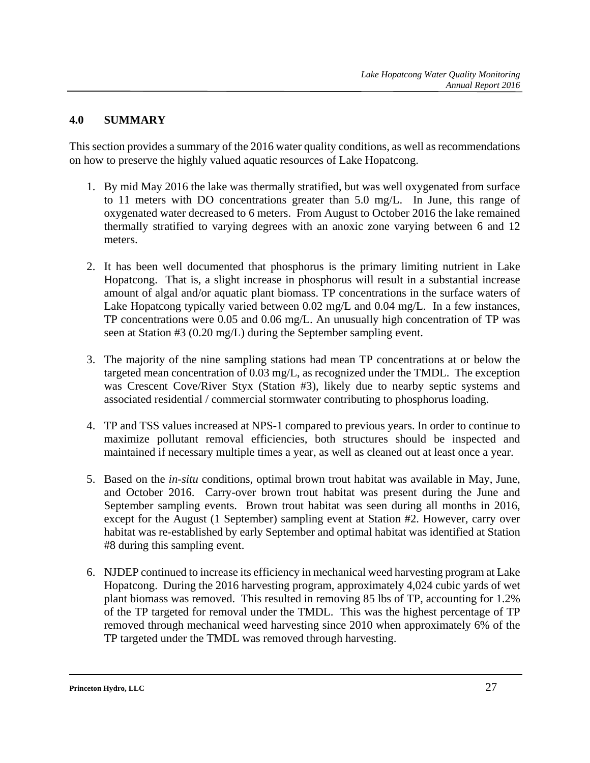## 4.0 SUMMARY

This section provides a summary of the 2016 water quality conditions, as well as recommendations on how to preserve the highly valued aquatic resources of Lake Hopatcong.

1. By mid May 2016 the lake was thermally stratified, but was well oxygenated from surface to 11 meters with DO concentrations greater than 5.0 mg/L. In June, this range of oxygenated water decreased to 6 meters. From August to October 2016 the lake remained thermally stratified to varying degrees with an anoxic zone varying between 6 and 12 meters.

2. It has been well documented that phosphorus is the primary limiting nutrient in Lake Hopatcong. That is, a slight increase in phosphorus will result in a substantial increase amount of algal and/or aquatic plant biomass. TP concentrations in the surface waters of Lake Hopatcong typically varied between 0.02 mg/L and 0.04 mg/L. In a few instances, TP concentrations were 0.05 and 0.06 mg/L. An unusually high concentration of TP was seen at Station #3 (0.20 mg/L) during the September sampling event.

3. The majority of the nine sampling stations had mean TP concentrations at or below the targeted mean concentration of 0.03 mg/L, as recognized under the TMDL. The exception was Crescent Cove/River Styx (Station #3), likely due to nearby septic systems and associated residential / commercial stormwater contributing to phosphorus loading.

4. TP and TSS values increased at NPS-1 compared to previous years. In order to continue to maximize pollutant removal efficiencies, both structures should be inspected and maintained if necessary multiple times a year, as well as cleaned out at least once a year.

5. Based on the *in-situ* conditions, optimal brown trout habitat was available in May, June, and October 2016. Carry-over brown trout habitat was present during the June and September sampling events. Brown trout habitat was seen during all months in 2016, except for the August (1 September) sampling event at Station #2. However, carry over habitat was re-established by early September and optimal habitat was identified at Station #8 during this sampling event.

6. NJDEP continued to increase its efficiency in mechanical weed harvesting program at Lake Hopatcong. During the 2016 harvesting program, approximately 4,024 cubic yards of wet plant biomass was removed. This resulted in removing 85 lbs of TP, accounting for 1.2% of the TP targeted for removal under the TMDL. This was the highest percentage of TP removed through mechanical weed harvesting since 2010 when approximately 6% of the TP targeted under the TMDL was removed through harvesting.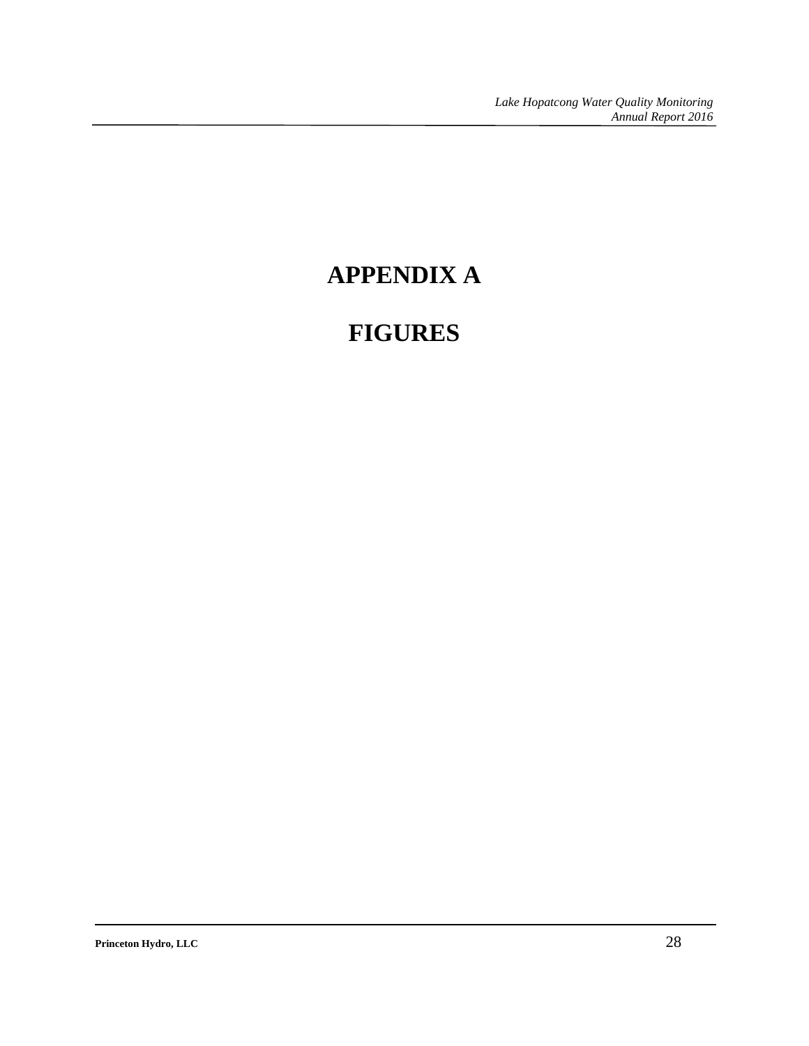# APPENDIX A

# FIGURES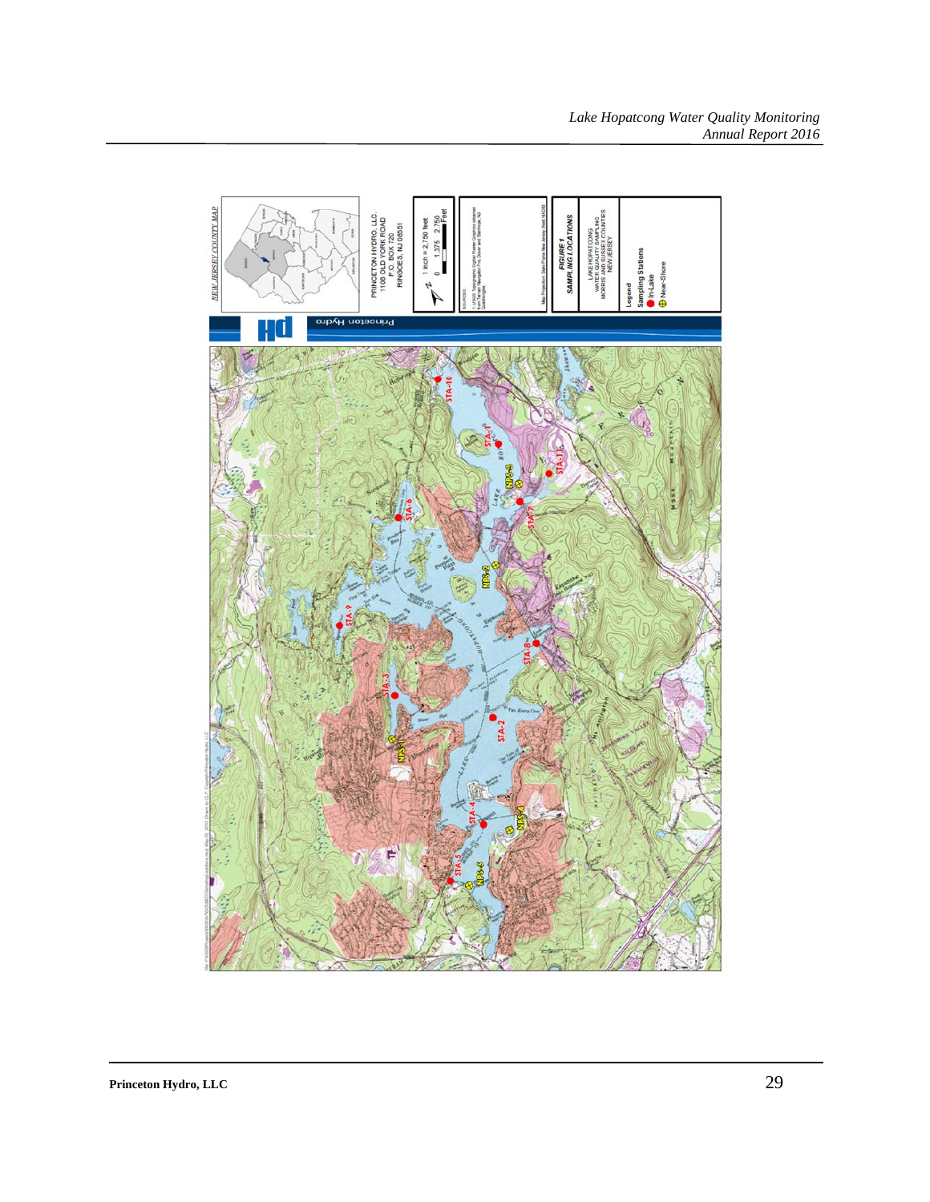NEW JERSEY COUNTY MAP

PRINCETON HYDRO, LLC.
1108 OLD YORK ROAD
P.O. BOX 720
RINGOES, NJ 08551

1 inch = 2,750 feet

0 1,375 2,750 Feet

FIGURE 1
SAMPLING LOCATIONS

LAKE HOPATCONG
WATER QUALITY SAMPLING
MORRIS AND SUSSEX COUNTIES
NEW JERSEY

Legend
Sampling Stations
In-Lake
Near-Shore

STA-1
STA-2
STA-3
STA-4
STA-5
STA-6
STA-7
STA-8
STA-9
STA-10
STA-11
NPS-2
NPS-4
NPS-6
NPS-8
NPS-11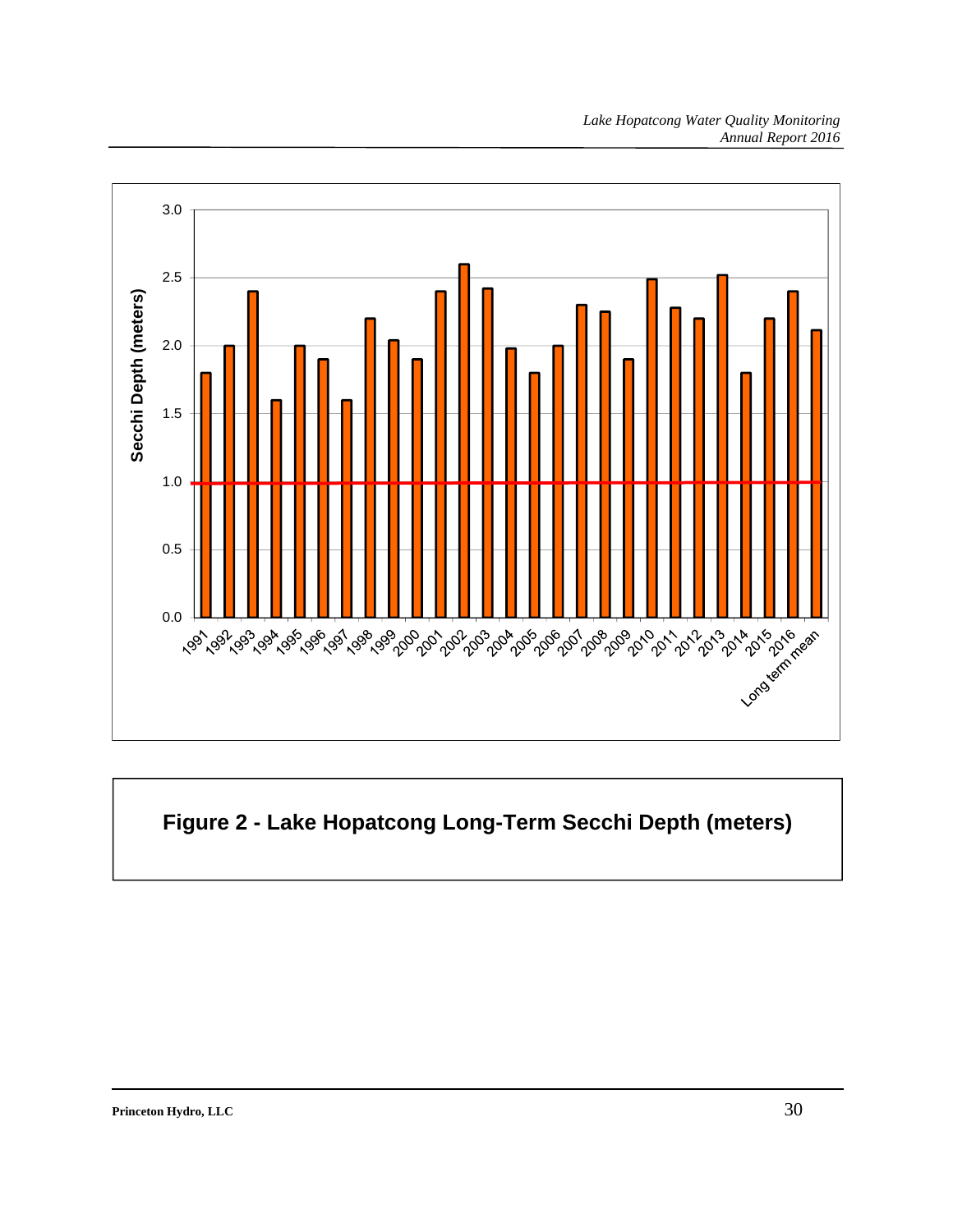Secchi Depth (meters)

3.0
2.5
2.0
1.5
1.0
0.5
0.0

1991 1992 1993 1994 1995 1996 1997 1998 1999 2000 2001 2002 2003 2004 2005 2006 2007 2008 2009 2010 2011 2012 2013 2014 2015 2016 Long term mean

**Figure 2 - Lake Hopatcong Long-Term Secchi Depth (meters)**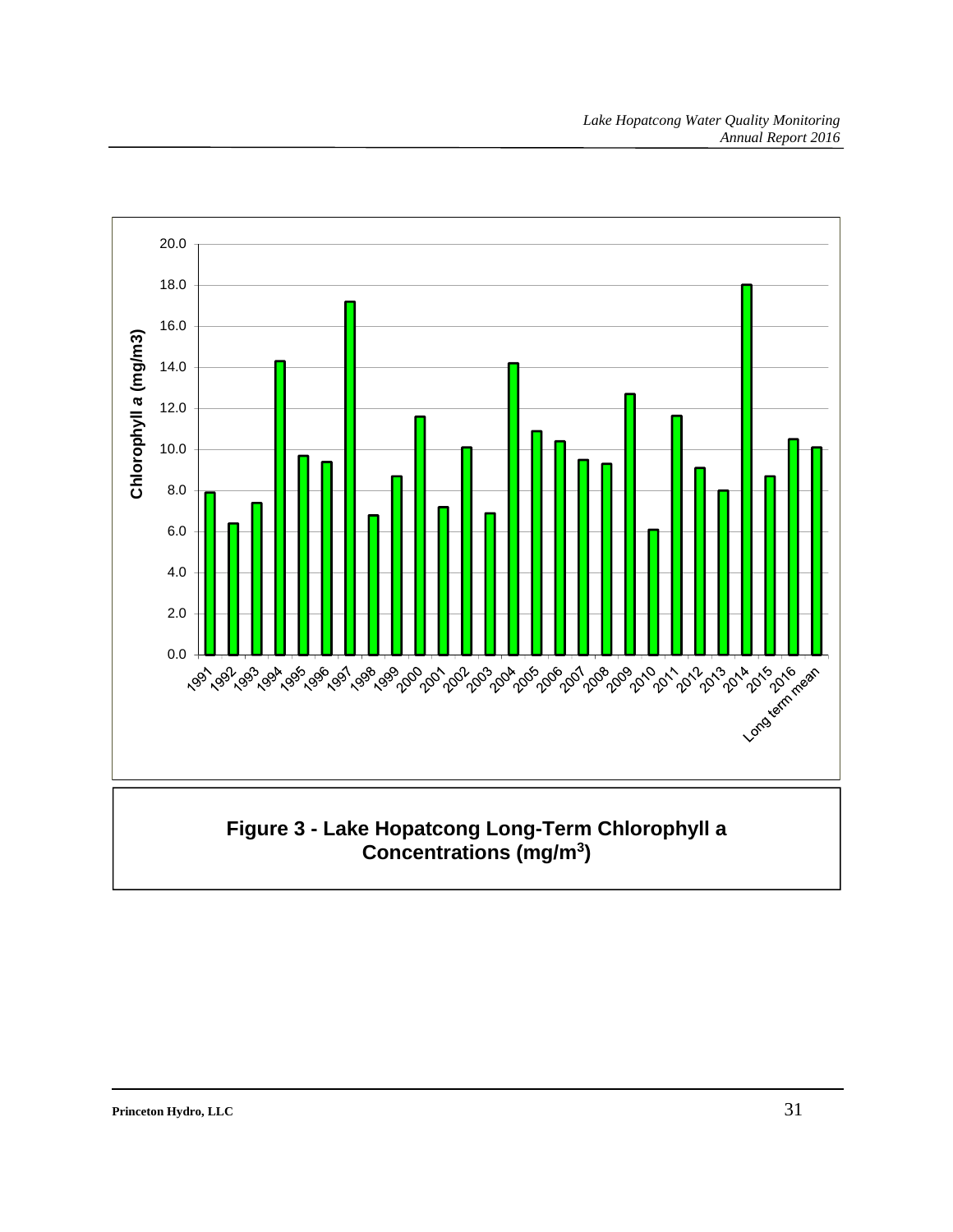Chlorophyll a (mg/m3)

20.0
18.0
16.0
14.0
12.0
10.0
8.0
6.0
4.0
2.0
0.0

1991
1992
1993
1994
1995
1996
1997
1998
1999
2000
2001
2002
2003
2004
2005
2006
2007
2008
2009
2010
2011
2012
2013
2014
2015
2016
Long term mean

**Figure 3 - Lake Hopatcong Long-Term Chlorophyll a Concentrations ($mg/m^3$)**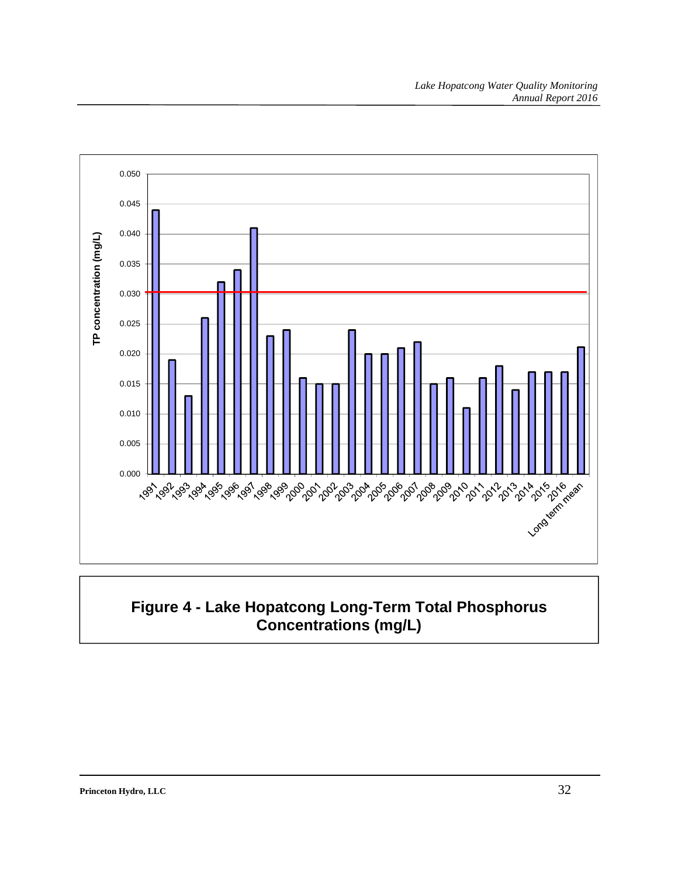0.050
0.045
0.040
0.035
0.030
0.025
0.020
0.015
0.010
0.005
0.000

TP concentration (mg/L)

1991 1992 1993 1994 1995 1996 1997 1998 1999 2000 2001 2002 2003 2004 2005 2006 2007 2008 2009 2010 2011 2012 2013 2014 2015 2016 Long term mean

**Figure 4 - Lake Hopatcong Long-Term Total Phosphorus Concentrations (mg/L)**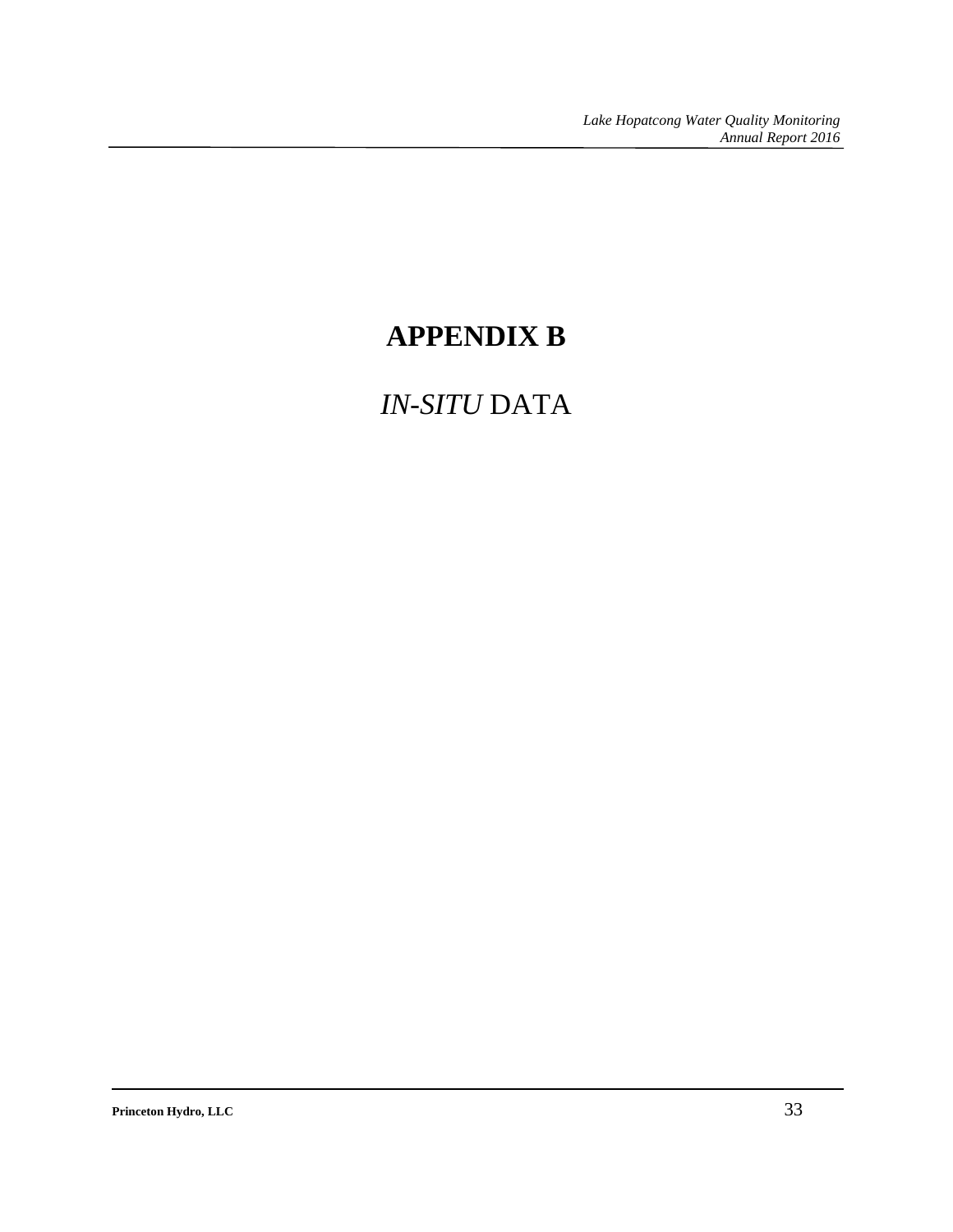# APPENDIX B

## *IN-SITU* DATA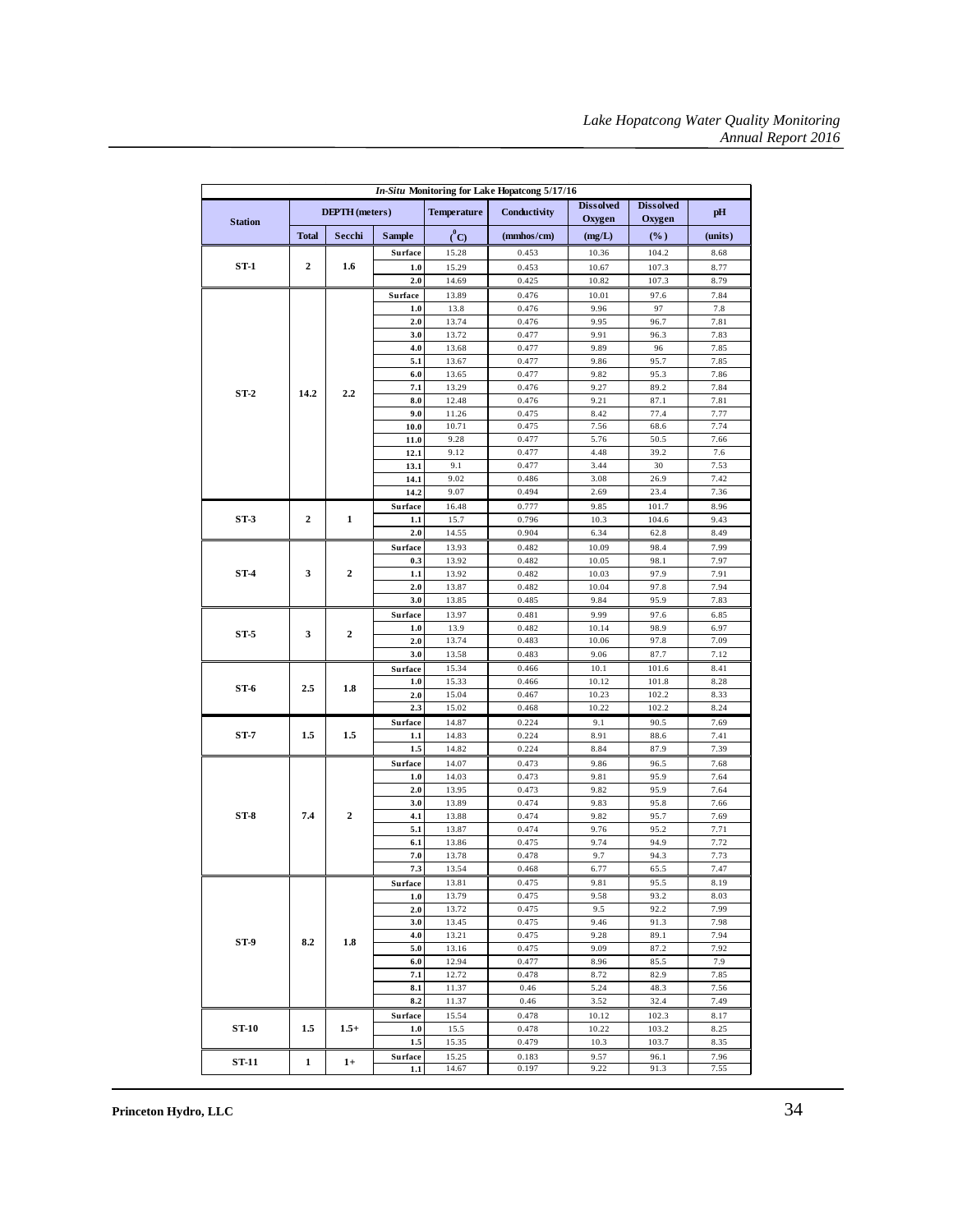| *In-Situ* Monitoring for Lake Hopatcong 5/17/16 | | | | | | | | |
|---|---|---|---|---|---|---|---|---|
| Station | DEPTH (meters) | | | Temperature | Conductivity | Dissolved Oxygen | Dissolved Oxygen | pH |
| | Total | Secchi | Sample | (°C) | (mmhos/cm) | (mg/L) | (%) | (units) |
| ST-1 | 2 | 1.6 | Surface | 15.28 | 0.453 | 10.36 | 104.2 | 8.68 |
| | | | 1.0 | 15.29 | 0.453 | 10.67 | 107.3 | 8.77 |
| | | | 2.0 | 14.69 | 0.425 | 10.82 | 107.3 | 8.79 |
| ST-2 | 14.2 | 2.2 | Surface | 13.89 | 0.476 | 10.01 | 97.6 | 7.84 |
| | | | 1.0 | 13.8 | 0.476 | 9.96 | 97 | 7.8 |
| | | | 2.0 | 13.74 | 0.476 | 9.95 | 96.7 | 7.81 |
| | | | 3.0 | 13.72 | 0.477 | 9.91 | 96.3 | 7.83 |
| | | | 4.0 | 13.68 | 0.477 | 9.89 | 96 | 7.85 |
| | | | 5.1 | 13.67 | 0.477 | 9.86 | 95.7 | 7.85 |
| | | | 6.0 | 13.65 | 0.477 | 9.82 | 95.3 | 7.86 |
| | | | 7.1 | 13.29 | 0.476 | 9.27 | 89.2 | 7.84 |
| | | | 8.0 | 12.48 | 0.476 | 9.21 | 87.1 | 7.81 |
| | | | 9.0 | 11.26 | 0.475 | 8.42 | 77.4 | 7.77 |
| | | | 10.0 | 10.71 | 0.475 | 7.56 | 68.6 | 7.74 |
| | | | 11.0 | 9.28 | 0.477 | 5.76 | 50.5 | 7.66 |
| | | | 12.1 | 9.12 | 0.477 | 4.48 | 39.2 | 7.6 |
| | | | 13.1 | 9.1 | 0.477 | 3.44 | 30 | 7.53 |
| | | | 14.1 | 9.02 | 0.486 | 3.08 | 26.9 | 7.42 |
| | | | 14.2 | 9.07 | 0.494 | 2.69 | 23.4 | 7.36 |
| ST-3 | 2 | 1 | Surface | 16.48 | 0.777 | 9.85 | 101.7 | 8.96 |
| | | | 1.1 | 15.7 | 0.796 | 10.3 | 104.6 | 9.43 |
| | | | 2.0 | 14.55 | 0.904 | 6.34 | 62.8 | 8.49 |
| ST-4 | 3 | 2 | Surface | 13.93 | 0.482 | 10.09 | 98.4 | 7.99 |
| | | | 0.3 | 13.92 | 0.482 | 10.05 | 98.1 | 7.97 |
| | | | 1.1 | 13.92 | 0.482 | 10.03 | 97.9 | 7.91 |
| | | | 2.0 | 13.87 | 0.482 | 10.04 | 97.8 | 7.94 |
| | | | 3.0 | 13.85 | 0.485 | 9.84 | 95.9 | 7.83 |
| ST-5 | 3 | 2 | Surface | 13.97 | 0.481 | 9.99 | 97.6 | 6.85 |
| | | | 1.0 | 13.9 | 0.482 | 10.14 | 98.9 | 6.97 |
| | | | 2.0 | 13.74 | 0.483 | 10.06 | 97.8 | 7.09 |
| | | | 3.0 | 13.58 | 0.483 | 9.06 | 87.7 | 7.12 |
| ST-6 | 2.5 | 1.8 | Surface | 15.34 | 0.466 | 10.1 | 101.6 | 8.41 |
| | | | 1.0 | 15.33 | 0.466 | 10.12 | 101.8 | 8.28 |
| | | | 2.0 | 15.04 | 0.467 | 10.23 | 102.2 | 8.33 |
| | | | 2.3 | 15.02 | 0.468 | 10.22 | 102.2 | 8.24 |
| ST-7 | 1.5 | 1.5 | Surface | 14.87 | 0.224 | 9.1 | 90.5 | 7.69 |
| | | | 1.1 | 14.83 | 0.224 | 8.91 | 88.6 | 7.41 |
| | | | 1.5 | 14.82 | 0.224 | 8.84 | 87.9 | 7.39 |
| ST-8 | 7.4 | 2 | Surface | 14.07 | 0.473 | 9.86 | 96.5 | 7.68 |
| | | | 1.0 | 14.03 | 0.473 | 9.81 | 95.9 | 7.64 |
| | | | 2.0 | 13.95 | 0.473 | 9.82 | 95.9 | 7.64 |
| | | | 3.0 | 13.89 | 0.474 | 9.83 | 95.8 | 7.66 |
| | | | 4.1 | 13.88 | 0.474 | 9.82 | 95.7 | 7.69 |
| | | | 5.1 | 13.87 | 0.474 | 9.76 | 95.2 | 7.71 |
| | | | 6.1 | 13.86 | 0.475 | 9.74 | 94.9 | 7.72 |
| | | | 7.0 | 13.78 | 0.478 | 9.7 | 94.3 | 7.73 |
| | | | 7.3 | 13.54 | 0.468 | 6.77 | 65.5 | 7.47 |
| ST-9 | 8.2 | 1.8 | Surface | 13.81 | 0.475 | 9.81 | 95.5 | 8.19 |
| | | | 1.0 | 13.79 | 0.475 | 9.58 | 93.2 | 8.03 |
| | | | 2.0 | 13.72 | 0.475 | 9.5 | 92.2 | 7.99 |
| | | | 3.0 | 13.45 | 0.475 | 9.46 | 91.3 | 7.98 |
| | | | 4.0 | 13.21 | 0.475 | 9.28 | 89.1 | 7.94 |
| | | | 5.0 | 13.16 | 0.475 | 9.09 | 87.2 | 7.92 |
| | | | 6.0 | 12.94 | 0.477 | 8.96 | 85.5 | 7.9 |
| | | | 7.1 | 12.72 | 0.478 | 8.72 | 82.9 | 7.85 |
| | | | 8.1 | 11.37 | 0.46 | 5.24 | 48.3 | 7.56 |
| | | | 8.2 | 11.37 | 0.46 | 3.52 | 32.4 | 7.49 |
| ST-10 | 1.5 | 1.5+ | Surface | 15.54 | 0.478 | 10.12 | 102.3 | 8.17 |
| | | | 1.0 | 15.5 | 0.478 | 10.22 | 103.2 | 8.25 |
| | | | 1.5 | 15.35 | 0.479 | 10.3 | 103.7 | 8.35 |
| ST-11 | 1 | 1+ | Surface | 15.25 | 0.183 | 9.57 | 96.1 | 7.96 |
| | | | 1.1 | 14.67 | 0.197 | 9.22 | 91.3 | 7.55 |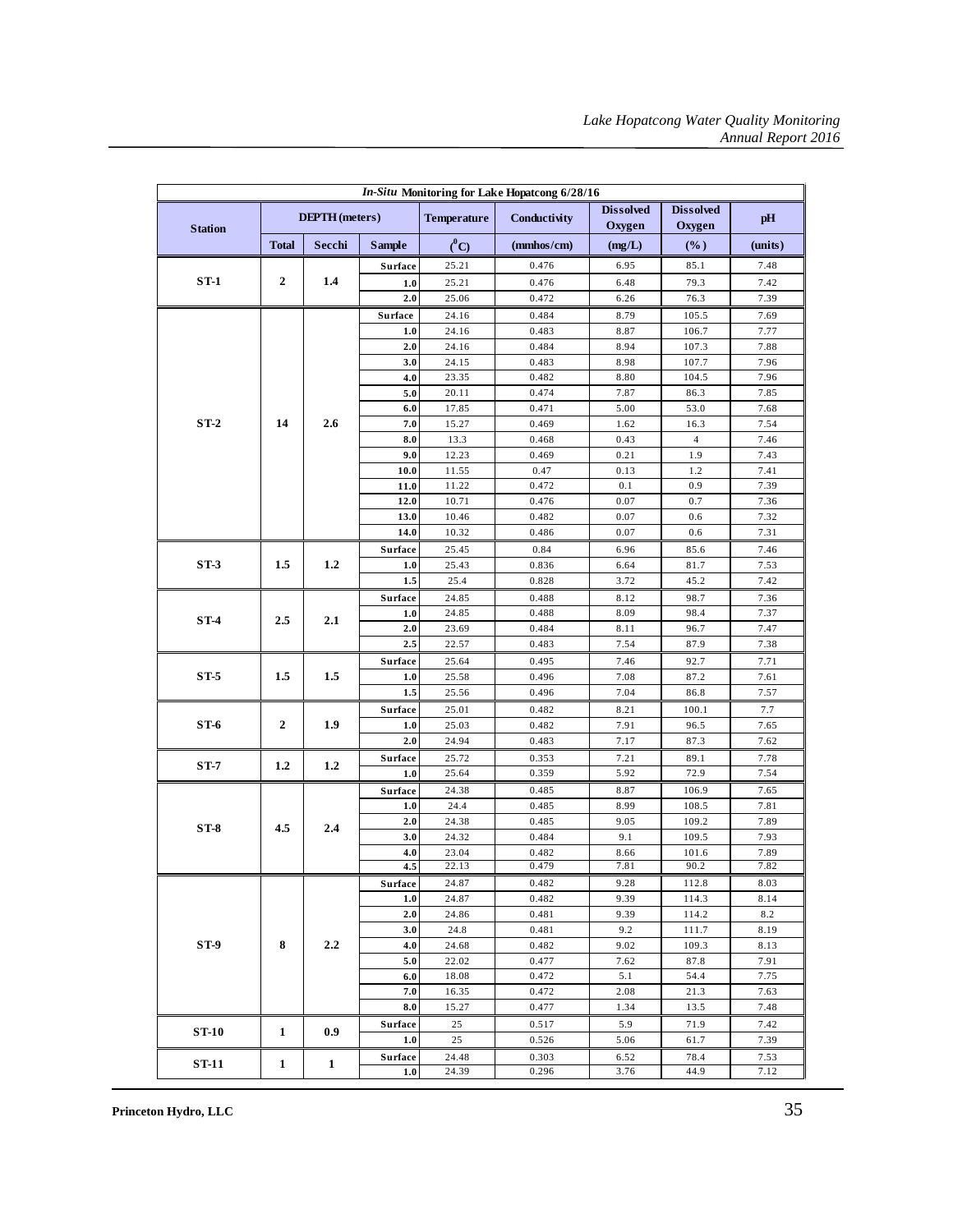| *In-Situ* Monitoring for Lake Hopatcong 6/28/16 | | | | | | | | |
|---|---|---|---|---|---|---|---|---|
| Station | DEPTH (meters) | | | Temperature | Conductivity | Dissolved Oxygen | Dissolved Oxygen | pH |
| | Total | Secchi | Sample | ($^0$C) | (mmhos/cm) | (mg/L) | (%) | (units) |
| ST-1 | 2 | 1.4 | Surface | 25.21 | 0.476 | 6.95 | 85.1 | 7.48 |
| | | | 1.0 | 25.21 | 0.476 | 6.48 | 79.3 | 7.42 |
| | | | 2.0 | 25.06 | 0.472 | 6.26 | 76.3 | 7.39 |
| ST-2 | 14 | 2.6 | Surface | 24.16 | 0.484 | 8.79 | 105.5 | 7.69 |
| | | | 1.0 | 24.16 | 0.483 | 8.87 | 106.7 | 7.77 |
| | | | 2.0 | 24.16 | 0.484 | 8.94 | 107.3 | 7.88 |
| | | | 3.0 | 24.15 | 0.483 | 8.98 | 107.7 | 7.96 |
| | | | 4.0 | 23.35 | 0.482 | 8.80 | 104.5 | 7.96 |
| | | | 5.0 | 20.11 | 0.474 | 7.87 | 86.3 | 7.85 |
| | | | 6.0 | 17.85 | 0.471 | 5.00 | 53.0 | 7.68 |
| | | | 7.0 | 15.27 | 0.469 | 1.62 | 16.3 | 7.54 |
| | | | 8.0 | 13.3 | 0.468 | 0.43 | 4 | 7.46 |
| | | | 9.0 | 12.23 | 0.469 | 0.21 | 1.9 | 7.43 |
| | | | 10.0 | 11.55 | 0.47 | 0.13 | 1.2 | 7.41 |
| | | | 11.0 | 11.22 | 0.472 | 0.1 | 0.9 | 7.39 |
| | | | 12.0 | 10.71 | 0.476 | 0.07 | 0.7 | 7.36 |
| | | | 13.0 | 10.46 | 0.482 | 0.07 | 0.6 | 7.32 |
| | | | 14.0 | 10.32 | 0.486 | 0.07 | 0.6 | 7.31 |
| ST-3 | 1.5 | 1.2 | Surface | 25.45 | 0.84 | 6.96 | 85.6 | 7.46 |
| | | | 1.0 | 25.43 | 0.836 | 6.64 | 81.7 | 7.53 |
| | | | 1.5 | 25.4 | 0.828 | 3.72 | 45.2 | 7.42 |
| ST-4 | 2.5 | 2.1 | Surface | 24.85 | 0.488 | 8.12 | 98.7 | 7.36 |
| | | | 1.0 | 24.85 | 0.488 | 8.09 | 98.4 | 7.37 |
| | | | 2.0 | 23.69 | 0.484 | 8.11 | 96.7 | 7.47 |
| | | | 2.5 | 22.57 | 0.483 | 7.54 | 87.9 | 7.38 |
| ST-5 | 1.5 | 1.5 | Surface | 25.64 | 0.495 | 7.46 | 92.7 | 7.71 |
| | | | 1.0 | 25.58 | 0.496 | 7.08 | 87.2 | 7.61 |
| | | | 1.5 | 25.56 | 0.496 | 7.04 | 86.8 | 7.57 |
| ST-6 | 2 | 1.9 | Surface | 25.01 | 0.482 | 8.21 | 100.1 | 7.7 |
| | | | 1.0 | 25.03 | 0.482 | 7.91 | 96.5 | 7.65 |
| | | | 2.0 | 24.94 | 0.483 | 7.17 | 87.3 | 7.62 |
| ST-7 | 1.2 | 1.2 | Surface | 25.72 | 0.353 | 7.21 | 89.1 | 7.78 |
| | | | 1.0 | 25.64 | 0.359 | 5.92 | 72.9 | 7.54 |
| ST-8 | 4.5 | 2.4 | Surface | 24.38 | 0.485 | 8.87 | 106.9 | 7.65 |
| | | | 1.0 | 24.4 | 0.485 | 8.99 | 108.5 | 7.81 |
| | | | 2.0 | 24.38 | 0.485 | 9.05 | 109.2 | 7.89 |
| | | | 3.0 | 24.32 | 0.484 | 9.1 | 109.5 | 7.93 |
| | | | 4.0 | 23.04 | 0.482 | 8.66 | 101.6 | 7.89 |
| | | | 4.5 | 22.13 | 0.479 | 7.81 | 90.2 | 7.82 |
| ST-9 | 8 | 2.2 | Surface | 24.87 | 0.482 | 9.28 | 112.8 | 8.03 |
| | | | 1.0 | 24.87 | 0.482 | 9.39 | 114.3 | 8.14 |
| | | | 2.0 | 24.86 | 0.481 | 9.39 | 114.2 | 8.2 |
| | | | 3.0 | 24.8 | 0.481 | 9.2 | 111.7 | 8.19 |
| | | | 4.0 | 24.68 | 0.482 | 9.02 | 109.3 | 8.13 |
| | | | 5.0 | 22.02 | 0.477 | 7.62 | 87.8 | 7.91 |
| | | | 6.0 | 18.08 | 0.472 | 5.1 | 54.4 | 7.75 |
| | | | 7.0 | 16.35 | 0.472 | 2.08 | 21.3 | 7.63 |
| | | | 8.0 | 15.27 | 0.477 | 1.34 | 13.5 | 7.48 |
| ST-10 | 1 | 0.9 | Surface | 25 | 0.517 | 5.9 | 71.9 | 7.42 |
| | | | 1.0 | 25 | 0.526 | 5.06 | 61.7 | 7.39 |
| ST-11 | 1 | 1 | Surface | 24.48 | 0.303 | 6.52 | 78.4 | 7.53 |
| | | | 1.0 | 24.39 | 0.296 | 3.76 | 44.9 | 7.12 |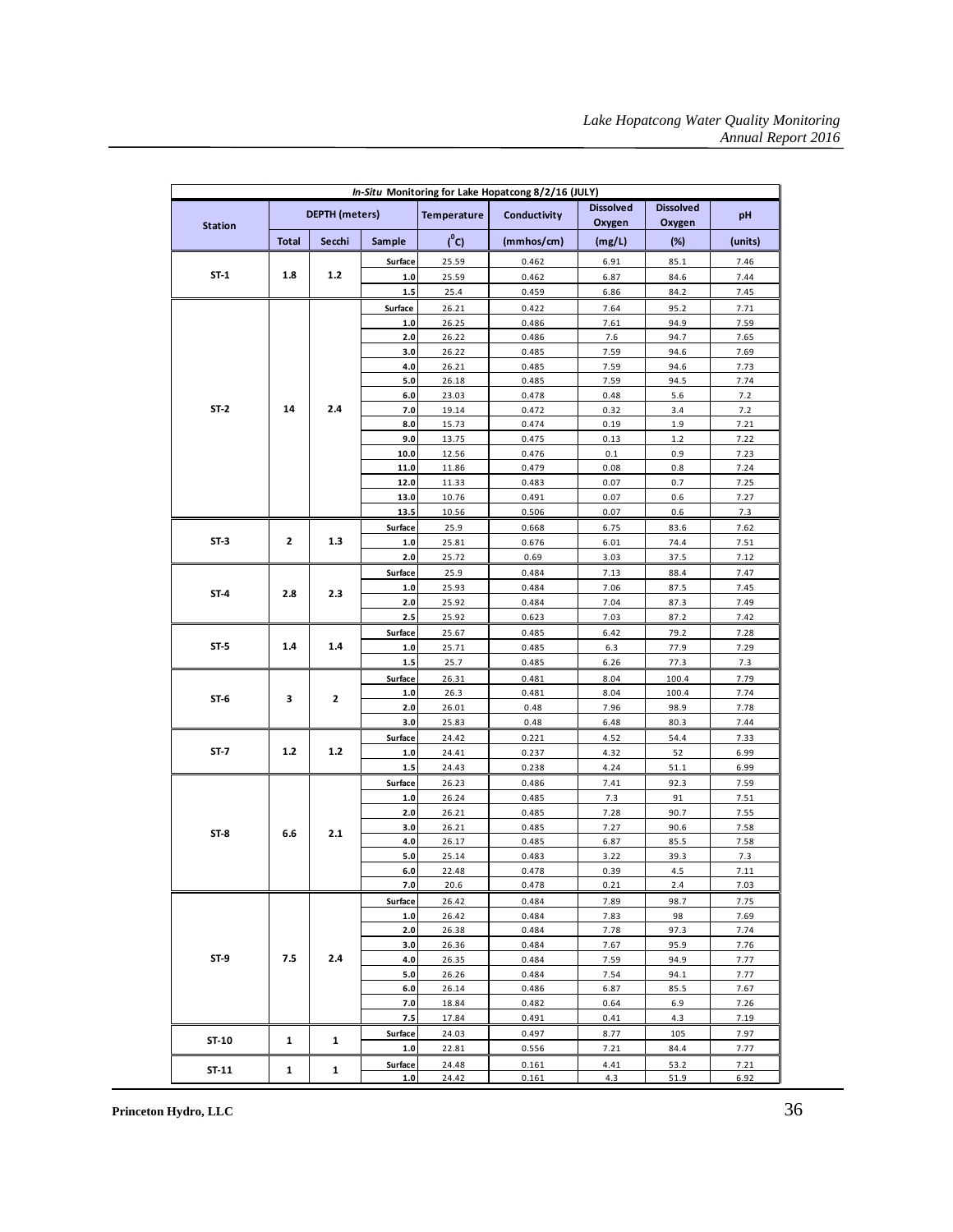| *In-Situ* Monitoring for Lake Hopatcong 8/2/16 (JULY) | | | | | | | | |
|---|---|---|---|---|---|---|---|---|
| Station | DEPTH (meters) | | | Temperature | Conductivity | Dissolved Oxygen | Dissolved Oxygen | pH |
| | Total | Secchi | Sample | ($^{0}$C) | (mmhos/cm) | (mg/L) | (%) | (units) |
| ST-1 | 1.8 | 1.2 | Surface | 25.59 | 0.462 | 6.91 | 85.1 | 7.46 |
| | | | 1.0 | 25.59 | 0.462 | 6.87 | 84.6 | 7.44 |
| | | | 1.5 | 25.4 | 0.459 | 6.86 | 84.2 | 7.45 |
| ST-2 | 14 | 2.4 | Surface | 26.21 | 0.422 | 7.64 | 95.2 | 7.71 |
| | | | 1.0 | 26.25 | 0.486 | 7.61 | 94.9 | 7.59 |
| | | | 2.0 | 26.22 | 0.486 | 7.6 | 94.7 | 7.65 |
| | | | 3.0 | 26.22 | 0.485 | 7.59 | 94.6 | 7.69 |
| | | | 4.0 | 26.21 | 0.485 | 7.59 | 94.6 | 7.73 |
| | | | 5.0 | 26.18 | 0.485 | 7.59 | 94.5 | 7.74 |
| | | | 6.0 | 23.03 | 0.478 | 0.48 | 5.6 | 7.2 |
| | | | 7.0 | 19.14 | 0.472 | 0.32 | 3.4 | 7.2 |
| | | | 8.0 | 15.73 | 0.474 | 0.19 | 1.9 | 7.21 |
| | | | 9.0 | 13.75 | 0.475 | 0.13 | 1.2 | 7.22 |
| | | | 10.0 | 12.56 | 0.476 | 0.1 | 0.9 | 7.23 |
| | | | 11.0 | 11.86 | 0.479 | 0.08 | 0.8 | 7.24 |
| | | | 12.0 | 11.33 | 0.483 | 0.07 | 0.7 | 7.25 |
| | | | 13.0 | 10.76 | 0.491 | 0.07 | 0.6 | 7.27 |
| | | | 13.5 | 10.56 | 0.506 | 0.07 | 0.6 | 7.3 |
| ST-3 | 2 | 1.3 | Surface | 25.9 | 0.668 | 6.75 | 83.6 | 7.62 |
| | | | 1.0 | 25.81 | 0.676 | 6.01 | 74.4 | 7.51 |
| | | | 2.0 | 25.72 | 0.69 | 3.03 | 37.5 | 7.12 |
| ST-4 | 2.8 | 2.3 | Surface | 25.9 | 0.484 | 7.13 | 88.4 | 7.47 |
| | | | 1.0 | 25.93 | 0.484 | 7.06 | 87.5 | 7.45 |
| | | | 2.0 | 25.92 | 0.484 | 7.04 | 87.3 | 7.49 |
| | | | 2.5 | 25.92 | 0.623 | 7.03 | 87.2 | 7.42 |
| ST-5 | 1.4 | 1.4 | Surface | 25.67 | 0.485 | 6.42 | 79.2 | 7.28 |
| | | | 1.0 | 25.71 | 0.485 | 6.3 | 77.9 | 7.29 |
| | | | 1.5 | 25.7 | 0.485 | 6.26 | 77.3 | 7.3 |
| ST-6 | 3 | 2 | Surface | 26.31 | 0.481 | 8.04 | 100.4 | 7.79 |
| | | | 1.0 | 26.3 | 0.481 | 8.04 | 100.4 | 7.74 |
| | | | 2.0 | 26.01 | 0.48 | 7.96 | 98.9 | 7.78 |
| | | | 3.0 | 25.83 | 0.48 | 6.48 | 80.3 | 7.44 |
| ST-7 | 1.2 | 1.2 | Surface | 24.42 | 0.221 | 4.52 | 54.4 | 7.33 |
| | | | 1.0 | 24.41 | 0.237 | 4.32 | 52 | 6.99 |
| | | | 1.5 | 24.43 | 0.238 | 4.24 | 51.1 | 6.99 |
| ST-8 | 6.6 | 2.1 | Surface | 26.23 | 0.486 | 7.41 | 92.3 | 7.59 |
| | | | 1.0 | 26.24 | 0.485 | 7.3 | 91 | 7.51 |
| | | | 2.0 | 26.21 | 0.485 | 7.28 | 90.7 | 7.55 |
| | | | 3.0 | 26.21 | 0.485 | 7.27 | 90.6 | 7.58 |
| | | | 4.0 | 26.17 | 0.485 | 6.87 | 85.5 | 7.58 |
| | | | 5.0 | 25.14 | 0.483 | 3.22 | 39.3 | 7.3 |
| | | | 6.0 | 22.48 | 0.478 | 0.39 | 4.5 | 7.11 |
| | | | 7.0 | 20.6 | 0.478 | 0.21 | 2.4 | 7.03 |
| ST-9 | 7.5 | 2.4 | Surface | 26.42 | 0.484 | 7.89 | 98.7 | 7.75 |
| | | | 1.0 | 26.42 | 0.484 | 7.83 | 98 | 7.69 |
| | | | 2.0 | 26.38 | 0.484 | 7.78 | 97.3 | 7.74 |
| | | | 3.0 | 26.36 | 0.484 | 7.67 | 95.9 | 7.76 |
| | | | 4.0 | 26.35 | 0.484 | 7.59 | 94.9 | 7.77 |
| | | | 5.0 | 26.26 | 0.484 | 7.54 | 94.1 | 7.77 |
| | | | 6.0 | 26.14 | 0.486 | 6.87 | 85.5 | 7.67 |
| | | | 7.0 | 18.84 | 0.482 | 0.64 | 6.9 | 7.26 |
| | | | 7.5 | 17.84 | 0.491 | 0.41 | 4.3 | 7.19 |
| ST-10 | 1 | 1 | Surface | 24.03 | 0.497 | 8.77 | 105 | 7.97 |
| | | | 1.0 | 22.81 | 0.556 | 7.21 | 84.4 | 7.77 |
| ST-11 | 1 | 1 | Surface | 24.48 | 0.161 | 4.41 | 53.2 | 7.21 |
| | | | 1.0 | 24.42 | 0.161 | 4.3 | 51.9 | 6.92 |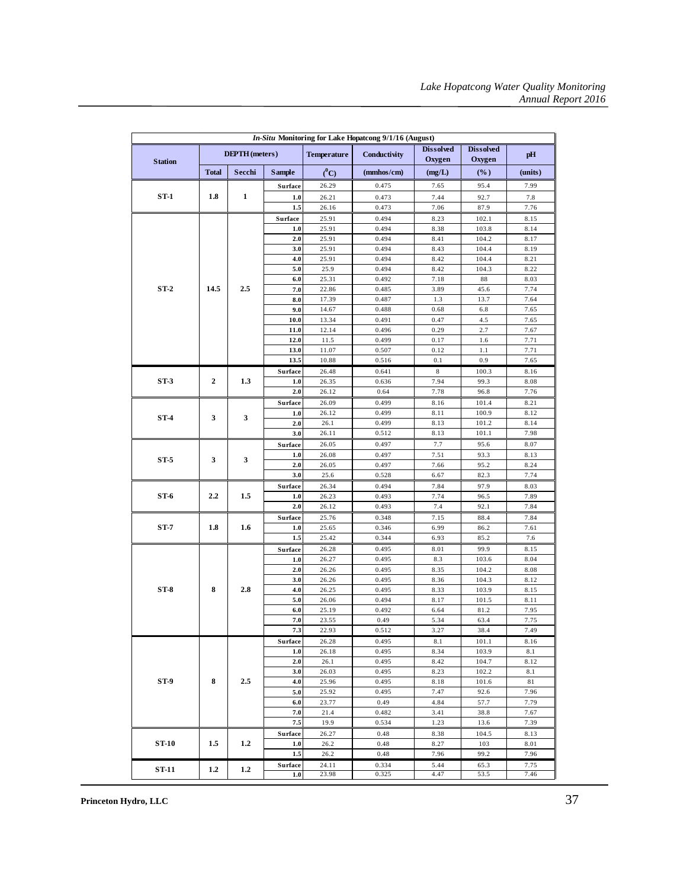| *In-Situ* Monitoring for Lake Hopatcong 9/1/16 (August) | | | | | | | | |
|---|---|---|---|---|---|---|---|---|
| Station | DEPTH (meters) | | | Temperature | Conductivity | Dissolved Oxygen | Dissolved Oxygen | pH |
| | Total | Secchi | Sample | ($^0$C) | (mmhos/cm) | (mg/L) | (%) | (units) |
| ST-1 | 1.8 | 1 | Surface | 26.29 | 0.475 | 7.65 | 95.4 | 7.99 |
| | | | 1.0 | 26.21 | 0.473 | 7.44 | 92.7 | 7.8 |
| | | | 1.5 | 26.16 | 0.473 | 7.06 | 87.9 | 7.76 |
| ST-2 | 14.5 | 2.5 | Surface | 25.91 | 0.494 | 8.23 | 102.1 | 8.15 |
| | | | 1.0 | 25.91 | 0.494 | 8.38 | 103.8 | 8.14 |
| | | | 2.0 | 25.91 | 0.494 | 8.41 | 104.2 | 8.17 |
| | | | 3.0 | 25.91 | 0.494 | 8.43 | 104.4 | 8.19 |
| | | | 4.0 | 25.91 | 0.494 | 8.42 | 104.4 | 8.21 |
| | | | 5.0 | 25.9 | 0.494 | 8.42 | 104.3 | 8.22 |
| | | | 6.0 | 25.31 | 0.492 | 7.18 | 88 | 8.03 |
| | | | 7.0 | 22.86 | 0.485 | 3.89 | 45.6 | 7.74 |
| | | | 8.0 | 17.39 | 0.487 | 1.3 | 13.7 | 7.64 |
| | | | 9.0 | 14.67 | 0.488 | 0.68 | 6.8 | 7.65 |
| | | | 10.0 | 13.34 | 0.491 | 0.47 | 4.5 | 7.65 |
| | | | 11.0 | 12.14 | 0.496 | 0.29 | 2.7 | 7.67 |
| | | | 12.0 | 11.5 | 0.499 | 0.17 | 1.6 | 7.71 |
| | | | 13.0 | 11.07 | 0.507 | 0.12 | 1.1 | 7.71 |
| | | | 13.5 | 10.88 | 0.516 | 0.1 | 0.9 | 7.65 |
| ST-3 | 2 | 1.3 | Surface | 26.48 | 0.641 | 8 | 100.3 | 8.16 |
| | | | 1.0 | 26.35 | 0.636 | 7.94 | 99.3 | 8.08 |
| | | | 2.0 | 26.12 | 0.64 | 7.78 | 96.8 | 7.76 |
| ST-4 | 3 | 3 | Surface | 26.09 | 0.499 | 8.16 | 101.4 | 8.21 |
| | | | 1.0 | 26.12 | 0.499 | 8.11 | 100.9 | 8.12 |
| | | | 2.0 | 26.1 | 0.499 | 8.13 | 101.2 | 8.14 |
| | | | 3.0 | 26.11 | 0.512 | 8.13 | 101.1 | 7.98 |
| ST-5 | 3 | 3 | Surface | 26.05 | 0.497 | 7.7 | 95.6 | 8.07 |
| | | | 1.0 | 26.08 | 0.497 | 7.51 | 93.3 | 8.13 |
| | | | 2.0 | 26.05 | 0.497 | 7.66 | 95.2 | 8.24 |
| | | | 3.0 | 25.6 | 0.528 | 6.67 | 82.3 | 7.74 |
| ST-6 | 2.2 | 1.5 | Surface | 26.34 | 0.494 | 7.84 | 97.9 | 8.03 |
| | | | 1.0 | 26.23 | 0.493 | 7.74 | 96.5 | 7.89 |
| | | | 2.0 | 26.12 | 0.493 | 7.4 | 92.1 | 7.84 |
| ST-7 | 1.8 | 1.6 | Surface | 25.76 | 0.348 | 7.15 | 88.4 | 7.84 |
| | | | 1.0 | 25.65 | 0.346 | 6.99 | 86.2 | 7.61 |
| | | | 1.5 | 25.42 | 0.344 | 6.93 | 85.2 | 7.6 |
| ST-8 | 8 | 2.8 | Surface | 26.28 | 0.495 | 8.01 | 99.9 | 8.15 |
| | | | 1.0 | 26.27 | 0.495 | 8.3 | 103.6 | 8.04 |
| | | | 2.0 | 26.26 | 0.495 | 8.35 | 104.2 | 8.08 |
| | | | 3.0 | 26.26 | 0.495 | 8.36 | 104.3 | 8.12 |
| | | | 4.0 | 26.25 | 0.495 | 8.33 | 103.9 | 8.15 |
| | | | 5.0 | 26.06 | 0.494 | 8.17 | 101.5 | 8.11 |
| | | | 6.0 | 25.19 | 0.492 | 6.64 | 81.2 | 7.95 |
| | | | 7.0 | 23.55 | 0.49 | 5.34 | 63.4 | 7.75 |
| | | | 7.3 | 22.93 | 0.512 | 3.27 | 38.4 | 7.49 |
| ST-9 | 8 | 2.5 | Surface | 26.28 | 0.495 | 8.1 | 101.1 | 8.16 |
| | | | 1.0 | 26.18 | 0.495 | 8.34 | 103.9 | 8.1 |
| | | | 2.0 | 26.1 | 0.495 | 8.42 | 104.7 | 8.12 |
| | | | 3.0 | 26.03 | 0.495 | 8.23 | 102.2 | 8.1 |
| | | | 4.0 | 25.96 | 0.495 | 8.18 | 101.6 | 81 |
| | | | 5.0 | 25.92 | 0.495 | 7.47 | 92.6 | 7.96 |
| | | | 6.0 | 23.77 | 0.49 | 4.84 | 57.7 | 7.79 |
| | | | 7.0 | 21.4 | 0.482 | 3.41 | 38.8 | 7.67 |
| | | | 7.5 | 19.9 | 0.534 | 1.23 | 13.6 | 7.39 |
| ST-10 | 1.5 | 1.2 | Surface | 26.27 | 0.48 | 8.38 | 104.5 | 8.13 |
| | | | 1.0 | 26.2 | 0.48 | 8.27 | 103 | 8.01 |
| | | | 1.5 | 26.2 | 0.48 | 7.96 | 99.2 | 7.96 |
| ST-11 | 1.2 | 1.2 | Surface | 24.11 | 0.334 | 5.44 | 65.3 | 7.75 |
| | | | 1.0 | 23.98 | 0.325 | 4.47 | 53.5 | 7.46 |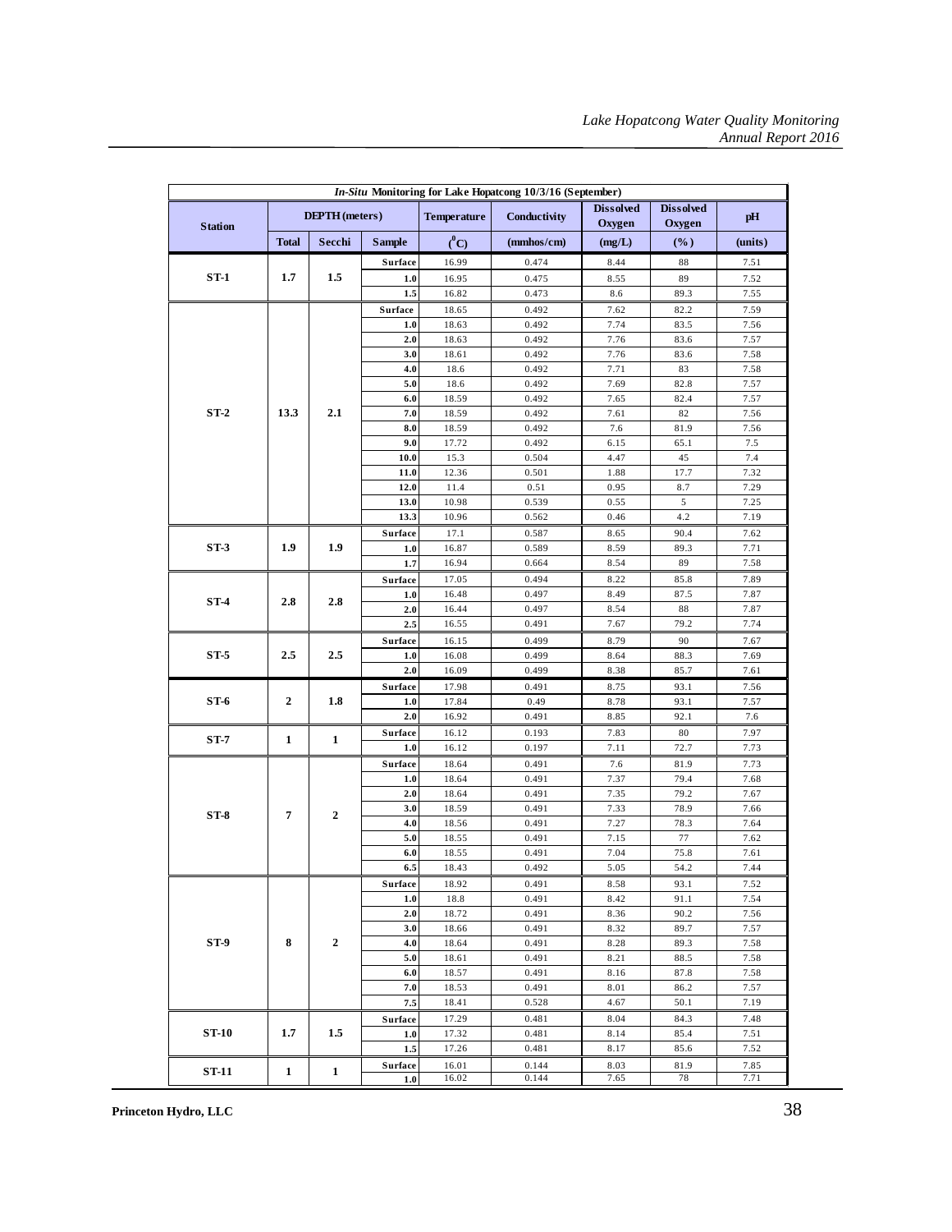| *In-Situ* Monitoring for Lake Hopatcong 10/3/16 (September) | | | | | | | | |
|---|---|---|---|---|---|---|---|---|
| Station | DEPTH (meters) | | | Temperature | Conductivity | Dissolved Oxygen | Dissolved Oxygen | pH |
| | Total | Secchi | Sample | ($^0$C) | (mmhos/cm) | (mg/L) | (%) | (units) |
| ST-1 | 1.7 | 1.5 | Surface | 16.99 | 0.474 | 8.44 | 88 | 7.51 |
| | | | 1.0 | 16.95 | 0.475 | 8.55 | 89 | 7.52 |
| | | | 1.5 | 16.82 | 0.473 | 8.6 | 89.3 | 7.55 |
| ST-2 | 13.3 | 2.1 | Surface | 18.65 | 0.492 | 7.62 | 82.2 | 7.59 |
| | | | 1.0 | 18.63 | 0.492 | 7.74 | 83.5 | 7.56 |
| | | | 2.0 | 18.63 | 0.492 | 7.76 | 83.6 | 7.57 |
| | | | 3.0 | 18.61 | 0.492 | 7.76 | 83.6 | 7.58 |
| | | | 4.0 | 18.6 | 0.492 | 7.71 | 83 | 7.58 |
| | | | 5.0 | 18.6 | 0.492 | 7.69 | 82.8 | 7.57 |
| | | | 6.0 | 18.59 | 0.492 | 7.65 | 82.4 | 7.57 |
| | | | 7.0 | 18.59 | 0.492 | 7.61 | 82 | 7.56 |
| | | | 8.0 | 18.59 | 0.492 | 7.6 | 81.9 | 7.56 |
| | | | 9.0 | 17.72 | 0.492 | 6.15 | 65.1 | 7.5 |
| | | | 10.0 | 15.3 | 0.504 | 4.47 | 45 | 7.4 |
| | | | 11.0 | 12.36 | 0.501 | 1.88 | 17.7 | 7.32 |
| | | | 12.0 | 11.4 | 0.51 | 0.95 | 8.7 | 7.29 |
| | | | 13.0 | 10.98 | 0.539 | 0.55 | 5 | 7.25 |
| | | | 13.3 | 10.96 | 0.562 | 0.46 | 4.2 | 7.19 |
| ST-3 | 1.9 | 1.9 | Surface | 17.1 | 0.587 | 8.65 | 90.4 | 7.62 |
| | | | 1.0 | 16.87 | 0.589 | 8.59 | 89.3 | 7.71 |
| | | | 1.7 | 16.94 | 0.664 | 8.54 | 89 | 7.58 |
| ST-4 | 2.8 | 2.8 | Surface | 17.05 | 0.494 | 8.22 | 85.8 | 7.89 |
| | | | 1.0 | 16.48 | 0.497 | 8.49 | 87.5 | 7.87 |
| | | | 2.0 | 16.44 | 0.497 | 8.54 | 88 | 7.87 |
| | | | 2.5 | 16.55 | 0.491 | 7.67 | 79.2 | 7.74 |
| ST-5 | 2.5 | 2.5 | Surface | 16.15 | 0.499 | 8.79 | 90 | 7.67 |
| | | | 1.0 | 16.08 | 0.499 | 8.64 | 88.3 | 7.69 |
| | | | 2.0 | 16.09 | 0.499 | 8.38 | 85.7 | 7.61 |
| ST-6 | 2 | 1.8 | Surface | 17.98 | 0.491 | 8.75 | 93.1 | 7.56 |
| | | | 1.0 | 17.84 | 0.49 | 8.78 | 93.1 | 7.57 |
| | | | 2.0 | 16.92 | 0.491 | 8.85 | 92.1 | 7.6 |
| ST-7 | 1 | 1 | Surface | 16.12 | 0.193 | 7.83 | 80 | 7.97 |
| | | | 1.0 | 16.12 | 0.197 | 7.11 | 72.7 | 7.73 |
| ST-8 | 7 | 2 | Surface | 18.64 | 0.491 | 7.6 | 81.9 | 7.73 |
| | | | 1.0 | 18.64 | 0.491 | 7.37 | 79.4 | 7.68 |
| | | | 2.0 | 18.64 | 0.491 | 7.35 | 79.2 | 7.67 |
| | | | 3.0 | 18.59 | 0.491 | 7.33 | 78.9 | 7.66 |
| | | | 4.0 | 18.56 | 0.491 | 7.27 | 78.3 | 7.64 |
| | | | 5.0 | 18.55 | 0.491 | 7.15 | 77 | 7.62 |
| | | | 6.0 | 18.55 | 0.491 | 7.04 | 75.8 | 7.61 |
| | | | 6.5 | 18.43 | 0.492 | 5.05 | 54.2 | 7.44 |
| ST-9 | 8 | 2 | Surface | 18.92 | 0.491 | 8.58 | 93.1 | 7.52 |
| | | | 1.0 | 18.8 | 0.491 | 8.42 | 91.1 | 7.54 |
| | | | 2.0 | 18.72 | 0.491 | 8.36 | 90.2 | 7.56 |
| | | | 3.0 | 18.66 | 0.491 | 8.32 | 89.7 | 7.57 |
| | | | 4.0 | 18.64 | 0.491 | 8.28 | 89.3 | 7.58 |
| | | | 5.0 | 18.61 | 0.491 | 8.21 | 88.5 | 7.58 |
| | | | 6.0 | 18.57 | 0.491 | 8.16 | 87.8 | 7.58 |
| | | | 7.0 | 18.53 | 0.491 | 8.01 | 86.2 | 7.57 |
| | | | 7.5 | 18.41 | 0.528 | 4.67 | 50.1 | 7.19 |
| ST-10 | 1.7 | 1.5 | Surface | 17.29 | 0.481 | 8.04 | 84.3 | 7.48 |
| | | | 1.0 | 17.32 | 0.481 | 8.14 | 85.4 | 7.51 |
| | | | 1.5 | 17.26 | 0.481 | 8.17 | 85.6 | 7.52 |
| ST-11 | 1 | 1 | Surface | 16.01 | 0.144 | 8.03 | 81.9 | 7.85 |
| | | | 1.0 | 16.02 | 0.144 | 7.65 | 78 | 7.71 |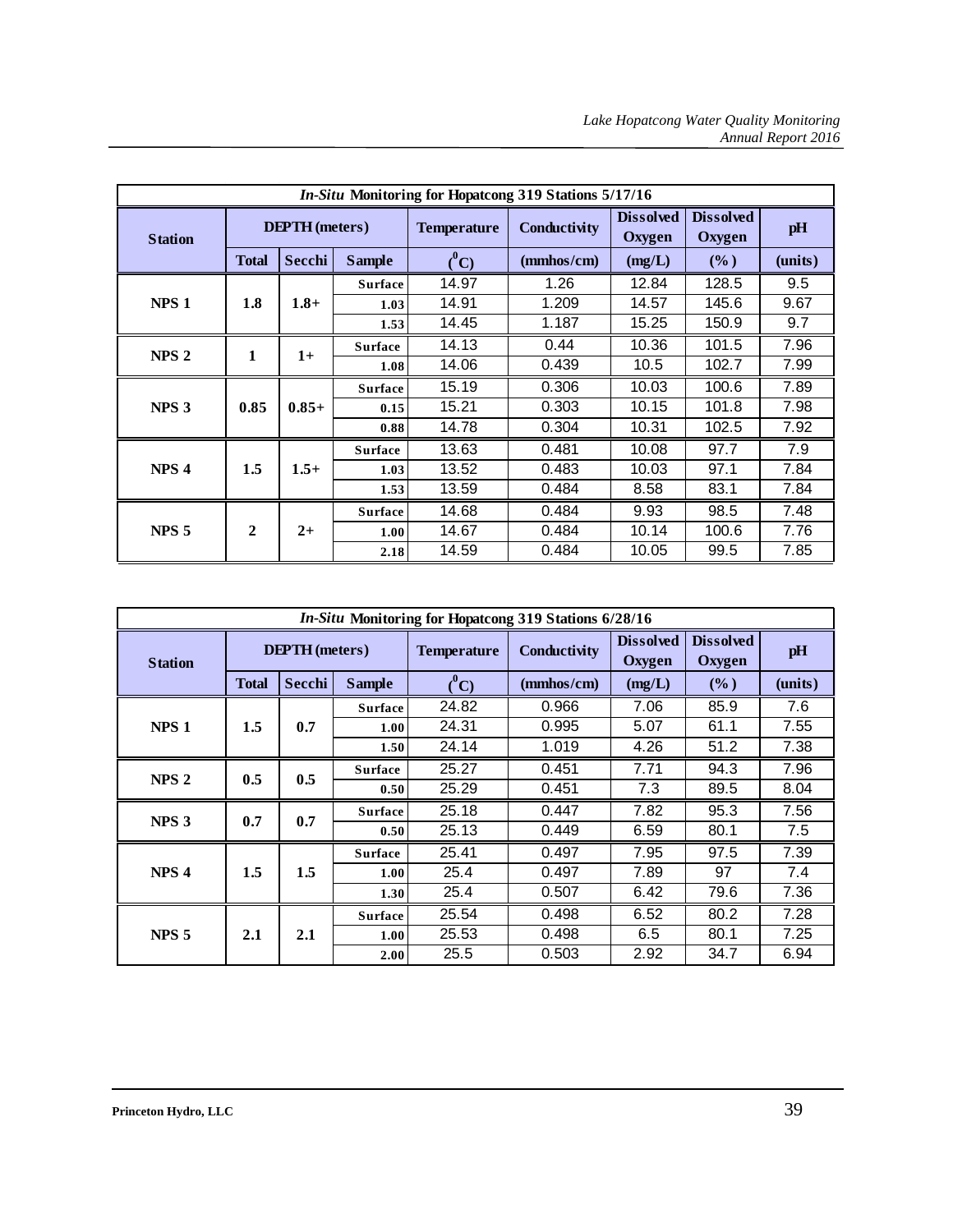| *In-Situ* Monitoring for Hopatcong 319 Stations 5/17/16 | | | | | | | | |
|---|---|---|---|---|---|---|---|---|
| Station | DEPTH (meters) | | | Temperature | Conductivity | Dissolved Oxygen | Dissolved Oxygen | pH |
| | Total | Secchi | Sample | ($^0$C) | (mmhos/cm) | (mg/L) | (%) | (units) |
| NPS 1 | 1.8 | 1.8+ | Surface | 14.97 | 1.26 | 12.84 | 128.5 | 9.5 |
| | | | 1.03 | 14.91 | 1.209 | 14.57 | 145.6 | 9.67 |
| | | | 1.53 | 14.45 | 1.187 | 15.25 | 150.9 | 9.7 |
| NPS 2 | 1 | 1+ | Surface | 14.13 | 0.44 | 10.36 | 101.5 | 7.96 |
| | | | 1.08 | 14.06 | 0.439 | 10.5 | 102.7 | 7.99 |
| NPS 3 | 0.85 | 0.85+ | Surface | 15.19 | 0.306 | 10.03 | 100.6 | 7.89 |
| | | | 0.15 | 15.21 | 0.303 | 10.15 | 101.8 | 7.98 |
| | | | 0.88 | 14.78 | 0.304 | 10.31 | 102.5 | 7.92 |
| NPS 4 | 1.5 | 1.5+ | Surface | 13.63 | 0.481 | 10.08 | 97.7 | 7.9 |
| | | | 1.03 | 13.52 | 0.483 | 10.03 | 97.1 | 7.84 |
| | | | 1.53 | 13.59 | 0.484 | 8.58 | 83.1 | 7.84 |
| NPS 5 | 2 | 2+ | Surface | 14.68 | 0.484 | 9.93 | 98.5 | 7.48 |
| | | | 1.00 | 14.67 | 0.484 | 10.14 | 100.6 | 7.76 |
| | | | 2.18 | 14.59 | 0.484 | 10.05 | 99.5 | 7.85 |

| *In-Situ* Monitoring for Hopatcong 319 Stations 6/28/16 | | | | | | | | |
|---|---|---|---|---|---|---|---|---|
| Station | DEPTH (meters) | | | Temperature | Conductivity | Dissolved Oxygen | Dissolved Oxygen | pH |
| | Total | Secchi | Sample | ($^0$C) | (mmhos/cm) | (mg/L) | (%) | (units) |
| NPS 1 | 1.5 | 0.7 | Surface | 24.82 | 0.966 | 7.06 | 85.9 | 7.6 |
| | | | 1.00 | 24.31 | 0.995 | 5.07 | 61.1 | 7.55 |
| | | | 1.50 | 24.14 | 1.019 | 4.26 | 51.2 | 7.38 |
| NPS 2 | 0.5 | 0.5 | Surface | 25.27 | 0.451 | 7.71 | 94.3 | 7.96 |
| | | | 0.50 | 25.29 | 0.451 | 7.3 | 89.5 | 8.04 |
| NPS 3 | 0.7 | 0.7 | Surface | 25.18 | 0.447 | 7.82 | 95.3 | 7.56 |
| | | | 0.50 | 25.13 | 0.449 | 6.59 | 80.1 | 7.5 |
| NPS 4 | 1.5 | 1.5 | Surface | 25.41 | 0.497 | 7.95 | 97.5 | 7.39 |
| | | | 1.00 | 25.4 | 0.497 | 7.89 | 97 | 7.4 |
| | | | 1.30 | 25.4 | 0.507 | 6.42 | 79.6 | 7.36 |
| NPS 5 | 2.1 | 2.1 | Surface | 25.54 | 0.498 | 6.52 | 80.2 | 7.28 |
| | | | 1.00 | 25.53 | 0.498 | 6.5 | 80.1 | 7.25 |
| | | | 2.00 | 25.5 | 0.503 | 2.92 | 34.7 | 6.94 |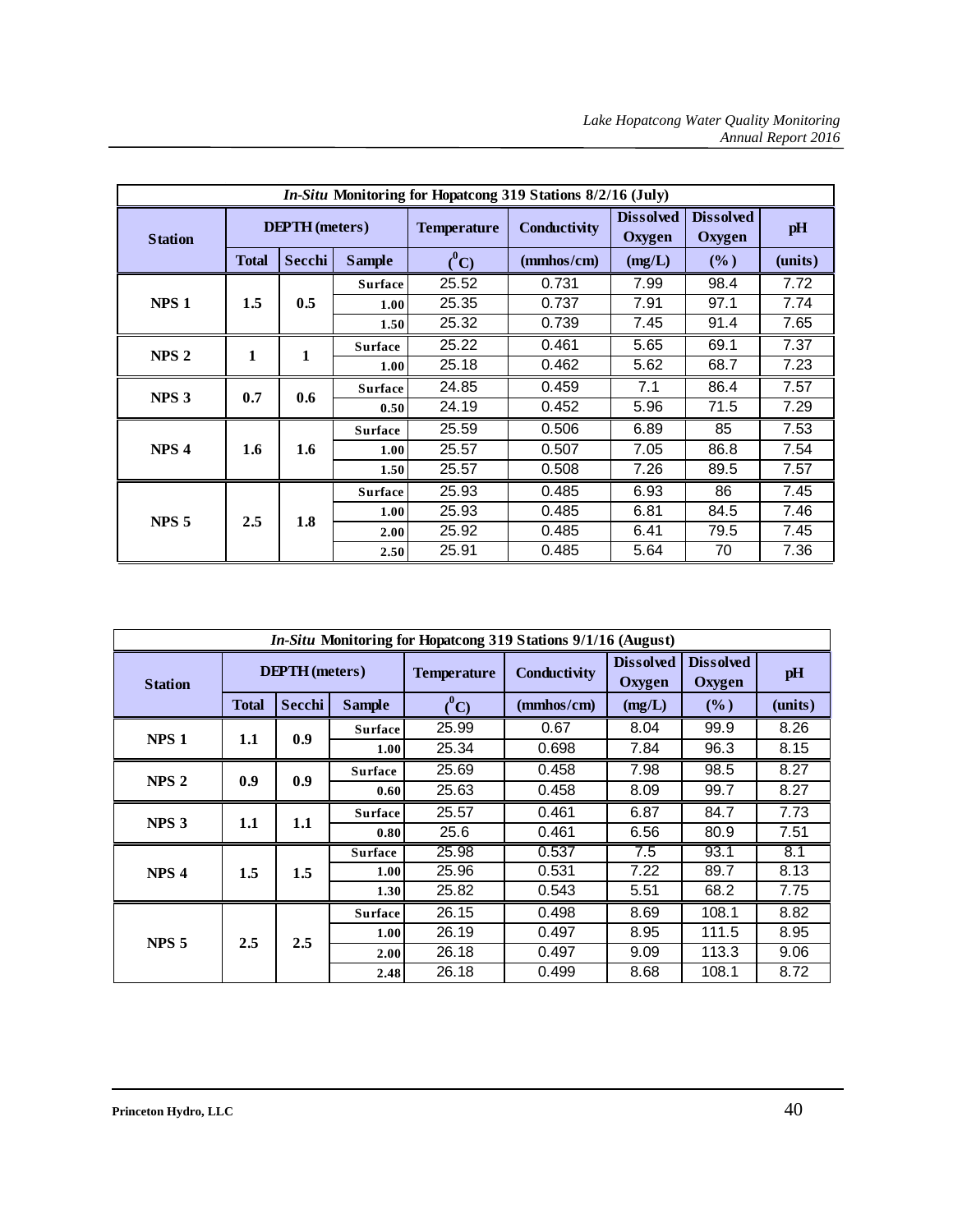| *In-Situ* Monitoring for Hopatcong 319 Stations 8/2/16 (July) | | | | | | | | |
|---|---|---|---|---|---|---|---|---|
| Station | DEPTH (meters) | | | Temperature | Conductivity | Dissolved Oxygen | Dissolved Oxygen | pH |
| | Total | Secchi | Sample | ($^0$C) | (mmhos/cm) | (mg/L) | (%) | (units) |
| NPS 1 | 1.5 | 0.5 | Surface | 25.52 | 0.731 | 7.99 | 98.4 | 7.72 |
| | | | 1.00 | 25.35 | 0.737 | 7.91 | 97.1 | 7.74 |
| | | | 1.50 | 25.32 | 0.739 | 7.45 | 91.4 | 7.65 |
| NPS 2 | 1 | 1 | Surface | 25.22 | 0.461 | 5.65 | 69.1 | 7.37 |
| | | | 1.00 | 25.18 | 0.462 | 5.62 | 68.7 | 7.23 |
| NPS 3 | 0.7 | 0.6 | Surface | 24.85 | 0.459 | 7.1 | 86.4 | 7.57 |
| | | | 0.50 | 24.19 | 0.452 | 5.96 | 71.5 | 7.29 |
| NPS 4 | 1.6 | 1.6 | Surface | 25.59 | 0.506 | 6.89 | 85 | 7.53 |
| | | | 1.00 | 25.57 | 0.507 | 7.05 | 86.8 | 7.54 |
| | | | 1.50 | 25.57 | 0.508 | 7.26 | 89.5 | 7.57 |
| NPS 5 | 2.5 | 1.8 | Surface | 25.93 | 0.485 | 6.93 | 86 | 7.45 |
| | | | 1.00 | 25.93 | 0.485 | 6.81 | 84.5 | 7.46 |
| | | | 2.00 | 25.92 | 0.485 | 6.41 | 79.5 | 7.45 |
| | | | 2.50 | 25.91 | 0.485 | 5.64 | 70 | 7.36 |

| *In-Situ* Monitoring for Hopatcong 319 Stations 9/1/16 (August) | | | | | | | | |
|---|---|---|---|---|---|---|---|---|
| Station | DEPTH (meters) | | | Temperature | Conductivity | Dissolved Oxygen | Dissolved Oxygen | pH |
| | Total | Secchi | Sample | ($^0$C) | (mmhos/cm) | (mg/L) | (%) | (units) |
| NPS 1 | 1.1 | 0.9 | Surface | 25.99 | 0.67 | 8.04 | 99.9 | 8.26 |
| | | | 1.00 | 25.34 | 0.698 | 7.84 | 96.3 | 8.15 |
| NPS 2 | 0.9 | 0.9 | Surface | 25.69 | 0.458 | 7.98 | 98.5 | 8.27 |
| | | | 0.60 | 25.63 | 0.458 | 8.09 | 99.7 | 8.27 |
| NPS 3 | 1.1 | 1.1 | Surface | 25.57 | 0.461 | 6.87 | 84.7 | 7.73 |
| | | | 0.80 | 25.6 | 0.461 | 6.56 | 80.9 | 7.51 |
| NPS 4 | 1.5 | 1.5 | Surface | 25.98 | 0.537 | 7.5 | 93.1 | 8.1 |
| | | | 1.00 | 25.96 | 0.531 | 7.22 | 89.7 | 8.13 |
| | | | 1.30 | 25.82 | 0.543 | 5.51 | 68.2 | 7.75 |
| NPS 5 | 2.5 | 2.5 | Surface | 26.15 | 0.498 | 8.69 | 108.1 | 8.82 |
| | | | 1.00 | 26.19 | 0.497 | 8.95 | 111.5 | 8.95 |
| | | | 2.00 | 26.18 | 0.497 | 9.09 | 113.3 | 9.06 |
| | | | 2.48 | 26.18 | 0.499 | 8.68 | 108.1 | 8.72 |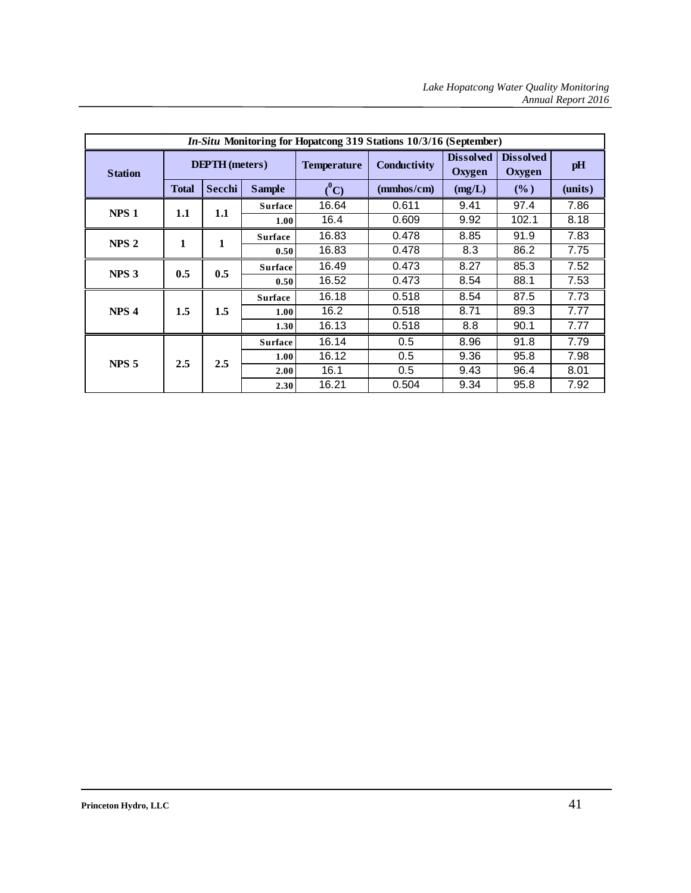| *In-Situ* Monitoring for Hopatcong 319 Stations 10/3/16 (September) | | | | | | | | |
|---|---|---|---|---|---|---|---|---|
| **Station** | **DEPTH (meters)** | | | **Temperature** | **Conductivity** | **Dissolved Oxygen** | **Dissolved Oxygen** | **pH** |
| | **Total** | **Secchi** | **Sample** | **($^0$C)** | **(mmhos/cm)** | **(mg/L)** | **(%)** | **(units)** |
| **NPS 1** | **1.1** | **1.1** | **Surface** | 16.64 | 0.611 | 9.41 | 97.4 | 7.86 |
| | | | **1.00** | 16.4 | 0.609 | 9.92 | 102.1 | 8.18 |
| **NPS 2** | **1** | **1** | **Surface** | 16.83 | 0.478 | 8.85 | 91.9 | 7.83 |
| | | | **0.50** | 16.83 | 0.478 | 8.3 | 86.2 | 7.75 |
| **NPS 3** | **0.5** | **0.5** | **Surface** | 16.49 | 0.473 | 8.27 | 85.3 | 7.52 |
| | | | **0.50** | 16.52 | 0.473 | 8.54 | 88.1 | 7.53 |
| **NPS 4** | **1.5** | **1.5** | **Surface** | 16.18 | 0.518 | 8.54 | 87.5 | 7.73 |
| | | | **1.00** | 16.2 | 0.518 | 8.71 | 89.3 | 7.77 |
| | | | **1.30** | 16.13 | 0.518 | 8.8 | 90.1 | 7.77 |
| **NPS 5** | **2.5** | **2.5** | **Surface** | 16.14 | 0.5 | 8.96 | 91.8 | 7.79 |
| | | | **1.00** | 16.12 | 0.5 | 9.36 | 95.8 | 7.98 |
| | | | **2.00** | 16.1 | 0.5 | 9.43 | 96.4 | 8.01 |
| | | | **2.30** | 16.21 | 0.504 | 9.34 | 95.8 | 7.92 |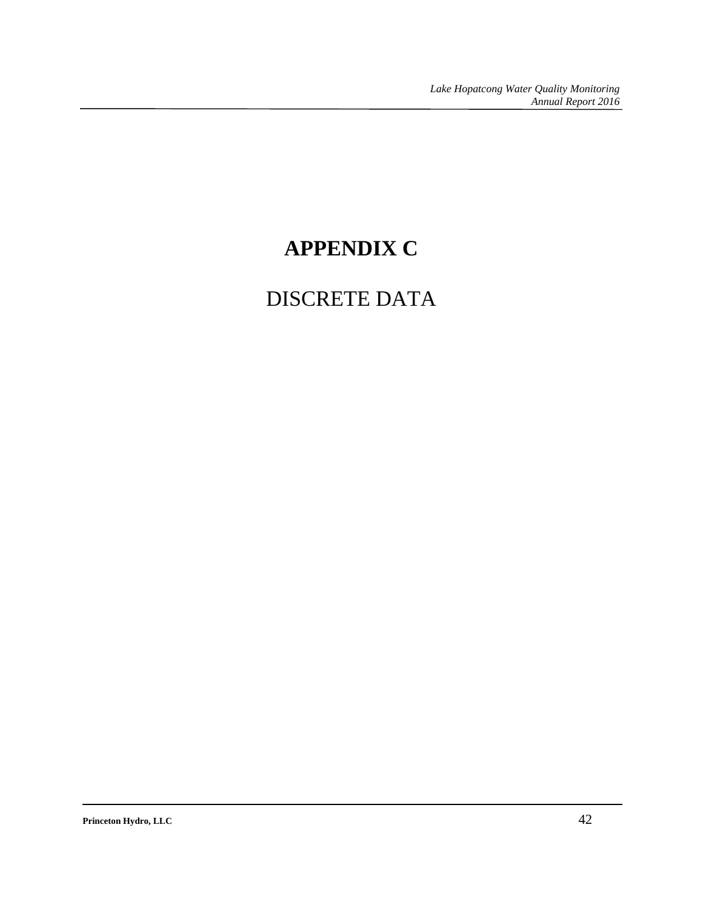# APPENDIX C

DISCRETE DATA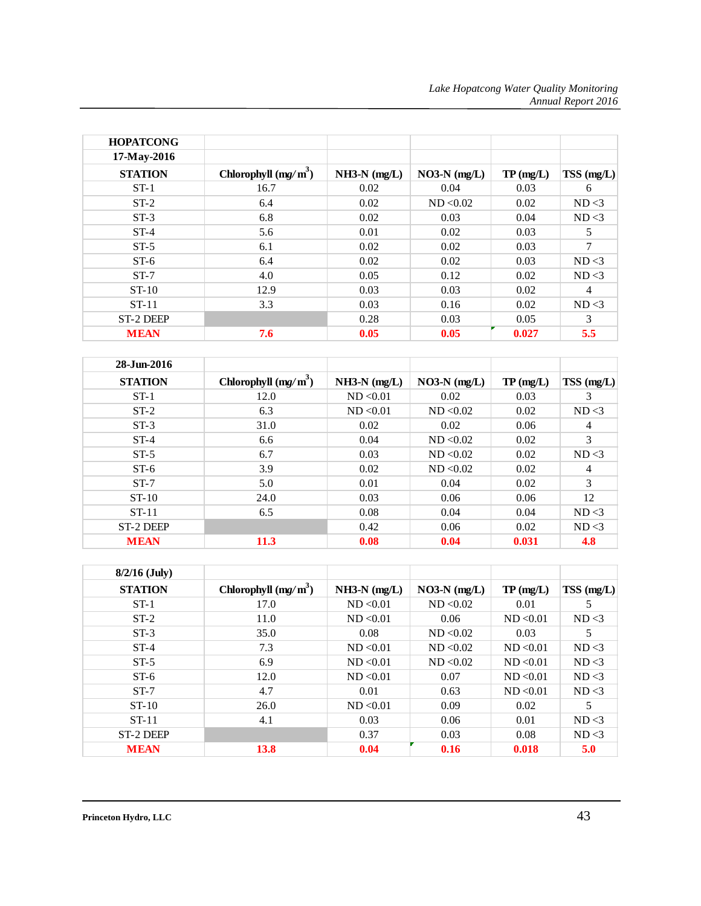| HOPATCONG | | | | | |
|---|---|---|---|---|---|
| 17-May-2016 | | | | | |
| **STATION** | **Chlorophyll (mg/m$^3$)** | **NH3-N (mg/L)** | **NO3-N (mg/L)** | **TP (mg/L)** | **TSS (mg/L)** |
| ST-1 | 16.7 | 0.02 | 0.04 | 0.03 | 6 |
| ST-2 | 6.4 | 0.02 | ND <0.02 | 0.02 | ND <3 |
| ST-3 | 6.8 | 0.02 | 0.03 | 0.04 | ND <3 |
| ST-4 | 5.6 | 0.01 | 0.02 | 0.03 | 5 |
| ST-5 | 6.1 | 0.02 | 0.02 | 0.03 | 7 |
| ST-6 | 6.4 | 0.02 | 0.02 | 0.03 | ND <3 |
| ST-7 | 4.0 | 0.05 | 0.12 | 0.02 | ND <3 |
| ST-10 | 12.9 | 0.03 | 0.03 | 0.02 | 4 |
| ST-11 | 3.3 | 0.03 | 0.16 | 0.02 | ND <3 |
| ST-2 DEEP | | 0.28 | 0.03 | 0.05 | 3 |
| **MEAN** | **7.6** | **0.05** | **0.05** | **0.027** | **5.5** |

| 28-Jun-2016 | | | | | |
|---|---|---|---|---|---|
| **STATION** | **Chlorophyll (mg/m$^3$)** | **NH3-N (mg/L)** | **NO3-N (mg/L)** | **TP (mg/L)** | **TSS (mg/L)** |
| ST-1 | 12.0 | ND <0.01 | 0.02 | 0.03 | 3 |
| ST-2 | 6.3 | ND <0.01 | ND <0.02 | 0.02 | ND <3 |
| ST-3 | 31.0 | 0.02 | 0.02 | 0.06 | 4 |
| ST-4 | 6.6 | 0.04 | ND <0.02 | 0.02 | 3 |
| ST-5 | 6.7 | 0.03 | ND <0.02 | 0.02 | ND <3 |
| ST-6 | 3.9 | 0.02 | ND <0.02 | 0.02 | 4 |
| ST-7 | 5.0 | 0.01 | 0.04 | 0.02 | 3 |
| ST-10 | 24.0 | 0.03 | 0.06 | 0.06 | 12 |
| ST-11 | 6.5 | 0.08 | 0.04 | 0.04 | ND <3 |
| ST-2 DEEP | | 0.42 | 0.06 | 0.02 | ND <3 |
| **MEAN** | **11.3** | **0.08** | **0.04** | **0.031** | **4.8** |

| 8/2/16 (July) | | | | | |
|---|---|---|---|---|---|
| **STATION** | **Chlorophyll (mg/m$^3$)** | **NH3-N (mg/L)** | **NO3-N (mg/L)** | **TP (mg/L)** | **TSS (mg/L)** |
| ST-1 | 17.0 | ND <0.01 | ND <0.02 | 0.01 | 5 |
| ST-2 | 11.0 | ND <0.01 | 0.06 | ND <0.01 | ND <3 |
| ST-3 | 35.0 | 0.08 | ND <0.02 | 0.03 | 5 |
| ST-4 | 7.3 | ND <0.01 | ND <0.02 | ND <0.01 | ND <3 |
| ST-5 | 6.9 | ND <0.01 | ND <0.02 | ND <0.01 | ND <3 |
| ST-6 | 12.0 | ND <0.01 | 0.07 | ND <0.01 | ND <3 |
| ST-7 | 4.7 | 0.01 | 0.63 | ND <0.01 | ND <3 |
| ST-10 | 26.0 | ND <0.01 | 0.09 | 0.02 | 5 |
| ST-11 | 4.1 | 0.03 | 0.06 | 0.01 | ND <3 |
| ST-2 DEEP | | 0.37 | 0.03 | 0.08 | ND <3 |
| **MEAN** | **13.8** | **0.04** | **0.16** | **0.018** | **5.0** |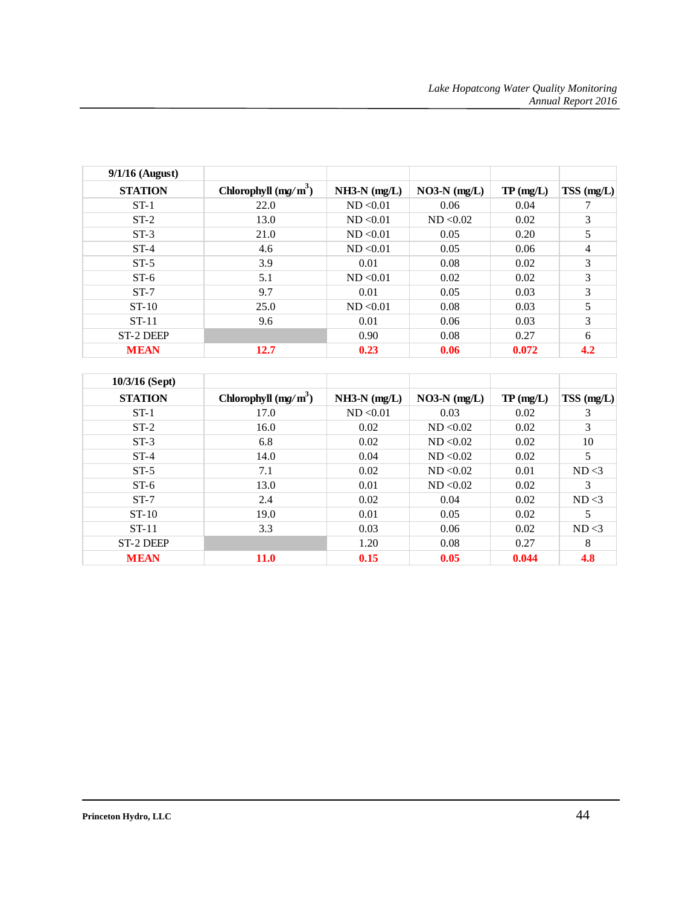| 9/1/16 (August) | | | | | |
|---|---|---|---|---|---|
| **STATION** | **Chlorophyll (mg/m$^3$)** | **NH3-N (mg/L)** | **NO3-N (mg/L)** | **TP (mg/L)** | **TSS (mg/L)** |
| ST-1 | 22.0 | ND <0.01 | 0.06 | 0.04 | 7 |
| ST-2 | 13.0 | ND <0.01 | ND <0.02 | 0.02 | 3 |
| ST-3 | 21.0 | ND <0.01 | 0.05 | 0.20 | 5 |
| ST-4 | 4.6 | ND <0.01 | 0.05 | 0.06 | 4 |
| ST-5 | 3.9 | 0.01 | 0.08 | 0.02 | 3 |
| ST-6 | 5.1 | ND <0.01 | 0.02 | 0.02 | 3 |
| ST-7 | 9.7 | 0.01 | 0.05 | 0.03 | 3 |
| ST-10 | 25.0 | ND <0.01 | 0.08 | 0.03 | 5 |
| ST-11 | 9.6 | 0.01 | 0.06 | 0.03 | 3 |
| ST-2 DEEP | | 0.90 | 0.08 | 0.27 | 6 |
| **MEAN** | **12.7** | **0.23** | **0.06** | **0.072** | **4.2** |

| 10/3/16 (Sept) | | | | | |
|---|---|---|---|---|---|
| **STATION** | **Chlorophyll (mg/m$^3$)** | **NH3-N (mg/L)** | **NO3-N (mg/L)** | **TP (mg/L)** | **TSS (mg/L)** |
| ST-1 | 17.0 | ND <0.01 | 0.03 | 0.02 | 3 |
| ST-2 | 16.0 | 0.02 | ND <0.02 | 0.02 | 3 |
| ST-3 | 6.8 | 0.02 | ND <0.02 | 0.02 | 10 |
| ST-4 | 14.0 | 0.04 | ND <0.02 | 0.02 | 5 |
| ST-5 | 7.1 | 0.02 | ND <0.02 | 0.01 | ND <3 |
| ST-6 | 13.0 | 0.01 | ND <0.02 | 0.02 | 3 |
| ST-7 | 2.4 | 0.02 | 0.04 | 0.02 | ND <3 |
| ST-10 | 19.0 | 0.01 | 0.05 | 0.02 | 5 |
| ST-11 | 3.3 | 0.03 | 0.06 | 0.02 | ND <3 |
| ST-2 DEEP | | 1.20 | 0.08 | 0.27 | 8 |
| **MEAN** | **11.0** | **0.15** | **0.05** | **0.044** | **4.8** |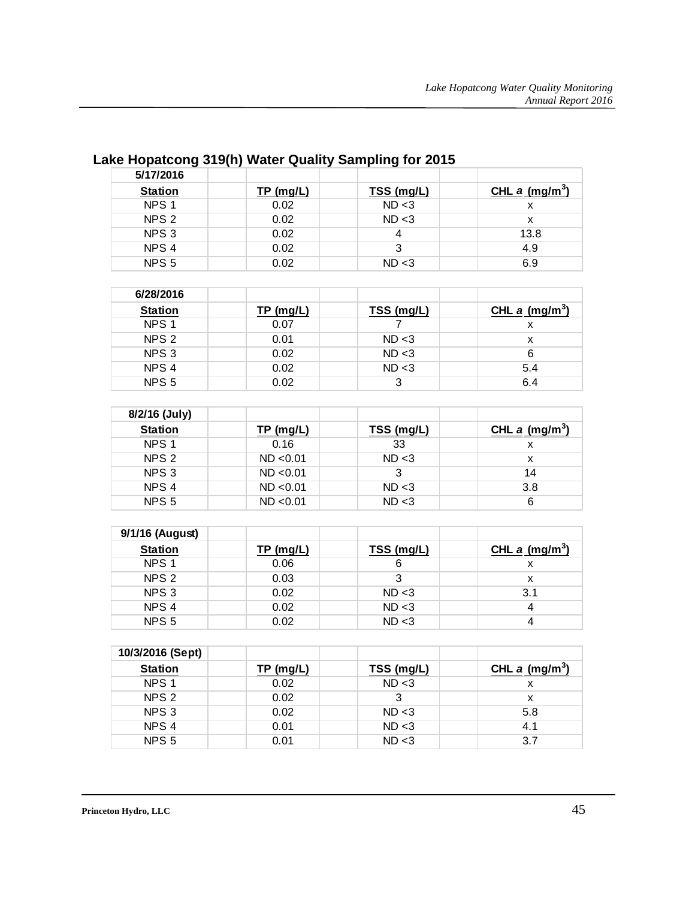## Lake Hopatcong 319(h) Water Quality Sampling for 2015

| 5/17/2016 | | | | | | |
|---|---|---|---|---|---|---|
| **Station** | | **TP (mg/L)** | | **TSS (mg/L)** | | **CHL *a* (mg/m³)** |
| NPS 1 | | 0.02 | | ND <3 | | x |
| NPS 2 | | 0.02 | | ND <3 | | x |
| NPS 3 | | 0.02 | | 4 | | 13.8 |
| NPS 4 | | 0.02 | | 3 | | 4.9 |
| NPS 5 | | 0.02 | | ND <3 | | 6.9 |

| 6/28/2016 | | | | | | |
|---|---|---|---|---|---|---|
| **Station** | | **TP (mg/L)** | | **TSS (mg/L)** | | **CHL *a* (mg/m³)** |
| NPS 1 | | 0.07 | | 7 | | x |
| NPS 2 | | 0.01 | | ND <3 | | x |
| NPS 3 | | 0.02 | | ND <3 | | 6 |
| NPS 4 | | 0.02 | | ND <3 | | 5.4 |
| NPS 5 | | 0.02 | | 3 | | 6.4 |

| 8/2/16 (July) | | | | | | |
|---|---|---|---|---|---|---|
| **Station** | | **TP (mg/L)** | | **TSS (mg/L)** | | **CHL *a* (mg/m³)** |
| NPS 1 | | 0.16 | | 33 | | x |
| NPS 2 | | ND <0.01 | | ND <3 | | x |
| NPS 3 | | ND <0.01 | | 3 | | 14 |
| NPS 4 | | ND <0.01 | | ND <3 | | 3.8 |
| NPS 5 | | ND <0.01 | | ND <3 | | 6 |

| 9/1/16 (August) | | | | | | |
|---|---|---|---|---|---|---|
| **Station** | | **TP (mg/L)** | | **TSS (mg/L)** | | **CHL *a* (mg/m³)** |
| NPS 1 | | 0.06 | | 6 | | x |
| NPS 2 | | 0.03 | | 3 | | x |
| NPS 3 | | 0.02 | | ND <3 | | 3.1 |
| NPS 4 | | 0.02 | | ND <3 | | 4 |
| NPS 5 | | 0.02 | | ND <3 | | 4 |

| 10/3/2016 (Sept) | | | | | | |
|---|---|---|---|---|---|---|
| **Station** | | **TP (mg/L)** | | **TSS (mg/L)** | | **CHL *a* (mg/m³)** |
| NPS 1 | | 0.02 | | ND <3 | | x |
| NPS 2 | | 0.02 | | 3 | | x |
| NPS 3 | | 0.02 | | ND <3 | | 5.8 |
| NPS 4 | | 0.01 | | ND <3 | | 4.1 |
| NPS 5 | | 0.01 | | ND <3 | | 3.7 |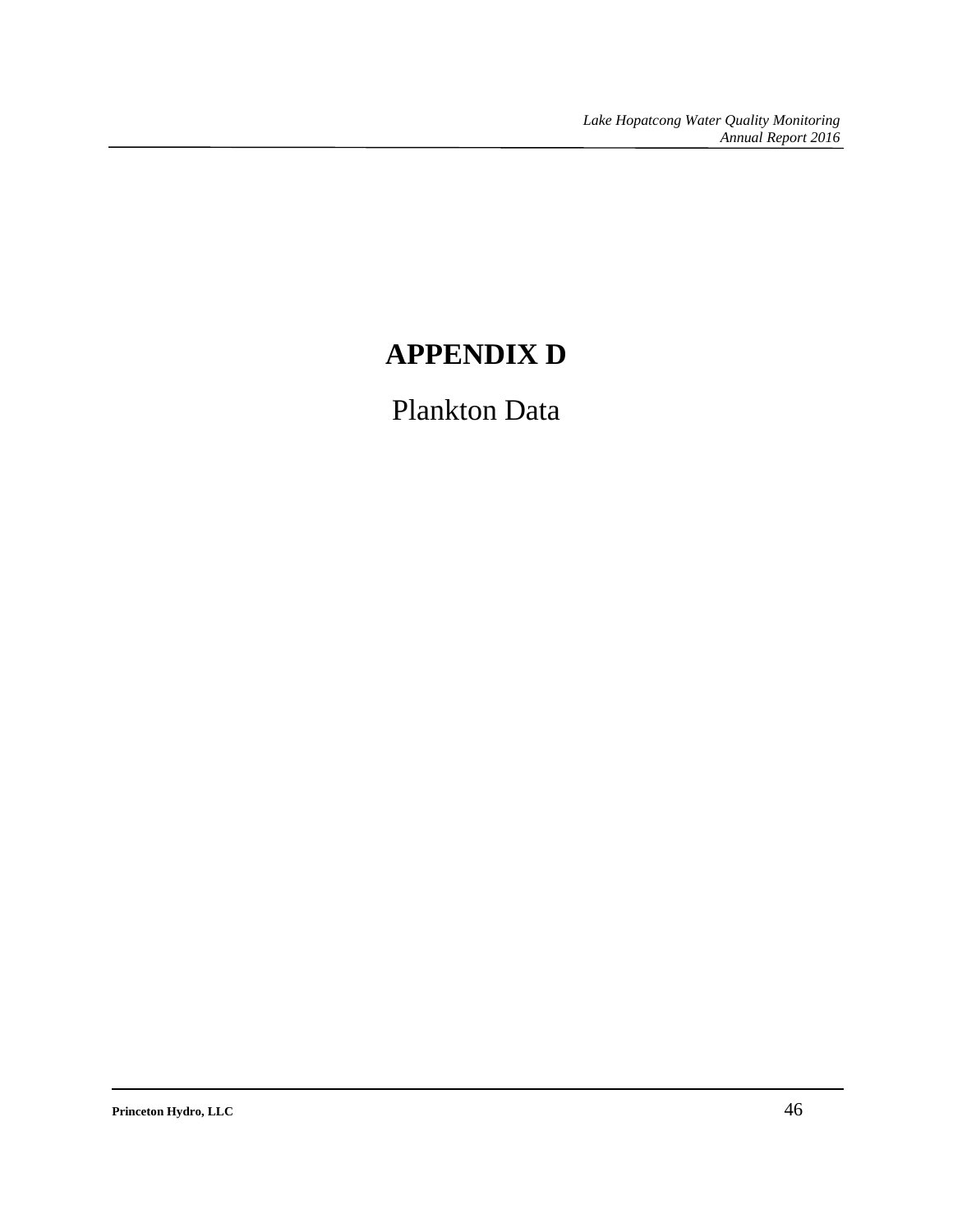# APPENDIX D

Plankton Data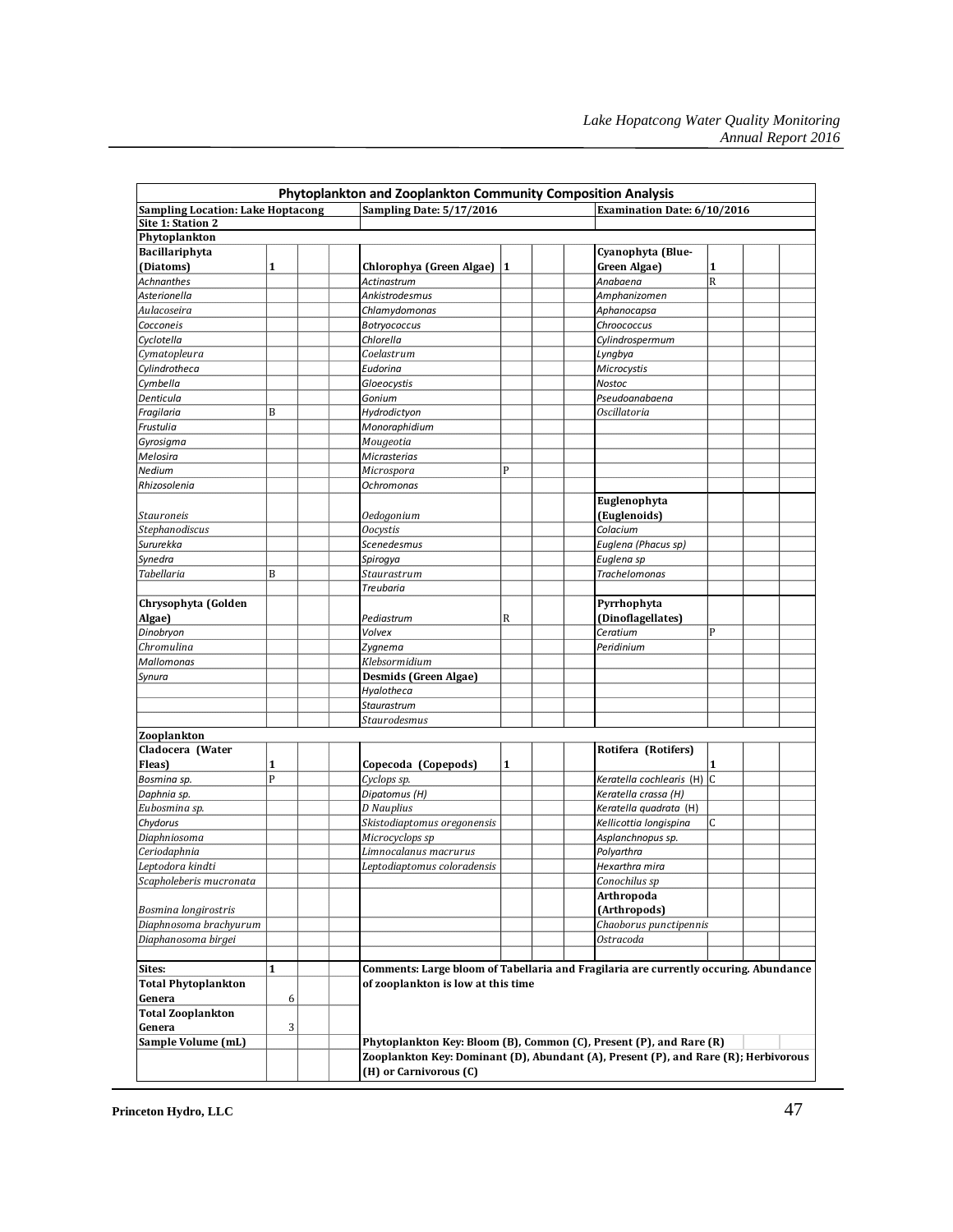## Phytoplankton and Zooplankton Community Composition Analysis

| Sampling Location: Lake Hoptacong | | | | Sampling Date: 5/17/2016 | | | | Examination Date: 6/10/2016 | | | |
|---|---|---|---|---|---|---|---|---|---|---|---|
| **Site 1: Station 2** | | | | | | | | | | | |
| **Phytoplankton** | | | | | | | | | | | |
| **Bacillariphyta (Diatoms)** | **1** | | | **Chlorophya (Green Algae)** | **1** | | | **Cyanophyta (Blue-Green Algae)** | **1** | | |
| *Achnanthes* | | | | *Actinastrum* | | | | *Anabaena* | R | | |
| *Asterionella* | | | | *Ankistrodesmus* | | | | *Amphanizomen* | | | |
| *Aulacoseira* | | | | *Chlamydomonas* | | | | *Aphanocapsa* | | | |
| *Cocconeis* | | | | *Botryococcus* | | | | *Chroococcus* | | | |
| *Cyclotella* | | | | *Chlorella* | | | | *Cylindrospermum* | | | |
| *Cymatopleura* | | | | *Coelastrum* | | | | *Lyngbya* | | | |
| *Cylindrotheca* | | | | *Eudorina* | | | | *Microcystis* | | | |
| *Cymbella* | | | | *Gloeocystis* | | | | *Nostoc* | | | |
| *Denticula* | | | | *Gonium* | | | | *Pseudoanabaena* | | | |
| *Fragilaria* | B | | | *Hydrodictyon* | | | | *Oscillatoria* | | | |
| *Frustulia* | | | | *Monoraphidium* | | | | | | | |
| *Gyrosigma* | | | | *Mougeotia* | | | | | | | |
| *Melosira* | | | | *Micrasterias* | | | | | | | |
| *Nedium* | | | | *Microspora* | P | | | | | | |
| *Rhizosolenia* | | | | *Ochromonas* | | | | | | | |
| *Stauroneis* | | | | *Oedogonium* | | | | **Euglenophyta (Euglenoids)** | | | |
| *Stephanodiscus* | | | | *Oocystis* | | | | *Colacium* | | | |
| *Sururekka* | | | | *Scenedesmus* | | | | *Euglena (Phacus sp)* | | | |
| *Synedra* | | | | *Spirogya* | | | | *Euglena sp* | | | |
| *Tabellaria* | B | | | *Staurastrum* | | | | *Trachelomonas* | | | |
| | | | | *Treubaria* | | | | | | | |
| **Chrysophyta (Golden Algae)** | | | | *Pediastrum* | R | | | **Pyrrhophyta (Dinoflagellates)** | | | |
| *Dinobryon* | | | | *Volvex* | | | | *Ceratium* | P | | |
| *Chromulina* | | | | *Zygnema* | | | | *Peridinium* | | | |
| *Mallomonas* | | | | *Klebsormidium* | | | | | | | |
| *Synura* | | | | **Desmids (Green Algae)** | | | | | | | |
| | | | | *Hyalotheca* | | | | | | | |
| | | | | *Staurastrum* | | | | | | | |
| | | | | *Staurodesmus* | | | | | | | |
| **Zooplankton** | | | | | | | | | | | |
| **Cladocera (Water Fleas)** | **1** | | | **Copecoda (Copepods)** | **1** | | | **Rotifera (Rotifers)** | **1** | | |
| *Bosmina sp.* | P | | | *Cyclops sp.* | | | | *Keratella cochlearis* (H) | C | | |
| *Daphnia sp.* | | | | *Dipatomus (H)* | | | | *Keratella crassa (H)* | | | |
| *Eubosmina sp.* | | | | *D Nauplius* | | | | *Keratella quadrata* (H) | | | |
| *Chydorus* | | | | *Skistodiaptomus oregonensis* | | | | *Kellicottia longispina* | C | | |
| *Diaphniosoma* | | | | *Microcyclops sp* | | | | *Asplanchnopus sp.* | | | |
| *Ceriodaphnia* | | | | *Limnocalanus macrurus* | | | | *Polyarthra* | | | |
| *Leptodora kindti* | | | | *Leptodiaptomus coloradensis* | | | | *Hexarthra mira* | | | |
| *Scapholeberis mucronata* | | | | | | | | *Conochilus sp* | | | |
| *Bosmina longirostris* | | | | | | | | **Arthropoda (Arthropods)** | | | |
| *Diaphnosoma brachyurum* | | | | | | | | *Chaoborus punctipennis* | | | |
| *Diaphanosoma birgei* | | | | | | | | *Ostracoda* | | | |
| | | | | | | | | | | | |
| **Sites:** | **1** | | | **Comments: Large bloom of Tabellaria and Fragilaria are currently occuring. Abundance of zooplankton is low at this time** | | | | | | | |
| **Total Phytoplankton Genera** | 6 | | | | | | | | | | |
| **Total Zooplankton Genera** | 3 | | | | | | | | | | |
| **Sample Volume (mL)** | | | | **Phytoplankton Key: Bloom (B), Common (C), Present (P), and Rare (R)** | | | | | | | |
| | | | | **Zooplankton Key: Dominant (D), Abundant (A), Present (P), and Rare (R); Herbivorous (H) or Carnivorous (C)** | | | | | | | |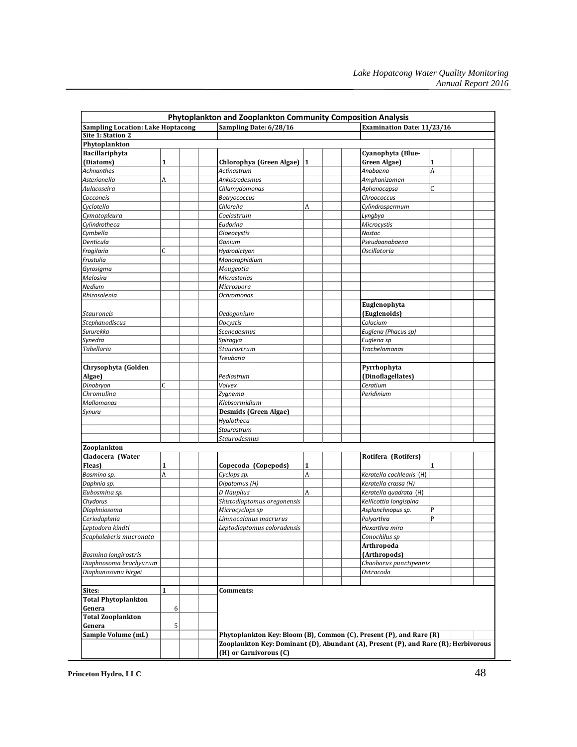**Phytoplankton and Zooplankton Community Composition Analysis**

| | | | | | | | | | | | |
|---|---|---|---|---|---|---|---|---|---|---|---|
| **Sampling Location: Lake Hoptacong** | | | | **Sampling Date: 6/28/16** | | | | **Examination Date: 11/23/16** | | | |
| **Site 1: Station 2** | | | | | | | | | | | |
| **Phytoplankton** | | | | | | | | | | | |
| **Bacillariphyta (Diatoms)** | **1** | | | **Chlorophya (Green Algae)** | **1** | | | **Cyanophyta (Blue-Green Algae)** | **1** | | |
| *Achnanthes* | | | | *Actinastrum* | | | | *Anabaena* | A | | |
| *Asterionella* | A | | | *Ankistrodesmus* | | | | *Amphanizomen* | | | |
| *Aulacoseira* | | | | *Chlamydomonas* | | | | *Aphanocapsa* | C | | |
| *Cocconeis* | | | | *Botryococcus* | | | | *Chroococcus* | | | |
| *Cyclotella* | | | | *Chlorella* | A | | | *Cylindrospermum* | | | |
| *Cymatopleura* | | | | *Coelastrum* | | | | *Lyngbya* | | | |
| *Cylindrotheca* | | | | *Eudorina* | | | | *Microcystis* | | | |
| *Cymbella* | | | | *Gloeocystis* | | | | *Nostoc* | | | |
| *Denticula* | | | | *Gonium* | | | | *Pseudoanabaena* | | | |
| *Fragilaria* | C | | | *Hydrodictyon* | | | | *Oscillatoria* | | | |
| *Frustulia* | | | | *Monoraphidium* | | | | | | | |
| *Gyrosigma* | | | | *Mougeotia* | | | | | | | |
| *Melosira* | | | | *Micrasterias* | | | | | | | |
| *Nedium* | | | | *Microspora* | | | | | | | |
| *Rhizosolenia* | | | | *Ochromonas* | | | | | | | |
| *Stauroneis* | | | | *Oedogonium* | | | | **Euglenophyta (Euglenoids)** | | | |
| *Stephanodiscus* | | | | *Oocystis* | | | | *Colacium* | | | |
| *Sururekka* | | | | *Scenedesmus* | | | | *Euglena (Phacus sp)* | | | |
| *Synedra* | | | | *Spirogya* | | | | *Euglena sp* | | | |
| *Tabellaria* | | | | *Staurastrum* | | | | *Trachelomonas* | | | |
| | | | | *Treubaria* | | | | | | | |
| **Chrysophyta (Golden Algae)** | | | | *Pediastrum* | | | | **Pyrrhophyta (Dinoflagellates)** | | | |
| *Dinobryon* | C | | | *Volvex* | | | | *Ceratium* | | | |
| *Chromulina* | | | | *Zygnema* | | | | *Peridinium* | | | |
| *Mallomonas* | | | | *Klebsormidium* | | | | | | | |
| *Synura* | | | | **Desmids (Green Algae)** | | | | | | | |
| | | | | *Hyalotheca* | | | | | | | |
| | | | | *Staurastrum* | | | | | | | |
| | | | | *Staurodesmus* | | | | | | | |
| **Zooplankton** | | | | | | | | | | | |
| **Cladocera (Water Fleas)** | **1** | | | **Copecoda (Copepods)** | **1** | | | **Rotifera (Rotifers)** | **1** | | |
| *Bosmina sp.* | A | | | *Cyclops sp.* | A | | | *Keratella cochlearis* (H) | | | |
| *Daphnia sp.* | | | | *Dipatomus (H)* | | | | *Keratella crassa (H)* | | | |
| *Eubosmina sp.* | | | | *D Nauplius* | A | | | *Keratella quadrata* (H) | | | |
| *Chydorus* | | | | *Skistodiaptomus oregonensis* | | | | *Kellicottia longispina* | | | |
| *Diaphniosoma* | | | | *Microcyclops sp* | | | | *Asplanchnopus sp.* | P | | |
| *Ceriodaphnia* | | | | *Limnocalanus macrurus* | | | | *Polyarthra* | P | | |
| *Leptodora kindti* | | | | *Leptodiaptomus coloradensis* | | | | *Hexarthra mira* | | | |
| *Scapholeberis mucronata* | | | | | | | | *Conochilus sp* | | | |
| *Bosmina longirostris* | | | | | | | | **Arthropoda (Arthropods)** | | | |
| *Diaphnosoma brachyurum* | | | | | | | | *Chaoborus punctipennis* | | | |
| *Diaphanosoma birgei* | | | | | | | | *Ostracoda* | | | |
| | | | | | | | | | | | |
| **Sites:** | **1** | | | **Comments:** | | | | | | | |
| **Total Phytoplankton Genera** | 6 | | | | | | | | | | |
| **Total Zooplankton Genera** | 5 | | | | | | | | | | |
| **Sample Volume (mL)** | | | | **Phytoplankton Key: Bloom (B), Common (C), Present (P), and Rare (R)** | | | | | | | |
| | | | | **Zooplankton Key: Dominant (D), Abundant (A), Present (P), and Rare (R); Herbivorous (H) or Carnivorous (C)** | | | | | | | |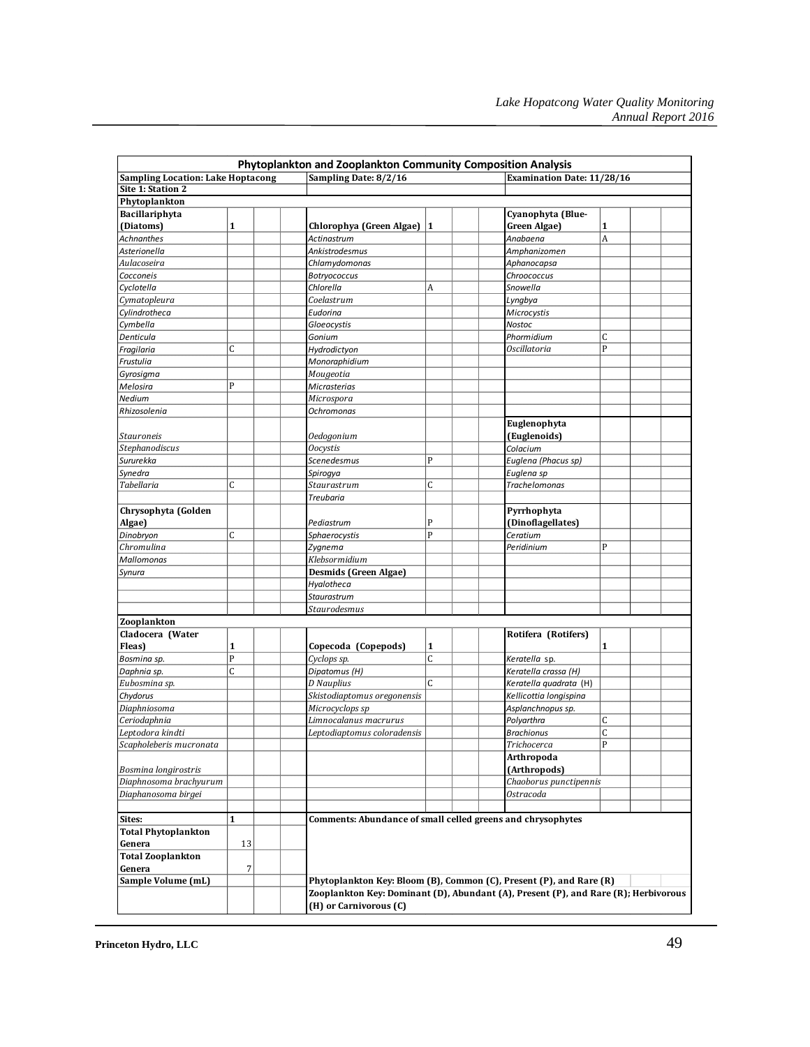**Phytoplankton and Zooplankton Community Composition Analysis**

| | | | | | | | | | | | |
|---|---|---|---|---|---|---|---|---|---|---|---|
| **Sampling Location: Lake Hoptacong** | | | | **Sampling Date: 8/2/16** | | | | **Examination Date: 11/28/16** | | | |
| **Site 1: Station 2** | | | | | | | | | | | |
| **Phytoplankton** | | | | | | | | | | | |
| **Bacillariphyta (Diatoms)** | **1** | | | **Chlorophya (Green Algae)** | **1** | | | **Cyanophyta (Blue-Green Algae)** | **1** | | |
| *Achnanthes* | | | | *Actinastrum* | | | | *Anabaena* | A | | |
| *Asterionella* | | | | *Ankistrodesmus* | | | | *Amphanizomen* | | | |
| *Aulacoseira* | | | | *Chlamydomonas* | | | | *Aphanocapsa* | | | |
| *Cocconeis* | | | | *Botryococcus* | | | | *Chroococcus* | | | |
| *Cyclotella* | | | | *Chlorella* | A | | | *Snowella* | | | |
| *Cymatopleura* | | | | *Coelastrum* | | | | *Lyngbya* | | | |
| *Cylindrotheca* | | | | *Eudorina* | | | | *Microcystis* | | | |
| *Cymbella* | | | | *Gloeocystis* | | | | *Nostoc* | | | |
| *Denticula* | | | | *Gonium* | | | | *Phormidium* | C | | |
| *Fragilaria* | C | | | *Hydrodictyon* | | | | *Oscillatoria* | P | | |
| *Frustulia* | | | | *Monoraphidium* | | | | | | | |
| *Gyrosigma* | | | | *Mougeotia* | | | | | | | |
| *Melosira* | P | | | *Micrasterias* | | | | | | | |
| *Nedium* | | | | *Microspora* | | | | | | | |
| *Rhizosolenia* | | | | *Ochromonas* | | | | | | | |
| *Stauroneis* | | | | *Oedogonium* | | | | **Euglenophyta (Euglenoids)** | | | |
| *Stephanodiscus* | | | | *Oocystis* | | | | *Colacium* | | | |
| *Sururekka* | | | | *Scenedesmus* | P | | | *Euglena (Phacus sp)* | | | |
| *Synedra* | | | | *Spirogya* | | | | *Euglena sp* | | | |
| *Tabellaria* | C | | | *Staurastrum* | C | | | *Trachelomonas* | | | |
| | | | | *Treubaria* | | | | | | | |
| **Chrysophyta (Golden Algae)** | | | | *Pediastrum* | P | | | **Pyrrhophyta (Dinoflagellates)** | | | |
| *Dinobryon* | C | | | *Sphaerocystis* | P | | | *Ceratium* | | | |
| *Chromulina* | | | | *Zygnema* | | | | *Peridinium* | P | | |
| *Mallomonas* | | | | *Klebsormidium* | | | | | | | |
| *Synura* | | | | **Desmids (Green Algae)** | | | | | | | |
| | | | | *Hyalotheca* | | | | | | | |
| | | | | *Staurastrum* | | | | | | | |
| | | | | *Staurodesmus* | | | | | | | |
| **Zooplankton** | | | | | | | | | | | |
| **Cladocera (Water Fleas)** | **1** | | | **Copecoda (Copepods)** | **1** | | | **Rotifera (Rotifers)** | **1** | | |
| *Bosmina sp.* | P | | | *Cyclops sp.* | C | | | *Keratella* sp. | | | |
| *Daphnia sp.* | C | | | *Dipatomus (H)* | | | | *Keratella crassa (H)* | | | |
| *Eubosmina sp.* | | | | *D Nauplius* | C | | | *Keratella quadrata* (H) | | | |
| *Chydorus* | | | | *Skistodiaptomus oregonensis* | | | | *Kellicottia longispina* | | | |
| *Diaphniosoma* | | | | *Microcyclops sp* | | | | *Asplanchnopus sp.* | | | |
| *Ceriodaphnia* | | | | *Limnocalanus macrurus* | | | | *Polyarthra* | C | | |
| *Leptodora kindti* | | | | *Leptodiaptomus coloradensis* | | | | *Brachionus* | C | | |
| *Scapholeberis mucronata* | | | | | | | | *Trichocerca* | P | | |
| *Bosmina longirostris* | | | | | | | | **Arthropoda (Arthropods)** | | | |
| *Diaphnosoma brachyurum* | | | | | | | | *Chaoborus punctipennis* | | | |
| *Diaphanosoma birgei* | | | | | | | | *Ostracoda* | | | |
| | | | | | | | | | | | |
| **Sites:** | **1** | | | **Comments: Abundance of small celled greens and chrysophytes** | | | | | | | |
| **Total Phytoplankton Genera** | 13 | | | | | | | | | | |
| **Total Zooplankton Genera** | 7 | | | | | | | | | | |
| **Sample Volume (mL)** | | | | **Phytoplankton Key: Bloom (B), Common (C), Present (P), and Rare (R)** | | | | | | | |
| | | | | **Zooplankton Key: Dominant (D), Abundant (A), Present (P), and Rare (R); Herbivorous (H) or Carnivorous (C)** | | | | | | | |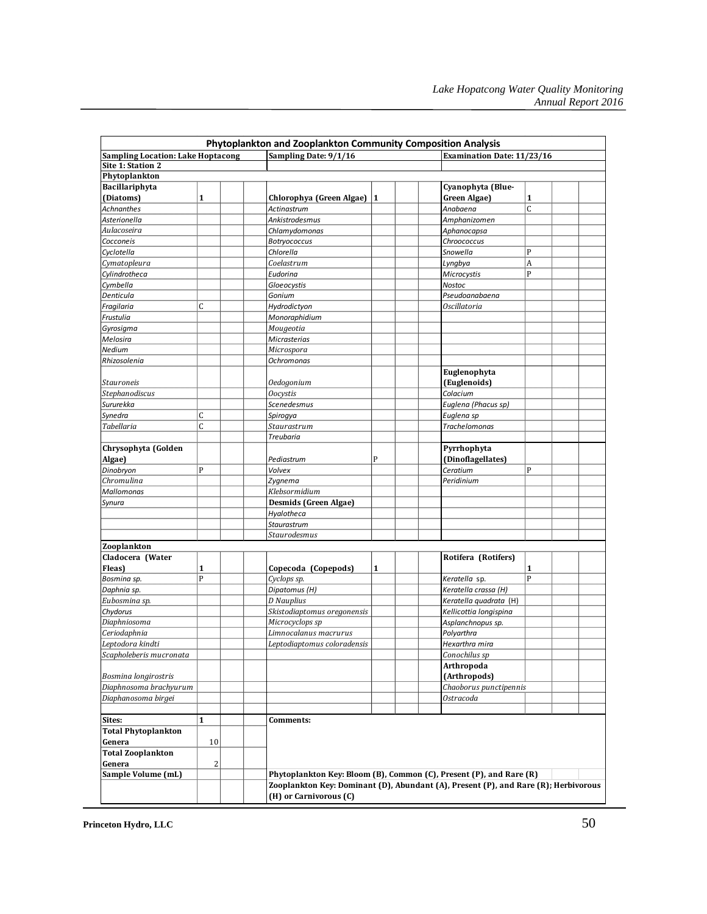## Phytoplankton and Zooplankton Community Composition Analysis

| Sampling Location: Lake Hoptacong | | | | Sampling Date: 9/1/16 | | | | Examination Date: 11/23/16 | | | |
|---|---|---|---|---|---|---|---|---|---|---|---|
| **Site 1: Station 2** | | | | | | | | | | | |
| **Phytoplankton** | | | | | | | | | | | |
| **Bacillariphyta (Diatoms)** | **1** | | | **Chlorophya (Green Algae)** | **1** | | | **Cyanophyta (Blue-Green Algae)** | **1** | | |
| *Achnanthes* | | | | *Actinastrum* | | | | *Anabaena* | C | | |
| *Asterionella* | | | | *Ankistrodesmus* | | | | *Amphanizomen* | | | |
| *Aulacoseira* | | | | *Chlamydomonas* | | | | *Aphanocapsa* | | | |
| *Cocconeis* | | | | *Botryococcus* | | | | *Chroococcus* | | | |
| *Cyclotella* | | | | *Chlorella* | | | | *Snowella* | P | | |
| *Cymatopleura* | | | | *Coelastrum* | | | | *Lyngbya* | A | | |
| *Cylindrotheca* | | | | *Eudorina* | | | | *Microcystis* | P | | |
| *Cymbella* | | | | *Gloeocystis* | | | | *Nostoc* | | | |
| *Denticula* | | | | *Gonium* | | | | *Pseudoanabaena* | | | |
| *Fragilaria* | C | | | *Hydrodictyon* | | | | *Oscillatoria* | | | |
| *Frustulia* | | | | *Monoraphidium* | | | | | | | |
| *Gyrosigma* | | | | *Mougeotia* | | | | | | | |
| *Melosira* | | | | *Micrasterias* | | | | | | | |
| *Nedium* | | | | *Microspora* | | | | | | | |
| *Rhizosolenia* | | | | *Ochromonas* | | | | | | | |
| *Stauroneis* | | | | *Oedogonium* | | | | **Euglenophyta (Euglenoids)** | | | |
| *Stephanodiscus* | | | | *Oocystis* | | | | *Colacium* | | | |
| *Sururekka* | | | | *Scenedesmus* | | | | *Euglena (Phacus sp)* | | | |
| *Synedra* | C | | | *Spirogya* | | | | *Euglena sp* | | | |
| *Tabellaria* | C | | | *Staurastrum* | | | | *Trachelomonas* | | | |
| | | | | *Treubaria* | | | | | | | |
| **Chrysophyta (Golden Algae)** | | | | *Pediastrum* | P | | | **Pyrrhophyta (Dinoflagellates)** | | | |
| *Dinobryon* | P | | | *Volvex* | | | | *Ceratium* | P | | |
| *Chromulina* | | | | *Zygnema* | | | | *Peridinium* | | | |
| *Mallomonas* | | | | *Klebsormidium* | | | | | | | |
| *Synura* | | | | **Desmids (Green Algae)** | | | | | | | |
| | | | | *Hyalotheca* | | | | | | | |
| | | | | *Staurastrum* | | | | | | | |
| | | | | *Staurodesmus* | | | | | | | |
| **Zooplankton** | | | | | | | | | | | |
| **Cladocera (Water Fleas)** | **1** | | | **Copecoda (Copepods)** | **1** | | | **Rotifera (Rotifers)** | **1** | | |
| *Bosmina sp.* | P | | | *Cyclops sp.* | | | | *Keratella* sp. | P | | |
| *Daphnia sp.* | | | | *Dipatomus (H)* | | | | *Keratella crassa (H)* | | | |
| *Eubosmina sp.* | | | | *D Nauplius* | | | | *Keratella quadrata* (H) | | | |
| *Chydorus* | | | | *Skistodiaptomus oregonensis* | | | | *Kellicottia longispina* | | | |
| *Diaphniosoma* | | | | *Microcyclops sp* | | | | *Asplanchnopus sp.* | | | |
| *Ceriodaphnia* | | | | *Limnocalanus macrurus* | | | | *Polyarthra* | | | |
| *Leptodora kindti* | | | | *Leptodiaptomus coloradensis* | | | | *Hexarthra mira* | | | |
| *Scapholeberis mucronata* | | | | | | | | *Conochilus sp* | | | |
| *Bosmina longirostris* | | | | | | | | **Arthropoda (Arthropods)** | | | |
| *Diaphnosoma brachyurum* | | | | | | | | *Chaoborus punctipennis* | | | |
| *Diaphanosoma birgei* | | | | | | | | *Ostracoda* | | | |
| | | | | | | | | | | | |
| **Sites:** | **1** | | | **Comments:** | | | | | | | |
| **Total Phytoplankton Genera** | 10 | | | | | | | | | | |
| **Total Zooplankton Genera** | 2 | | | | | | | | | | |
| **Sample Volume (mL)** | | | | **Phytoplankton Key: Bloom (B), Common (C), Present (P), and Rare (R)** | | | | | | | |
| | | | | **Zooplankton Key: Dominant (D), Abundant (A), Present (P), and Rare (R); Herbivorous (H) or Carnivorous (C)** | | | | | | | |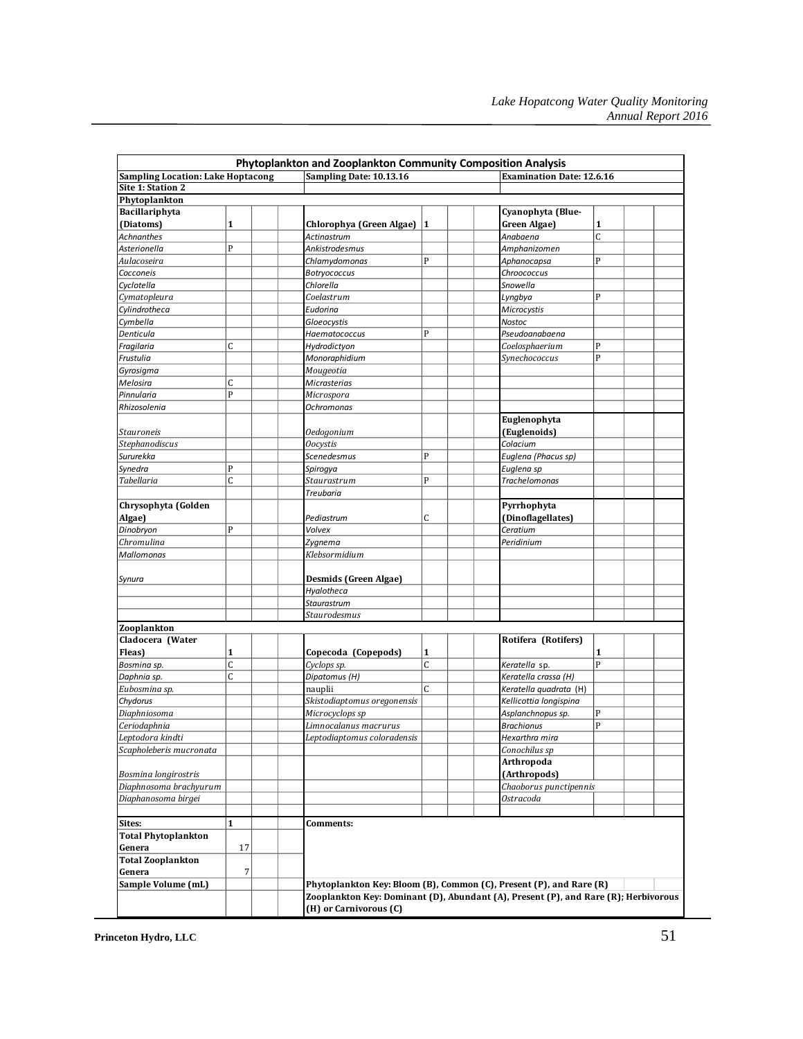## Phytoplankton and Zooplankton Community Composition Analysis

| | | | | | | | | | | | |
|---|---|---|---|---|---|---|---|---|---|---|---|
| **Sampling Location: Lake Hoptacong** | | | | **Sampling Date: 10.13.16** | | | | **Examination Date: 12.6.16** | | | |
| **Site 1: Station 2** | | | | | | | | | | | |
| **Phytoplankton** | | | | | | | | | | | |
| **Bacillariphyta (Diatoms)** | **1** | | | **Chlorophya (Green Algae)** | **1** | | | **Cyanophyta (Blue-Green Algae)** | **1** | | |
| *Achnanthes* | | | | *Actinastrum* | | | | *Anabaena* | C | | |
| *Asterionella* | P | | | *Ankistrodesmus* | | | | *Amphanizomen* | | | |
| *Aulacoseira* | | | | *Chlamydomonas* | P | | | *Aphanocapsa* | P | | |
| *Cocconeis* | | | | *Botryococcus* | | | | *Chroococcus* | | | |
| *Cyclotella* | | | | *Chlorella* | | | | *Snowella* | | | |
| *Cymatopleura* | | | | *Coelastrum* | | | | *Lyngbya* | P | | |
| *Cylindrotheca* | | | | *Eudorina* | | | | *Microcystis* | | | |
| *Cymbella* | | | | *Gloeocystis* | | | | *Nostoc* | | | |
| *Denticula* | | | | *Haematococcus* | P | | | *Pseudoanabaena* | | | |
| *Fragilaria* | C | | | *Hydrodictyon* | | | | *Coelosphaerium* | P | | |
| *Frustulia* | | | | *Monoraphidium* | | | | *Synechococcus* | P | | |
| *Gyrosigma* | | | | *Mougeotia* | | | | | | | |
| *Melosira* | C | | | *Micrasterias* | | | | | | | |
| *Pinnularia* | P | | | *Microspora* | | | | | | | |
| *Rhizosolenia* | | | | *Ochromonas* | | | | | | | |
| *Stauroneis* | | | | *Oedogonium* | | | | **Euglenophyta (Euglenoids)** | | | |
| *Stephanodiscus* | | | | *Oocystis* | | | | *Colacium* | | | |
| *Sururekka* | | | | *Scenedesmus* | P | | | *Euglena (Phacus sp)* | | | |
| *Synedra* | P | | | *Spirogya* | | | | *Euglena sp* | | | |
| *Tabellaria* | C | | | *Staurastrum* | P | | | *Trachelomonas* | | | |
| | | | | *Treubaria* | | | | | | | |
| **Chrysophyta (Golden Algae)** | | | | *Pediastrum* | C | | | **Pyrrhophyta (Dinoflagellates)** | | | |
| *Dinobryon* | P | | | *Volvex* | | | | *Ceratium* | | | |
| *Chromulina* | | | | *Zygnema* | | | | *Peridinium* | | | |
| *Mallomonas* | | | | *Klebsormidium* | | | | | | | |
| *Synura* | | | | **Desmids (Green Algae)** | | | | | | | |
| | | | | *Hyalotheca* | | | | | | | |
| | | | | *Staurastrum* | | | | | | | |
| | | | | *Staurodesmus* | | | | | | | |
| **Zooplankton** | | | | | | | | | | | |
| **Cladocera (Water Fleas)** | **1** | | | **Copecoda (Copepods)** | **1** | | | **Rotifera (Rotifers)** | **1** | | |
| *Bosmina sp.* | C | | | *Cyclops sp.* | C | | | *Keratella* sp. | P | | |
| *Daphnia sp.* | C | | | *Dipatomus (H)* | | | | *Keratella crassa (H)* | | | |
| *Eubosmina sp.* | | | | nauplii | C | | | *Keratella quadrata* (H) | | | |
| *Chydorus* | | | | *Skistodiaptomus oregonensis* | | | | *Kellicottia longispina* | | | |
| *Diaphniosoma* | | | | *Microcyclops sp* | | | | *Asplanchnopus sp.* | P | | |
| *Ceriodaphnia* | | | | *Limnocalanus macrurus* | | | | *Brachionus* | P | | |
| *Leptodora kindti* | | | | *Leptodiaptomus coloradensis* | | | | *Hexarthra mira* | | | |
| *Scapholeberis mucronata* | | | | | | | | *Conochilus sp* | | | |
| *Bosmina longirostris* | | | | | | | | **Arthropoda (Arthropods)** | | | |
| *Diaphnosoma brachyurum* | | | | | | | | *Chaoborus punctipennis* | | | |
| *Diaphanosoma birgei* | | | | | | | | *Ostracoda* | | | |
| | | | | | | | | | | | |
| **Sites:** | **1** | | | **Comments:** | | | | | | | |
| **Total Phytoplankton Genera** | 17 | | | | | | | | | | |
| **Total Zooplankton Genera** | 7 | | | | | | | | | | |
| **Sample Volume (mL)** | | | | **Phytoplankton Key: Bloom (B), Common (C), Present (P), and Rare (R)** | | | | | | | |
| | | | | **Zooplankton Key: Dominant (D), Abundant (A), Present (P), and Rare (R); Herbivorous (H) or Carnivorous (C)** | | | | | | | |